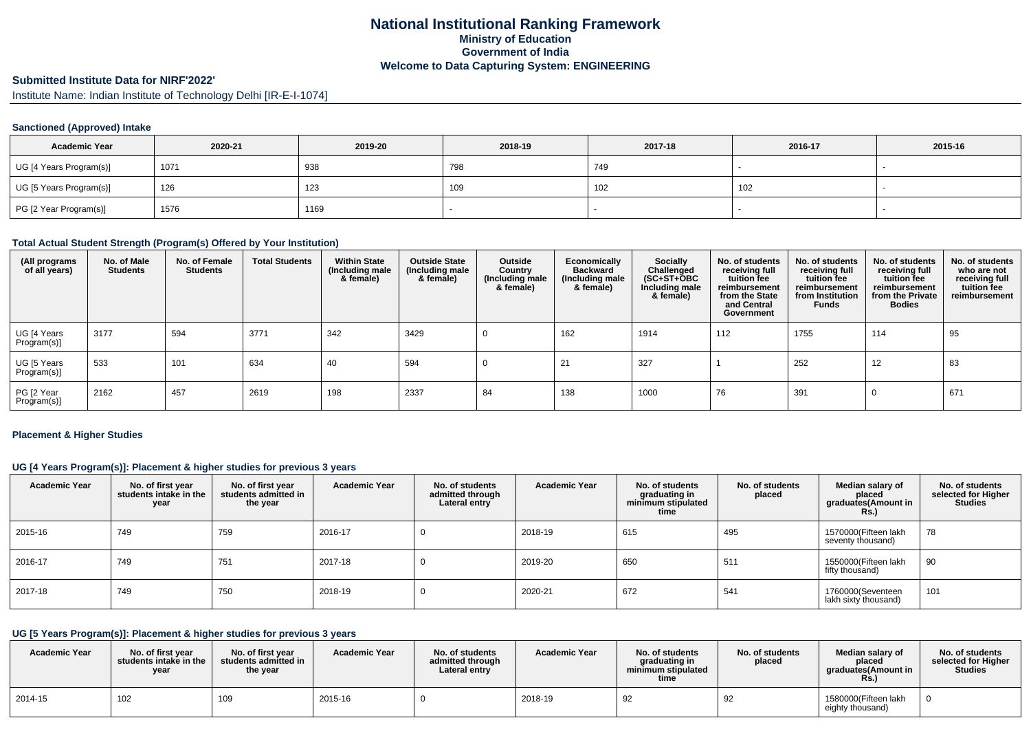# National Institutional Ranking Framework
## Ministry of Education
## Government of India
## Welcome to Data Capturing System: ENGINEERING

### Submitted Institute Data for NIRF'2022'

Institute Name: Indian Institute of Technology Delhi [IR-E-I-1074]

#### Sanctioned (Approved) Intake

| Academic Year | 2020-21 | 2019-20 | 2018-19 | 2017-18 | 2016-17 | 2015-16 |
|---|---|---|---|---|---|---|
| UG [4 Years Program(s)] | 1071 | 938 | 798 | 749 | - | - |
| UG [5 Years Program(s)] | 126 | 123 | 109 | 102 | 102 | - |
| PG [2 Year Program(s)] | 1576 | 1169 | - | - | - | - |

#### Total Actual Student Strength (Program(s) Offered by Your Institution)

| (All programs of all years) | No. of Male Students | No. of Female Students | Total Students | Within State (Including male & female) | Outside State (Including male & female) | Outside Country (Including male & female) | Economically Backward (Including male & female) | Socially Challenged (SC+ST+OBC Including male & female) | No. of students receiving full tuition fee reimbursement from the State and Central Government | No. of students receiving full tuition fee reimbursement from Institution Funds | No. of students receiving full tuition fee reimbursement from the Private Bodies | No. of students who are not receiving full tuition fee reimbursement |
|---|---|---|---|---|---|---|---|---|---|---|---|---|
| UG [4 Years Program(s)] | 3177 | 594 | 3771 | 342 | 3429 | 0 | 162 | 1914 | 112 | 1755 | 114 | 95 |
| UG [5 Years Program(s)] | 533 | 101 | 634 | 40 | 594 | 0 | 21 | 327 | 1 | 252 | 12 | 83 |
| PG [2 Year Program(s)] | 2162 | 457 | 2619 | 198 | 2337 | 84 | 138 | 1000 | 76 | 391 | 0 | 671 |

#### Placement & Higher Studies

#### UG [4 Years Program(s)]: Placement & higher studies for previous 3 years

| Academic Year | No. of first year students intake in the year | No. of first year students admitted in the year | Academic Year | No. of students admitted through Lateral entry | Academic Year | No. of students graduating in minimum stipulated time | No. of students placed | Median salary of placed graduates(Amount in Rs.) | No. of students selected for Higher Studies |
|---|---|---|---|---|---|---|---|---|---|
| 2015-16 | 749 | 759 | 2016-17 | 0 | 2018-19 | 615 | 495 | 1570000(Fifteen lakh seventy thousand) | 78 |
| 2016-17 | 749 | 751 | 2017-18 | 0 | 2019-20 | 650 | 511 | 1550000(Fifteen lakh fifty thousand) | 90 |
| 2017-18 | 749 | 750 | 2018-19 | 0 | 2020-21 | 672 | 541 | 1760000(Seventeen lakh sixty thousand) | 101 |

#### UG [5 Years Program(s)]: Placement & higher studies for previous 3 years

| Academic Year | No. of first year students intake in the year | No. of first year students admitted in the year | Academic Year | No. of students admitted through Lateral entry | Academic Year | No. of students graduating in minimum stipulated time | No. of students placed | Median salary of placed graduates(Amount in Rs.) | No. of students selected for Higher Studies |
|---|---|---|---|---|---|---|---|---|---|
| 2014-15 | 102 | 109 | 2015-16 | 0 | 2018-19 | 92 | 92 | 1580000(Fifteen lakh eighty thousand) | 0 |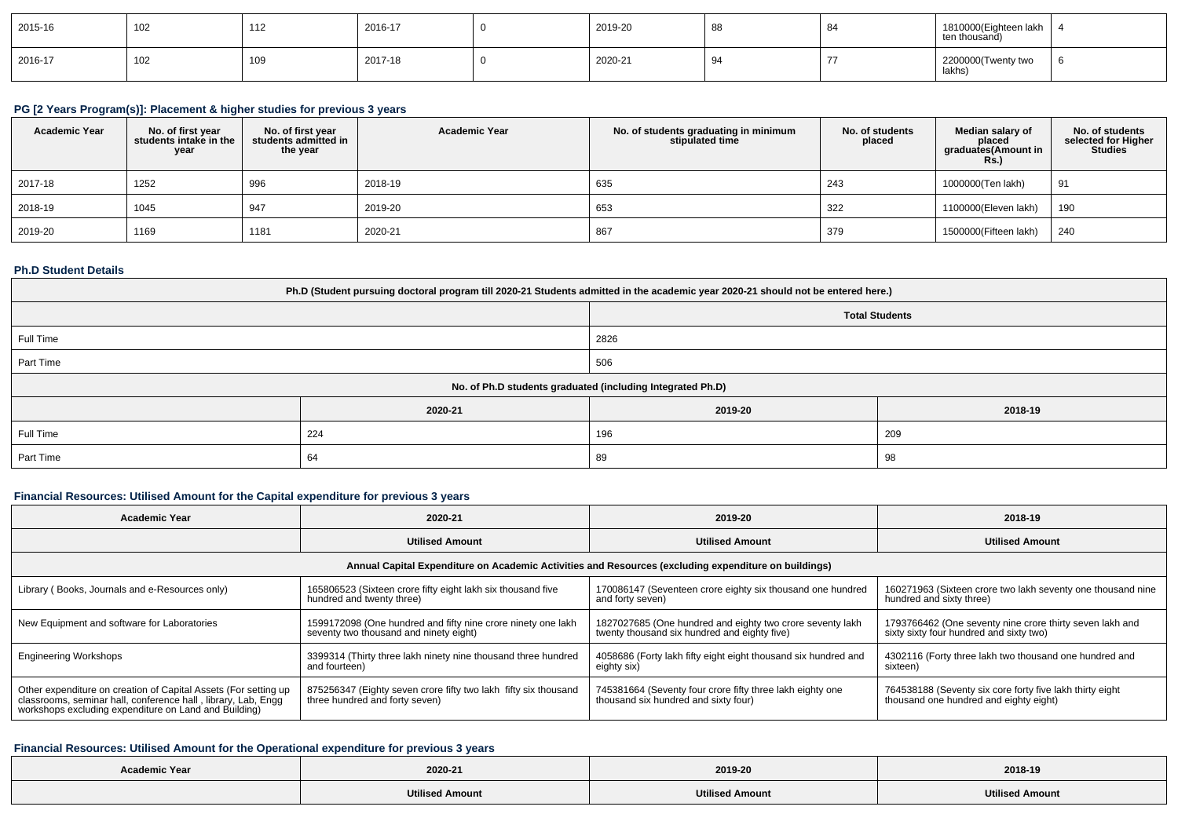| | | | | | | | | | |
|---|---|---|---|---|---|---|---|---|---|
| 2015-16 | 102 | 112 | 2016-17 | 0 | 2019-20 | 88 | 84 | 1810000(Eighteen lakh ten thousand) | 4 |
| 2016-17 | 102 | 109 | 2017-18 | 0 | 2020-21 | 94 | 77 | 2200000(Twenty two lakhs) | 6 |

### PG [2 Years Program(s)]: Placement & higher studies for previous 3 years

| Academic Year | No. of first year students intake in the year | No. of first year students admitted in the year | Academic Year | No. of students graduating in minimum stipulated time | No. of students placed | Median salary of placed graduates(Amount in Rs.) | No. of students selected for Higher Studies |
|---|---|---|---|---|---|---|---|
| 2017-18 | 1252 | 996 | 2018-19 | 635 | 243 | 1000000(Ten lakh) | 91 |
| 2018-19 | 1045 | 947 | 2019-20 | 653 | 322 | 1100000(Eleven lakh) | 190 |
| 2019-20 | 1169 | 1181 | 2020-21 | 867 | 379 | 1500000(Fifteen lakh) | 240 |

### Ph.D Student Details

| Ph.D (Student pursuing doctoral program till 2020-21 Students admitted in the academic year 2020-21 should not be entered here.) | | | |
|---|---|---|---|
| | | Total Students | |
| Full Time | | 2826 | |
| Part Time | | 506 | |
| No. of Ph.D students graduated (including Integrated Ph.D) | | | |
| | 2020-21 | 2019-20 | 2018-19 |
| Full Time | 224 | 196 | 209 |
| Part Time | 64 | 89 | 98 |

### Financial Resources: Utilised Amount for the Capital expenditure for previous 3 years

| Academic Year | 2020-21 | 2019-20 | 2018-19 |
|---|---|---|---|
| | Utilised Amount | Utilised Amount | Utilised Amount |
| Annual Capital Expenditure on Academic Activities and Resources (excluding expenditure on buildings) | | | |
| Library ( Books, Journals and e-Resources only) | 165806523 (Sixteen crore fifty eight lakh six thousand five hundred and twenty three) | 170086147 (Seventeen crore eighty six thousand one hundred and forty seven) | 160271963 (Sixteen crore two lakh seventy one thousand nine hundred and sixty three) |
| New Equipment and software for Laboratories | 1599172098 (One hundred and fifty nine crore ninety one lakh seventy two thousand and ninety eight) | 1827027685 (One hundred and eighty two crore seventy lakh twenty thousand six hundred and eighty five) | 1793766462 (One seventy nine crore thirty seven lakh and sixty sixty four hundred and sixty two) |
| Engineering Workshops | 3399314 (Thirty three lakh ninety nine thousand three hundred and fourteen) | 4058686 (Forty lakh fifty eight eight thousand six hundred and eighty six) | 4302116 (Forty three lakh two thousand one hundred and sixteen) |
| Other expenditure on creation of Capital Assets (For setting up classrooms, seminar hall, conference hall , library, Lab, Engg workshops excluding expenditure on Land and Building) | 875256347 (Eighty seven crore fifty two lakh fifty six thousand three hundred and forty seven) | 745381664 (Seventy four crore fifty three lakh eighty one thousand six hundred and sixty four) | 764538188 (Seventy six core forty five lakh thirty eight thousand one hundred and eighty eight) |

### Financial Resources: Utilised Amount for the Operational expenditure for previous 3 years

| Academic Year | 2020-21 | 2019-20 | 2018-19 |
|---|---|---|---|
| | Utilised Amount | Utilised Amount | Utilised Amount |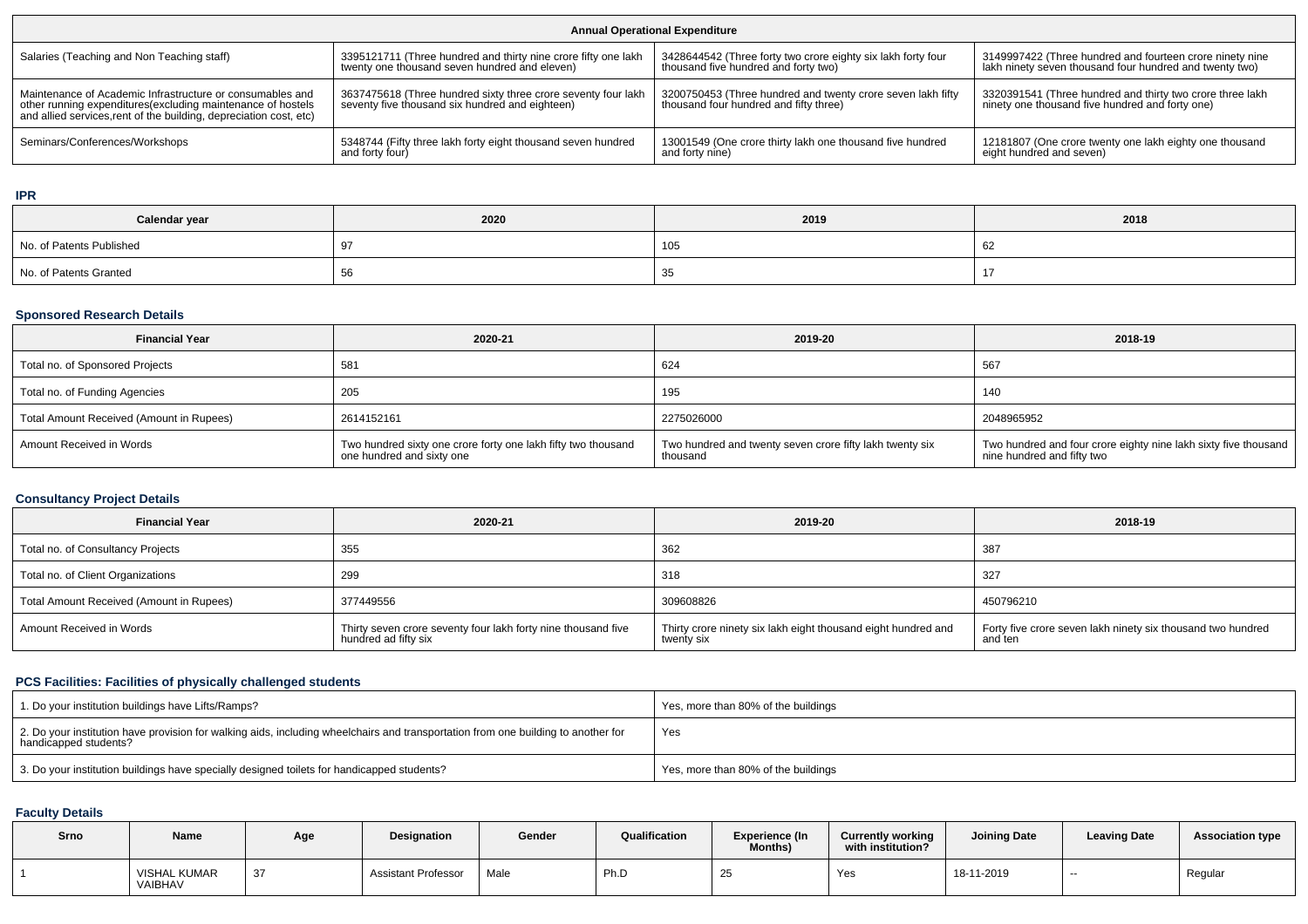| Annual Operational Expenditure | | | |
|---|---|---|---|
| Salaries (Teaching and Non Teaching staff) | 3395121711 (Three hundred and thirty nine crore fifty one lakh twenty one thousand seven hundred and eleven) | 3428644542 (Three forty two crore eighty six lakh forty four thousand five hundred and forty two) | 3149997422 (Three hundred and fourteen crore ninety nine lakh ninety seven thousand four hundred and twenty two) |
| Maintenance of Academic Infrastructure or consumables and other running expenditures(excluding maintenance of hostels and allied services,rent of the building, depreciation cost, etc) | 3637475618 (Three hundred sixty three crore seventy four lakh seventy five thousand six hundred and eighteen) | 3200750453 (Three hundred and twenty crore seven lakh fifty thousand four hundred and fifty three) | 3320391541 (Three hundred and thirty two crore three lakh ninety one thousand five hundred and forty one) |
| Seminars/Conferences/Workshops | 5348744 (Fifty three lakh forty eight thousand seven hundred and forty four) | 13001549 (One crore thirty lakh one thousand five hundred and forty nine) | 12181807 (One crore twenty one lakh eighty one thousand eight hundred and seven) |

## IPR

| Calendar year | 2020 | 2019 | 2018 |
|---|---|---|---|
| No. of Patents Published | 97 | 105 | 62 |
| No. of Patents Granted | 56 | 35 | 17 |

## Sponsored Research Details

| Financial Year | 2020-21 | 2019-20 | 2018-19 |
|---|---|---|---|
| Total no. of Sponsored Projects | 581 | 624 | 567 |
| Total no. of Funding Agencies | 205 | 195 | 140 |
| Total Amount Received (Amount in Rupees) | 2614152161 | 2275026000 | 2048965952 |
| Amount Received in Words | Two hundred sixty one crore forty one lakh fifty two thousand one hundred and sixty one | Two hundred and twenty seven crore fifty lakh twenty six thousand | Two hundred and four crore eighty nine lakh sixty five thousand nine hundred and fifty two |

## Consultancy Project Details

| Financial Year | 2020-21 | 2019-20 | 2018-19 |
|---|---|---|---|
| Total no. of Consultancy Projects | 355 | 362 | 387 |
| Total no. of Client Organizations | 299 | 318 | 327 |
| Total Amount Received (Amount in Rupees) | 377449556 | 309608826 | 450796210 |
| Amount Received in Words | Thirty seven crore seventy four lakh forty nine thousand five hundred ad fifty six | Thirty crore ninety six lakh eight thousand eight hundred and twenty six | Forty five crore seven lakh ninety six thousand two hundred and ten |

## PCS Facilities: Facilities of physically challenged students

| | |
|---|---|
| 1. Do your institution buildings have Lifts/Ramps? | Yes, more than 80% of the buildings |
| 2. Do your institution have provision for walking aids, including wheelchairs and transportation from one building to another for handicapped students? | Yes |
| 3. Do your institution buildings have specially designed toilets for handicapped students? | Yes, more than 80% of the buildings |

## Faculty Details

| Srno | Name | Age | Designation | Gender | Qualification | Experience (In Months) | Currently working with institution? | Joining Date | Leaving Date | Association type |
|---|---|---|---|---|---|---|---|---|---|---|
| 1 | VISHAL KUMAR VAIBHAV | 37 | Assistant Professor | Male | Ph.D | 25 | Yes | 18-11-2019 | -- | Regular |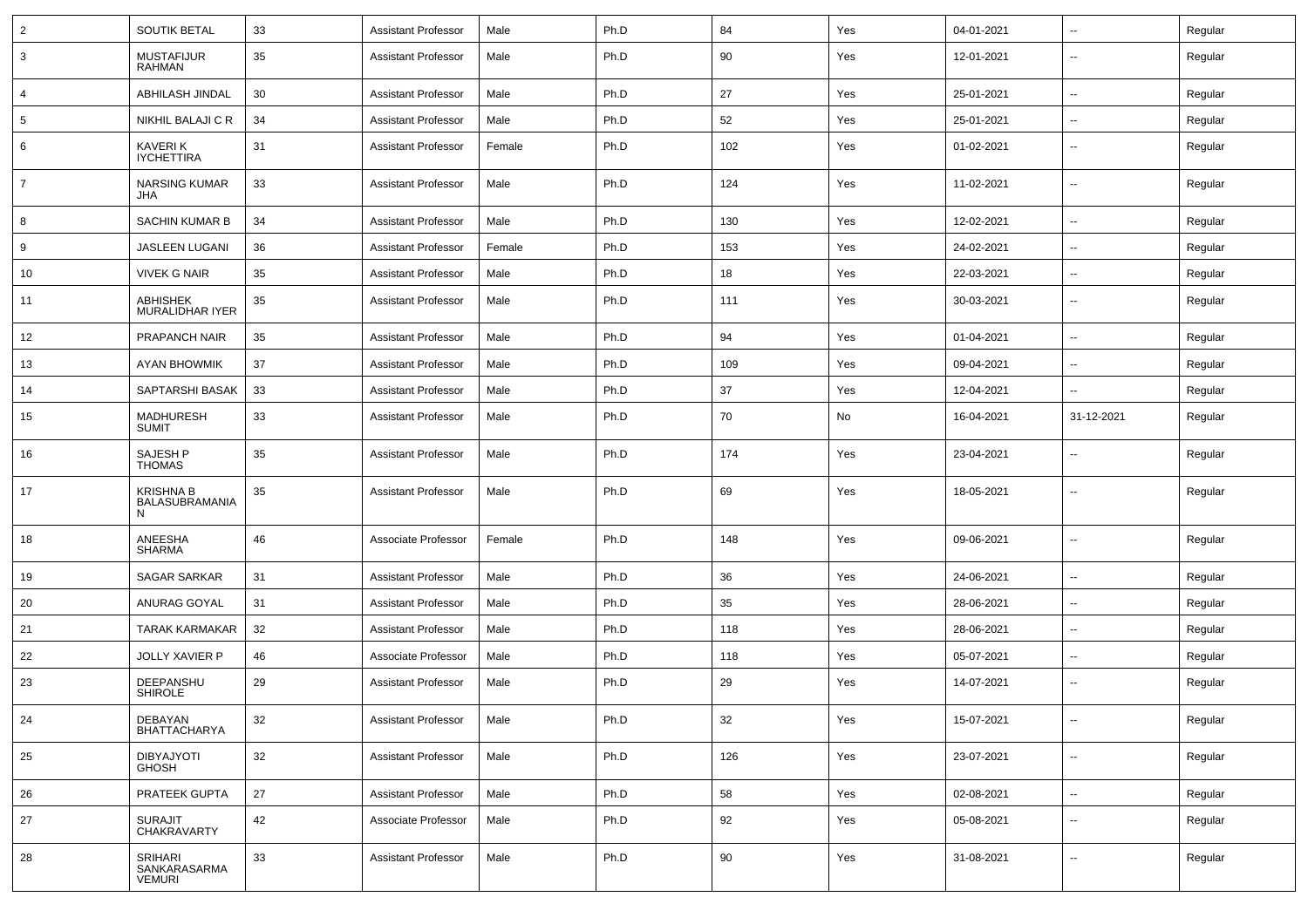| | | | | | | | | | | |
|---|---|---|---|---|---|---|---|---|---|---|
| 2 | SOUTIK BETAL | 33 | Assistant Professor | Male | Ph.D | 84 | Yes | 04-01-2021 | -- | Regular |
| 3 | MUSTAFIJUR RAHMAN | 35 | Assistant Professor | Male | Ph.D | 90 | Yes | 12-01-2021 | -- | Regular |
| 4 | ABHILASH JINDAL | 30 | Assistant Professor | Male | Ph.D | 27 | Yes | 25-01-2021 | -- | Regular |
| 5 | NIKHIL BALAJI C R | 34 | Assistant Professor | Male | Ph.D | 52 | Yes | 25-01-2021 | -- | Regular |
| 6 | KAVERI K IYCHETTIRA | 31 | Assistant Professor | Female | Ph.D | 102 | Yes | 01-02-2021 | -- | Regular |
| 7 | NARSING KUMAR JHA | 33 | Assistant Professor | Male | Ph.D | 124 | Yes | 11-02-2021 | -- | Regular |
| 8 | SACHIN KUMAR B | 34 | Assistant Professor | Male | Ph.D | 130 | Yes | 12-02-2021 | -- | Regular |
| 9 | JASLEEN LUGANI | 36 | Assistant Professor | Female | Ph.D | 153 | Yes | 24-02-2021 | -- | Regular |
| 10 | VIVEK G NAIR | 35 | Assistant Professor | Male | Ph.D | 18 | Yes | 22-03-2021 | -- | Regular |
| 11 | ABHISHEK MURALIDHAR IYER | 35 | Assistant Professor | Male | Ph.D | 111 | Yes | 30-03-2021 | -- | Regular |
| 12 | PRAPANCH NAIR | 35 | Assistant Professor | Male | Ph.D | 94 | Yes | 01-04-2021 | -- | Regular |
| 13 | AYAN BHOWMIK | 37 | Assistant Professor | Male | Ph.D | 109 | Yes | 09-04-2021 | -- | Regular |
| 14 | SAPTARSHI BASAK | 33 | Assistant Professor | Male | Ph.D | 37 | Yes | 12-04-2021 | -- | Regular |
| 15 | MADHURESH SUMIT | 33 | Assistant Professor | Male | Ph.D | 70 | No | 16-04-2021 | 31-12-2021 | Regular |
| 16 | SAJESH P THOMAS | 35 | Assistant Professor | Male | Ph.D | 174 | Yes | 23-04-2021 | -- | Regular |
| 17 | KRISHNA B BALASUBRAMANIAN | 35 | Assistant Professor | Male | Ph.D | 69 | Yes | 18-05-2021 | -- | Regular |
| 18 | ANEESHA SHARMA | 46 | Associate Professor | Female | Ph.D | 148 | Yes | 09-06-2021 | -- | Regular |
| 19 | SAGAR SARKAR | 31 | Assistant Professor | Male | Ph.D | 36 | Yes | 24-06-2021 | -- | Regular |
| 20 | ANURAG GOYAL | 31 | Assistant Professor | Male | Ph.D | 35 | Yes | 28-06-2021 | -- | Regular |
| 21 | TARAK KARMAKAR | 32 | Assistant Professor | Male | Ph.D | 118 | Yes | 28-06-2021 | -- | Regular |
| 22 | JOLLY XAVIER P | 46 | Associate Professor | Male | Ph.D | 118 | Yes | 05-07-2021 | -- | Regular |
| 23 | DEEPANSHU SHIROLE | 29 | Assistant Professor | Male | Ph.D | 29 | Yes | 14-07-2021 | -- | Regular |
| 24 | DEBAYAN BHATTACHARYA | 32 | Assistant Professor | Male | Ph.D | 32 | Yes | 15-07-2021 | -- | Regular |
| 25 | DIBYAJYOTI GHOSH | 32 | Assistant Professor | Male | Ph.D | 126 | Yes | 23-07-2021 | -- | Regular |
| 26 | PRATEEK GUPTA | 27 | Assistant Professor | Male | Ph.D | 58 | Yes | 02-08-2021 | -- | Regular |
| 27 | SURAJIT CHAKRAVARTY | 42 | Associate Professor | Male | Ph.D | 92 | Yes | 05-08-2021 | -- | Regular |
| 28 | SRIHARI SANKARASARMA VEMURI | 33 | Assistant Professor | Male | Ph.D | 90 | Yes | 31-08-2021 | -- | Regular |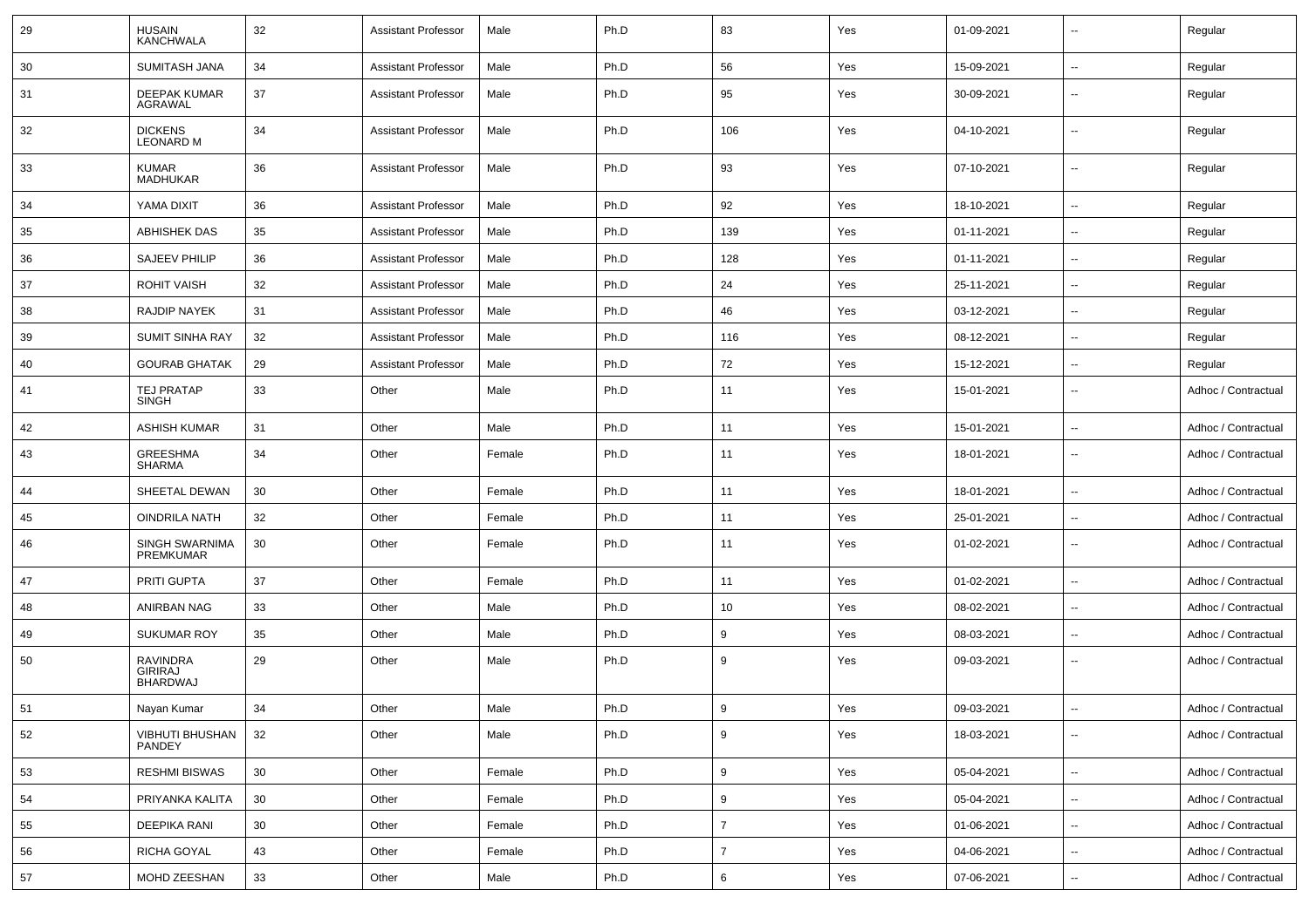| | | | | | | | | | | |
|---|---|---|---|---|---|---|---|---|---|---|
| 29 | HUSAIN KANCHWALA | 32 | Assistant Professor | Male | Ph.D | 83 | Yes | 01-09-2021 | -- | Regular |
| 30 | SUMITASH JANA | 34 | Assistant Professor | Male | Ph.D | 56 | Yes | 15-09-2021 | -- | Regular |
| 31 | DEEPAK KUMAR AGRAWAL | 37 | Assistant Professor | Male | Ph.D | 95 | Yes | 30-09-2021 | -- | Regular |
| 32 | DICKENS LEONARD M | 34 | Assistant Professor | Male | Ph.D | 106 | Yes | 04-10-2021 | -- | Regular |
| 33 | KUMAR MADHUKAR | 36 | Assistant Professor | Male | Ph.D | 93 | Yes | 07-10-2021 | -- | Regular |
| 34 | YAMA DIXIT | 36 | Assistant Professor | Male | Ph.D | 92 | Yes | 18-10-2021 | -- | Regular |
| 35 | ABHISHEK DAS | 35 | Assistant Professor | Male | Ph.D | 139 | Yes | 01-11-2021 | -- | Regular |
| 36 | SAJEEV PHILIP | 36 | Assistant Professor | Male | Ph.D | 128 | Yes | 01-11-2021 | -- | Regular |
| 37 | ROHIT VAISH | 32 | Assistant Professor | Male | Ph.D | 24 | Yes | 25-11-2021 | -- | Regular |
| 38 | RAJDIP NAYEK | 31 | Assistant Professor | Male | Ph.D | 46 | Yes | 03-12-2021 | -- | Regular |
| 39 | SUMIT SINHA RAY | 32 | Assistant Professor | Male | Ph.D | 116 | Yes | 08-12-2021 | -- | Regular |
| 40 | GOURAB GHATAK | 29 | Assistant Professor | Male | Ph.D | 72 | Yes | 15-12-2021 | -- | Regular |
| 41 | TEJ PRATAP SINGH | 33 | Other | Male | Ph.D | 11 | Yes | 15-01-2021 | -- | Adhoc / Contractual |
| 42 | ASHISH KUMAR | 31 | Other | Male | Ph.D | 11 | Yes | 15-01-2021 | -- | Adhoc / Contractual |
| 43 | GREESHMA SHARMA | 34 | Other | Female | Ph.D | 11 | Yes | 18-01-2021 | -- | Adhoc / Contractual |
| 44 | SHEETAL DEWAN | 30 | Other | Female | Ph.D | 11 | Yes | 18-01-2021 | -- | Adhoc / Contractual |
| 45 | OINDRILA NATH | 32 | Other | Female | Ph.D | 11 | Yes | 25-01-2021 | -- | Adhoc / Contractual |
| 46 | SINGH SWARNIMA PREMKUMAR | 30 | Other | Female | Ph.D | 11 | Yes | 01-02-2021 | -- | Adhoc / Contractual |
| 47 | PRITI GUPTA | 37 | Other | Female | Ph.D | 11 | Yes | 01-02-2021 | -- | Adhoc / Contractual |
| 48 | ANIRBAN NAG | 33 | Other | Male | Ph.D | 10 | Yes | 08-02-2021 | -- | Adhoc / Contractual |
| 49 | SUKUMAR ROY | 35 | Other | Male | Ph.D | 9 | Yes | 08-03-2021 | -- | Adhoc / Contractual |
| 50 | RAVINDRA GIRIRAJ BHARDWAJ | 29 | Other | Male | Ph.D | 9 | Yes | 09-03-2021 | -- | Adhoc / Contractual |
| 51 | Nayan Kumar | 34 | Other | Male | Ph.D | 9 | Yes | 09-03-2021 | -- | Adhoc / Contractual |
| 52 | VIBHUTI BHUSHAN PANDEY | 32 | Other | Male | Ph.D | 9 | Yes | 18-03-2021 | -- | Adhoc / Contractual |
| 53 | RESHMI BISWAS | 30 | Other | Female | Ph.D | 9 | Yes | 05-04-2021 | -- | Adhoc / Contractual |
| 54 | PRIYANKA KALITA | 30 | Other | Female | Ph.D | 9 | Yes | 05-04-2021 | -- | Adhoc / Contractual |
| 55 | DEEPIKA RANI | 30 | Other | Female | Ph.D | 7 | Yes | 01-06-2021 | -- | Adhoc / Contractual |
| 56 | RICHA GOYAL | 43 | Other | Female | Ph.D | 7 | Yes | 04-06-2021 | -- | Adhoc / Contractual |
| 57 | MOHD ZEESHAN | 33 | Other | Male | Ph.D | 6 | Yes | 07-06-2021 | -- | Adhoc / Contractual |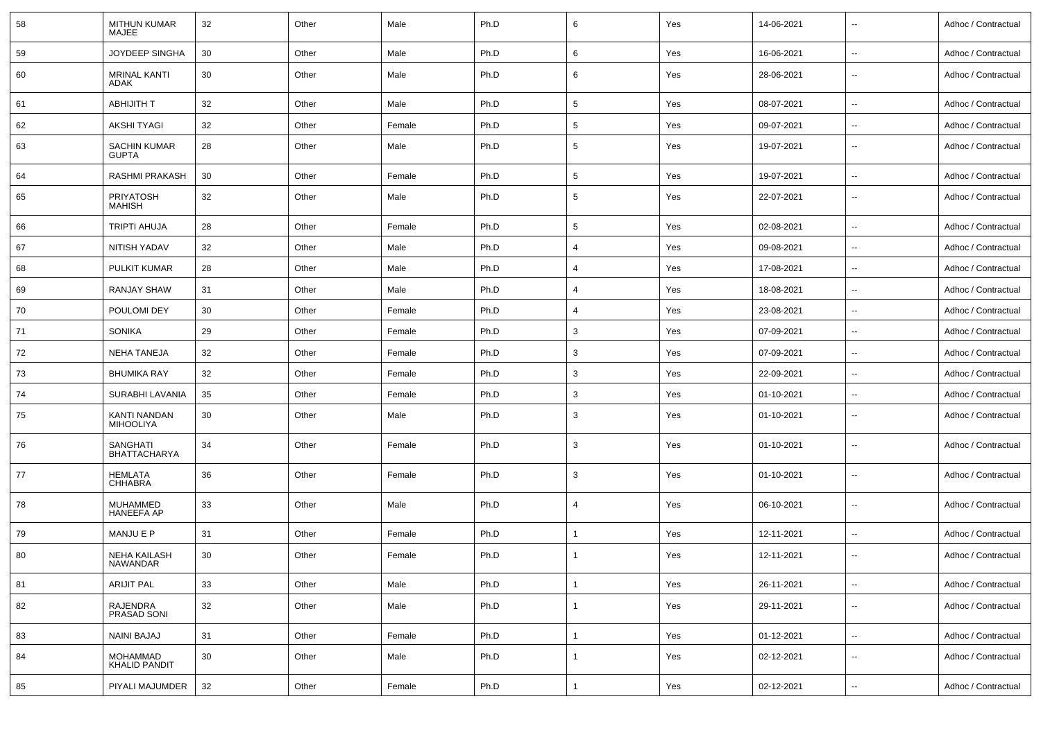| | | | | | | | | | | |
|---|---|---|---|---|---|---|---|---|---|---|
| 58 | MITHUN KUMAR MAJEE | 32 | Other | Male | Ph.D | 6 | Yes | 14-06-2021 | -- | Adhoc / Contractual |
| 59 | JOYDEEP SINGHA | 30 | Other | Male | Ph.D | 6 | Yes | 16-06-2021 | -- | Adhoc / Contractual |
| 60 | MRINAL KANTI ADAK | 30 | Other | Male | Ph.D | 6 | Yes | 28-06-2021 | -- | Adhoc / Contractual |
| 61 | ABHIJITH T | 32 | Other | Male | Ph.D | 5 | Yes | 08-07-2021 | -- | Adhoc / Contractual |
| 62 | AKSHI TYAGI | 32 | Other | Female | Ph.D | 5 | Yes | 09-07-2021 | -- | Adhoc / Contractual |
| 63 | SACHIN KUMAR GUPTA | 28 | Other | Male | Ph.D | 5 | Yes | 19-07-2021 | -- | Adhoc / Contractual |
| 64 | RASHMI PRAKASH | 30 | Other | Female | Ph.D | 5 | Yes | 19-07-2021 | -- | Adhoc / Contractual |
| 65 | PRIYATOSH MAHISH | 32 | Other | Male | Ph.D | 5 | Yes | 22-07-2021 | -- | Adhoc / Contractual |
| 66 | TRIPTI AHUJA | 28 | Other | Female | Ph.D | 5 | Yes | 02-08-2021 | -- | Adhoc / Contractual |
| 67 | NITISH YADAV | 32 | Other | Male | Ph.D | 4 | Yes | 09-08-2021 | -- | Adhoc / Contractual |
| 68 | PULKIT KUMAR | 28 | Other | Male | Ph.D | 4 | Yes | 17-08-2021 | -- | Adhoc / Contractual |
| 69 | RANJAY SHAW | 31 | Other | Male | Ph.D | 4 | Yes | 18-08-2021 | -- | Adhoc / Contractual |
| 70 | POULOMI DEY | 30 | Other | Female | Ph.D | 4 | Yes | 23-08-2021 | -- | Adhoc / Contractual |
| 71 | SONIKA | 29 | Other | Female | Ph.D | 3 | Yes | 07-09-2021 | -- | Adhoc / Contractual |
| 72 | NEHA TANEJA | 32 | Other | Female | Ph.D | 3 | Yes | 07-09-2021 | -- | Adhoc / Contractual |
| 73 | BHUMIKA RAY | 32 | Other | Female | Ph.D | 3 | Yes | 22-09-2021 | -- | Adhoc / Contractual |
| 74 | SURABHI LAVANIA | 35 | Other | Female | Ph.D | 3 | Yes | 01-10-2021 | -- | Adhoc / Contractual |
| 75 | KANTI NANDAN MIHOOLIYA | 30 | Other | Male | Ph.D | 3 | Yes | 01-10-2021 | -- | Adhoc / Contractual |
| 76 | SANGHATI BHATTACHARYA | 34 | Other | Female | Ph.D | 3 | Yes | 01-10-2021 | -- | Adhoc / Contractual |
| 77 | HEMLATA CHHABRA | 36 | Other | Female | Ph.D | 3 | Yes | 01-10-2021 | -- | Adhoc / Contractual |
| 78 | MUHAMMED HANEEFA AP | 33 | Other | Male | Ph.D | 4 | Yes | 06-10-2021 | -- | Adhoc / Contractual |
| 79 | MANJU E P | 31 | Other | Female | Ph.D | 1 | Yes | 12-11-2021 | -- | Adhoc / Contractual |
| 80 | NEHA KAILASH NAWANDAR | 30 | Other | Female | Ph.D | 1 | Yes | 12-11-2021 | -- | Adhoc / Contractual |
| 81 | ARIJIT PAL | 33 | Other | Male | Ph.D | 1 | Yes | 26-11-2021 | -- | Adhoc / Contractual |
| 82 | RAJENDRA PRASAD SONI | 32 | Other | Male | Ph.D | 1 | Yes | 29-11-2021 | -- | Adhoc / Contractual |
| 83 | NAINI BAJAJ | 31 | Other | Female | Ph.D | 1 | Yes | 01-12-2021 | -- | Adhoc / Contractual |
| 84 | MOHAMMAD KHALID PANDIT | 30 | Other | Male | Ph.D | 1 | Yes | 02-12-2021 | -- | Adhoc / Contractual |
| 85 | PIYALI MAJUMDER | 32 | Other | Female | Ph.D | 1 | Yes | 02-12-2021 | -- | Adhoc / Contractual |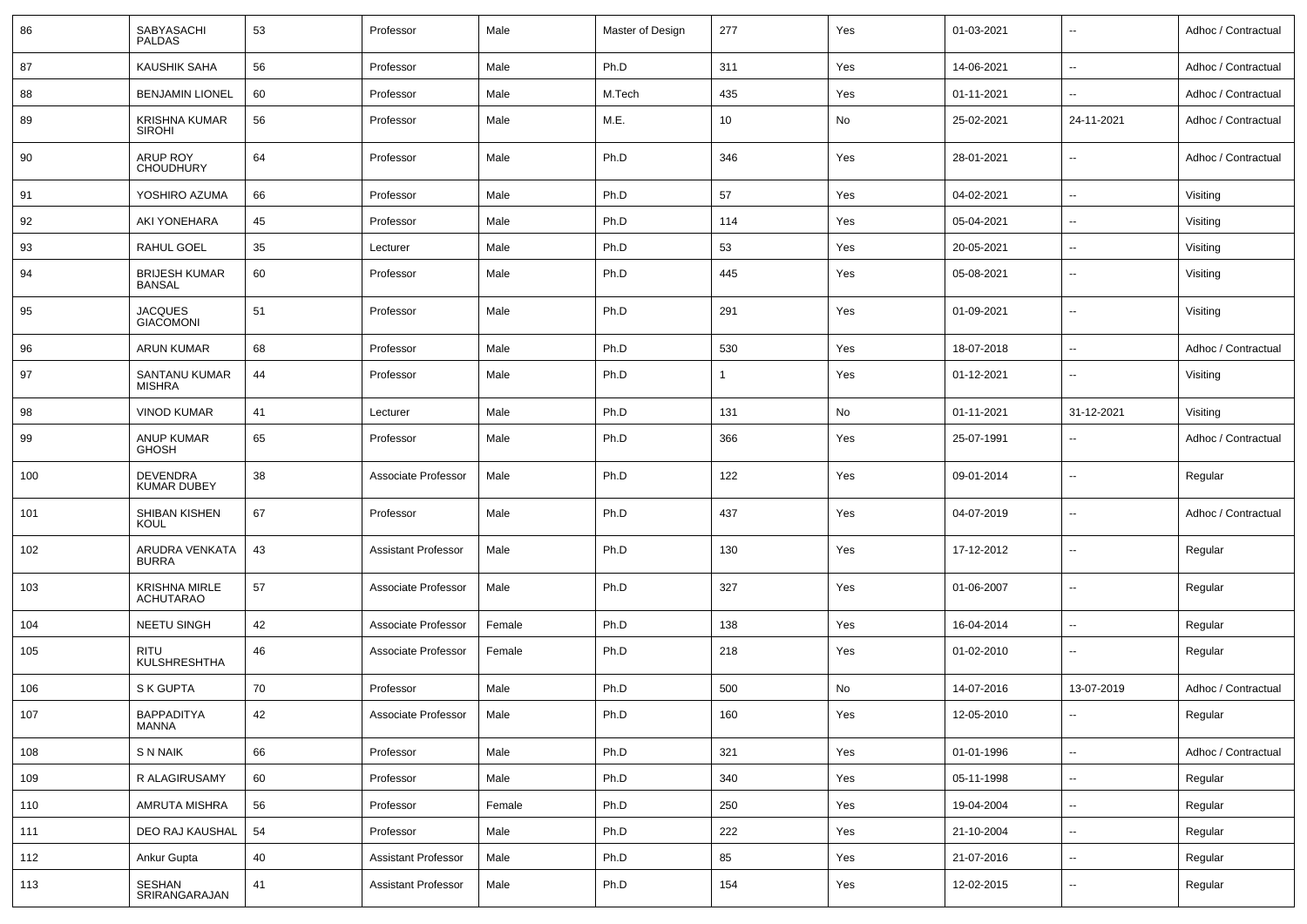| 86 | SABYASACHI PALDAS | 53 | Professor | Male | Master of Design | 277 | Yes | 01-03-2021 | -- | Adhoc / Contractual |
|---|---|---|---|---|---|---|---|---|---|---|
| 87 | KAUSHIK SAHA | 56 | Professor | Male | Ph.D | 311 | Yes | 14-06-2021 | -- | Adhoc / Contractual |
| 88 | BENJAMIN LIONEL | 60 | Professor | Male | M.Tech | 435 | Yes | 01-11-2021 | -- | Adhoc / Contractual |
| 89 | KRISHNA KUMAR SIROHI | 56 | Professor | Male | M.E. | 10 | No | 25-02-2021 | 24-11-2021 | Adhoc / Contractual |
| 90 | ARUP ROY CHOUDHURY | 64 | Professor | Male | Ph.D | 346 | Yes | 28-01-2021 | -- | Adhoc / Contractual |
| 91 | YOSHIRO AZUMA | 66 | Professor | Male | Ph.D | 57 | Yes | 04-02-2021 | -- | Visiting |
| 92 | AKI YONEHARA | 45 | Professor | Male | Ph.D | 114 | Yes | 05-04-2021 | -- | Visiting |
| 93 | RAHUL GOEL | 35 | Lecturer | Male | Ph.D | 53 | Yes | 20-05-2021 | -- | Visiting |
| 94 | BRIJESH KUMAR BANSAL | 60 | Professor | Male | Ph.D | 445 | Yes | 05-08-2021 | -- | Visiting |
| 95 | JACQUES GIACOMONI | 51 | Professor | Male | Ph.D | 291 | Yes | 01-09-2021 | -- | Visiting |
| 96 | ARUN KUMAR | 68 | Professor | Male | Ph.D | 530 | Yes | 18-07-2018 | -- | Adhoc / Contractual |
| 97 | SANTANU KUMAR MISHRA | 44 | Professor | Male | Ph.D | 1 | Yes | 01-12-2021 | -- | Visiting |
| 98 | VINOD KUMAR | 41 | Lecturer | Male | Ph.D | 131 | No | 01-11-2021 | 31-12-2021 | Visiting |
| 99 | ANUP KUMAR GHOSH | 65 | Professor | Male | Ph.D | 366 | Yes | 25-07-1991 | -- | Adhoc / Contractual |
| 100 | DEVENDRA KUMAR DUBEY | 38 | Associate Professor | Male | Ph.D | 122 | Yes | 09-01-2014 | -- | Regular |
| 101 | SHIBAN KISHEN KOUL | 67 | Professor | Male | Ph.D | 437 | Yes | 04-07-2019 | -- | Adhoc / Contractual |
| 102 | ARUDRA VENKATA BURRA | 43 | Assistant Professor | Male | Ph.D | 130 | Yes | 17-12-2012 | -- | Regular |
| 103 | KRISHNA MIRLE ACHUTARAO | 57 | Associate Professor | Male | Ph.D | 327 | Yes | 01-06-2007 | -- | Regular |
| 104 | NEETU SINGH | 42 | Associate Professor | Female | Ph.D | 138 | Yes | 16-04-2014 | -- | Regular |
| 105 | RITU KULSHRESHTHA | 46 | Associate Professor | Female | Ph.D | 218 | Yes | 01-02-2010 | -- | Regular |
| 106 | S K GUPTA | 70 | Professor | Male | Ph.D | 500 | No | 14-07-2016 | 13-07-2019 | Adhoc / Contractual |
| 107 | BAPPADITYA MANNA | 42 | Associate Professor | Male | Ph.D | 160 | Yes | 12-05-2010 | -- | Regular |
| 108 | S N NAIK | 66 | Professor | Male | Ph.D | 321 | Yes | 01-01-1996 | -- | Adhoc / Contractual |
| 109 | R ALAGIRUSAMY | 60 | Professor | Male | Ph.D | 340 | Yes | 05-11-1998 | -- | Regular |
| 110 | AMRUTA MISHRA | 56 | Professor | Female | Ph.D | 250 | Yes | 19-04-2004 | -- | Regular |
| 111 | DEO RAJ KAUSHAL | 54 | Professor | Male | Ph.D | 222 | Yes | 21-10-2004 | -- | Regular |
| 112 | Ankur Gupta | 40 | Assistant Professor | Male | Ph.D | 85 | Yes | 21-07-2016 | -- | Regular |
| 113 | SESHAN SRIRANGARAJAN | 41 | Assistant Professor | Male | Ph.D | 154 | Yes | 12-02-2015 | -- | Regular |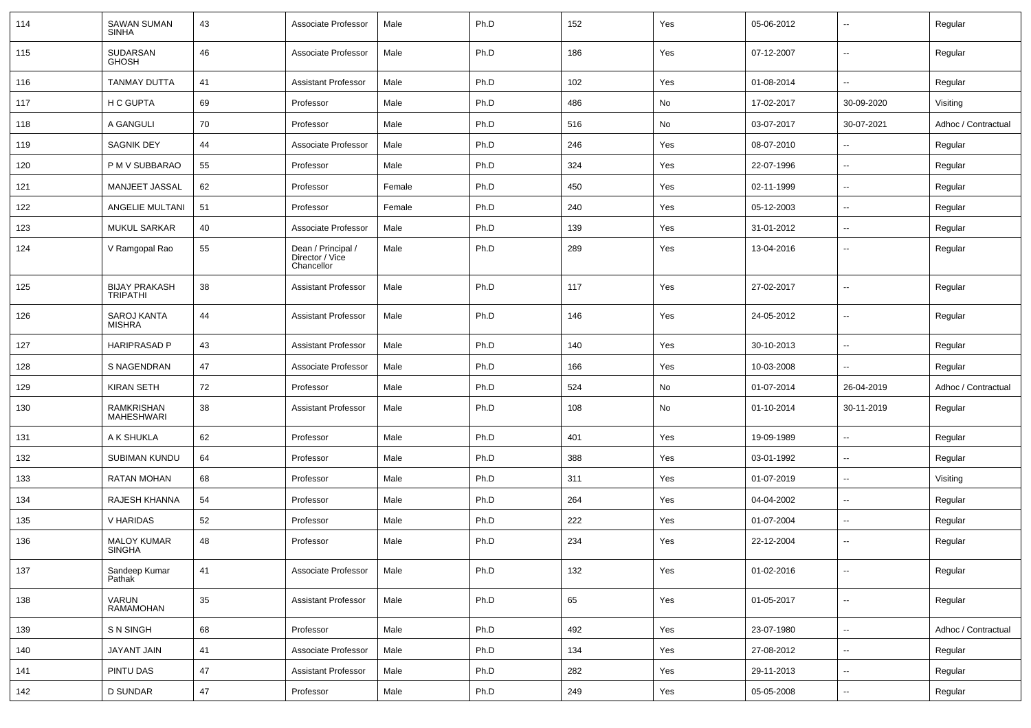| 114 | SAWAN SUMAN SINHA | 43 | Associate Professor | Male | Ph.D | 152 | Yes | 05-06-2012 | -- | Regular |
|---|---|---|---|---|---|---|---|---|---|---|
| 115 | SUDARSAN GHOSH | 46 | Associate Professor | Male | Ph.D | 186 | Yes | 07-12-2007 | -- | Regular |
| 116 | TANMAY DUTTA | 41 | Assistant Professor | Male | Ph.D | 102 | Yes | 01-08-2014 | -- | Regular |
| 117 | H C GUPTA | 69 | Professor | Male | Ph.D | 486 | No | 17-02-2017 | 30-09-2020 | Visiting |
| 118 | A GANGULI | 70 | Professor | Male | Ph.D | 516 | No | 03-07-2017 | 30-07-2021 | Adhoc / Contractual |
| 119 | SAGNIK DEY | 44 | Associate Professor | Male | Ph.D | 246 | Yes | 08-07-2010 | -- | Regular |
| 120 | P M V SUBBARAO | 55 | Professor | Male | Ph.D | 324 | Yes | 22-07-1996 | -- | Regular |
| 121 | MANJEET JASSAL | 62 | Professor | Female | Ph.D | 450 | Yes | 02-11-1999 | -- | Regular |
| 122 | ANGELIE MULTANI | 51 | Professor | Female | Ph.D | 240 | Yes | 05-12-2003 | -- | Regular |
| 123 | MUKUL SARKAR | 40 | Associate Professor | Male | Ph.D | 139 | Yes | 31-01-2012 | -- | Regular |
| 124 | V Ramgopal Rao | 55 | Dean / Principal / Director / Vice Chancellor | Male | Ph.D | 289 | Yes | 13-04-2016 | -- | Regular |
| 125 | BIJAY PRAKASH TRIPATHI | 38 | Assistant Professor | Male | Ph.D | 117 | Yes | 27-02-2017 | -- | Regular |
| 126 | SAROJ KANTA MISHRA | 44 | Assistant Professor | Male | Ph.D | 146 | Yes | 24-05-2012 | -- | Regular |
| 127 | HARIPRASAD P | 43 | Assistant Professor | Male | Ph.D | 140 | Yes | 30-10-2013 | -- | Regular |
| 128 | S NAGENDRAN | 47 | Associate Professor | Male | Ph.D | 166 | Yes | 10-03-2008 | -- | Regular |
| 129 | KIRAN SETH | 72 | Professor | Male | Ph.D | 524 | No | 01-07-2014 | 26-04-2019 | Adhoc / Contractual |
| 130 | RAMKRISHAN MAHESHWARI | 38 | Assistant Professor | Male | Ph.D | 108 | No | 01-10-2014 | 30-11-2019 | Regular |
| 131 | A K SHUKLA | 62 | Professor | Male | Ph.D | 401 | Yes | 19-09-1989 | -- | Regular |
| 132 | SUBIMAN KUNDU | 64 | Professor | Male | Ph.D | 388 | Yes | 03-01-1992 | -- | Regular |
| 133 | RATAN MOHAN | 68 | Professor | Male | Ph.D | 311 | Yes | 01-07-2019 | -- | Visiting |
| 134 | RAJESH KHANNA | 54 | Professor | Male | Ph.D | 264 | Yes | 04-04-2002 | -- | Regular |
| 135 | V HARIDAS | 52 | Professor | Male | Ph.D | 222 | Yes | 01-07-2004 | -- | Regular |
| 136 | MALOY KUMAR SINGHA | 48 | Professor | Male | Ph.D | 234 | Yes | 22-12-2004 | -- | Regular |
| 137 | Sandeep Kumar Pathak | 41 | Associate Professor | Male | Ph.D | 132 | Yes | 01-02-2016 | -- | Regular |
| 138 | VARUN RAMAMOHAN | 35 | Assistant Professor | Male | Ph.D | 65 | Yes | 01-05-2017 | -- | Regular |
| 139 | S N SINGH | 68 | Professor | Male | Ph.D | 492 | Yes | 23-07-1980 | -- | Adhoc / Contractual |
| 140 | JAYANT JAIN | 41 | Associate Professor | Male | Ph.D | 134 | Yes | 27-08-2012 | -- | Regular |
| 141 | PINTU DAS | 47 | Assistant Professor | Male | Ph.D | 282 | Yes | 29-11-2013 | -- | Regular |
| 142 | D SUNDAR | 47 | Professor | Male | Ph.D | 249 | Yes | 05-05-2008 | -- | Regular |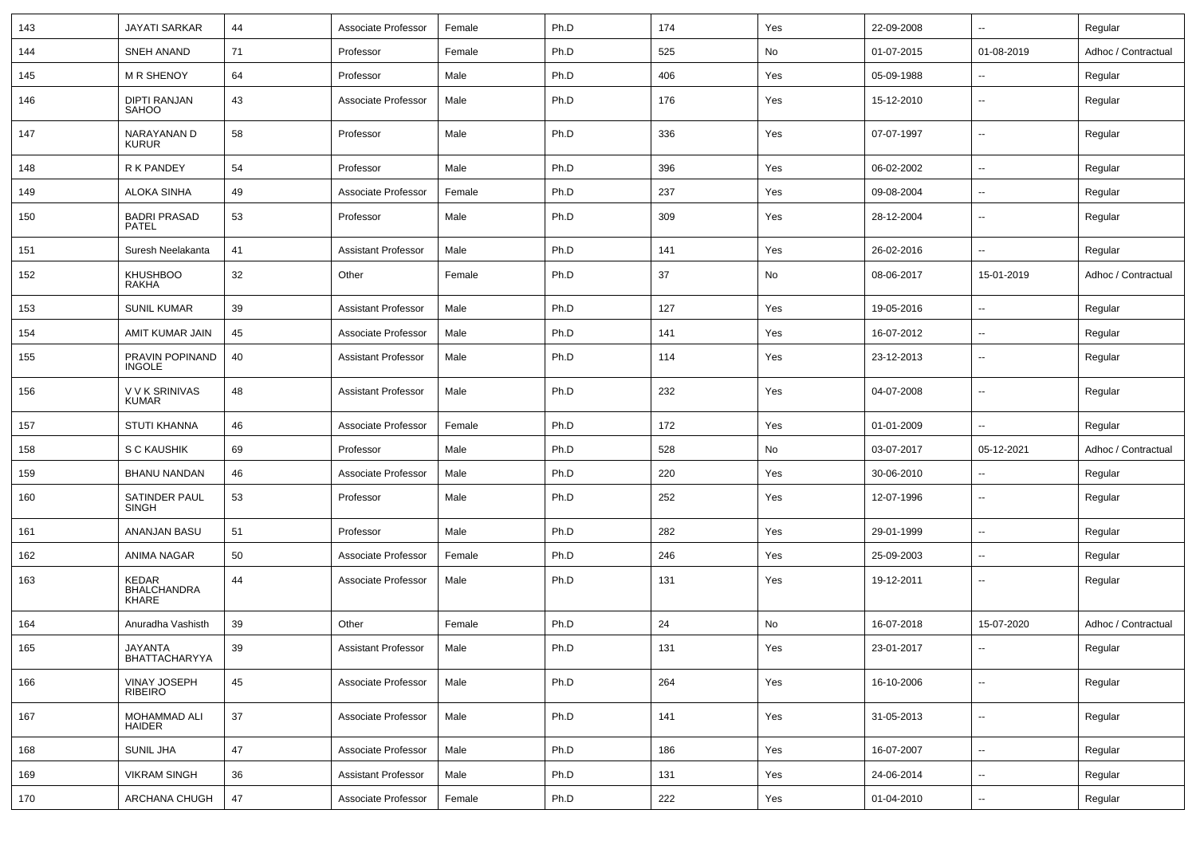| | | | | | | | | | | |
|---|---|---|---|---|---|---|---|---|---|---|
| 143 | JAYATI SARKAR | 44 | Associate Professor | Female | Ph.D | 174 | Yes | 22-09-2008 | -- | Regular |
| 144 | SNEH ANAND | 71 | Professor | Female | Ph.D | 525 | No | 01-07-2015 | 01-08-2019 | Adhoc / Contractual |
| 145 | M R SHENOY | 64 | Professor | Male | Ph.D | 406 | Yes | 05-09-1988 | -- | Regular |
| 146 | DIPTI RANJAN SAHOO | 43 | Associate Professor | Male | Ph.D | 176 | Yes | 15-12-2010 | -- | Regular |
| 147 | NARAYANAN D KURUR | 58 | Professor | Male | Ph.D | 336 | Yes | 07-07-1997 | -- | Regular |
| 148 | R K PANDEY | 54 | Professor | Male | Ph.D | 396 | Yes | 06-02-2002 | -- | Regular |
| 149 | ALOKA SINHA | 49 | Associate Professor | Female | Ph.D | 237 | Yes | 09-08-2004 | -- | Regular |
| 150 | BADRI PRASAD PATEL | 53 | Professor | Male | Ph.D | 309 | Yes | 28-12-2004 | -- | Regular |
| 151 | Suresh Neelakanta | 41 | Assistant Professor | Male | Ph.D | 141 | Yes | 26-02-2016 | -- | Regular |
| 152 | KHUSHBOO RAKHA | 32 | Other | Female | Ph.D | 37 | No | 08-06-2017 | 15-01-2019 | Adhoc / Contractual |
| 153 | SUNIL KUMAR | 39 | Assistant Professor | Male | Ph.D | 127 | Yes | 19-05-2016 | -- | Regular |
| 154 | AMIT KUMAR JAIN | 45 | Associate Professor | Male | Ph.D | 141 | Yes | 16-07-2012 | -- | Regular |
| 155 | PRAVIN POPINAND INGOLE | 40 | Assistant Professor | Male | Ph.D | 114 | Yes | 23-12-2013 | -- | Regular |
| 156 | V V K SRINIVAS KUMAR | 48 | Assistant Professor | Male | Ph.D | 232 | Yes | 04-07-2008 | -- | Regular |
| 157 | STUTI KHANNA | 46 | Associate Professor | Female | Ph.D | 172 | Yes | 01-01-2009 | -- | Regular |
| 158 | S C KAUSHIK | 69 | Professor | Male | Ph.D | 528 | No | 03-07-2017 | 05-12-2021 | Adhoc / Contractual |
| 159 | BHANU NANDAN | 46 | Associate Professor | Male | Ph.D | 220 | Yes | 30-06-2010 | -- | Regular |
| 160 | SATINDER PAUL SINGH | 53 | Professor | Male | Ph.D | 252 | Yes | 12-07-1996 | -- | Regular |
| 161 | ANANJAN BASU | 51 | Professor | Male | Ph.D | 282 | Yes | 29-01-1999 | -- | Regular |
| 162 | ANIMA NAGAR | 50 | Associate Professor | Female | Ph.D | 246 | Yes | 25-09-2003 | -- | Regular |
| 163 | KEDAR BHALCHANDRA KHARE | 44 | Associate Professor | Male | Ph.D | 131 | Yes | 19-12-2011 | -- | Regular |
| 164 | Anuradha Vashisth | 39 | Other | Female | Ph.D | 24 | No | 16-07-2018 | 15-07-2020 | Adhoc / Contractual |
| 165 | JAYANTA BHATTACHARYYA | 39 | Assistant Professor | Male | Ph.D | 131 | Yes | 23-01-2017 | -- | Regular |
| 166 | VINAY JOSEPH RIBEIRO | 45 | Associate Professor | Male | Ph.D | 264 | Yes | 16-10-2006 | -- | Regular |
| 167 | MOHAMMAD ALI HAIDER | 37 | Associate Professor | Male | Ph.D | 141 | Yes | 31-05-2013 | -- | Regular |
| 168 | SUNIL JHA | 47 | Associate Professor | Male | Ph.D | 186 | Yes | 16-07-2007 | -- | Regular |
| 169 | VIKRAM SINGH | 36 | Assistant Professor | Male | Ph.D | 131 | Yes | 24-06-2014 | -- | Regular |
| 170 | ARCHANA CHUGH | 47 | Associate Professor | Female | Ph.D | 222 | Yes | 01-04-2010 | -- | Regular |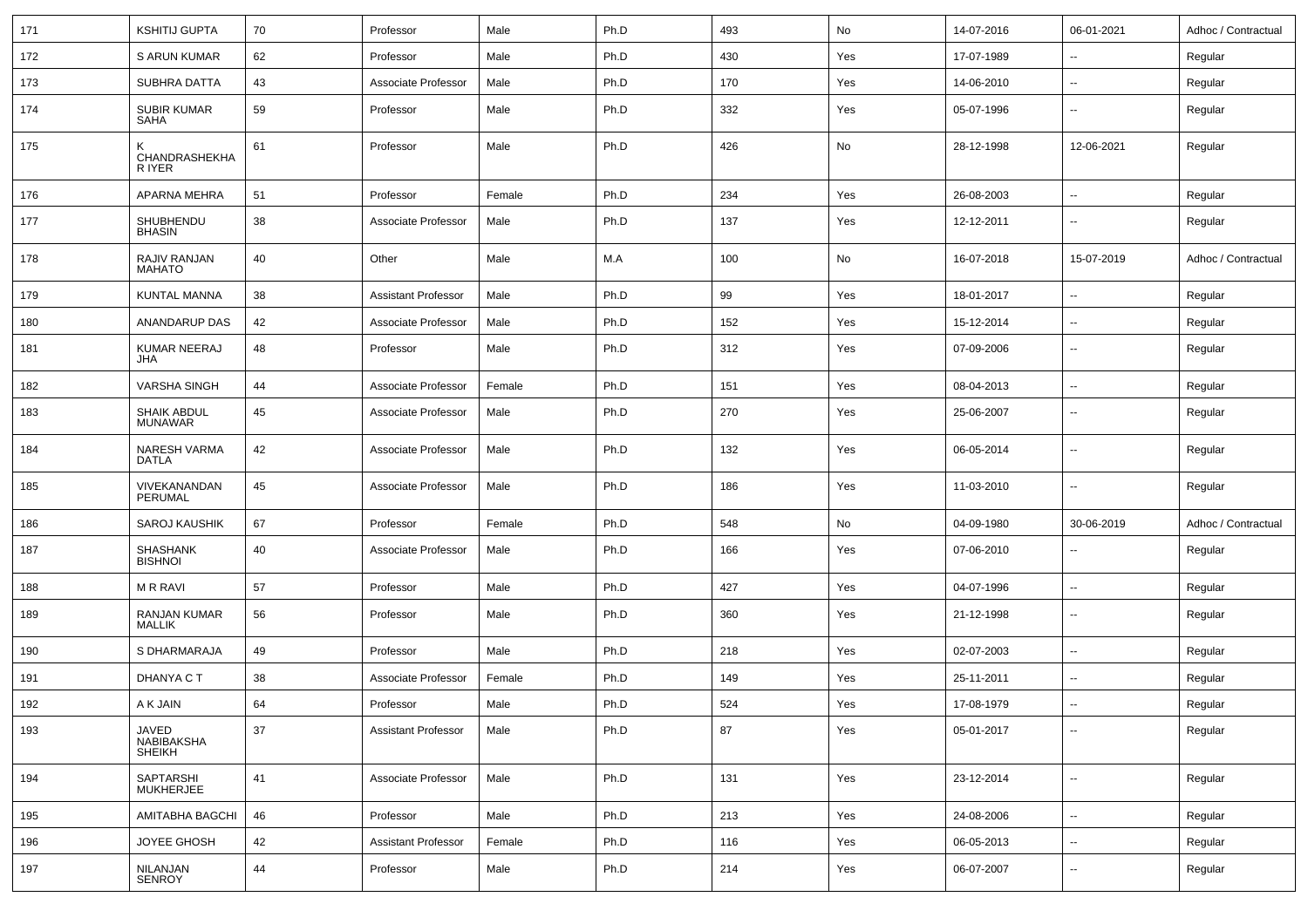| | | | | | | | | | | |
|---|---|---|---|---|---|---|---|---|---|---|
| 171 | KSHITIJ GUPTA | 70 | Professor | Male | Ph.D | 493 | No | 14-07-2016 | 06-01-2021 | Adhoc / Contractual |
| 172 | S ARUN KUMAR | 62 | Professor | Male | Ph.D | 430 | Yes | 17-07-1989 | -- | Regular |
| 173 | SUBHRA DATTA | 43 | Associate Professor | Male | Ph.D | 170 | Yes | 14-06-2010 | -- | Regular |
| 174 | SUBIR KUMAR SAHA | 59 | Professor | Male | Ph.D | 332 | Yes | 05-07-1996 | -- | Regular |
| 175 | K CHANDRASHEKHAR IYER | 61 | Professor | Male | Ph.D | 426 | No | 28-12-1998 | 12-06-2021 | Regular |
| 176 | APARNA MEHRA | 51 | Professor | Female | Ph.D | 234 | Yes | 26-08-2003 | -- | Regular |
| 177 | SHUBHENDU BHASIN | 38 | Associate Professor | Male | Ph.D | 137 | Yes | 12-12-2011 | -- | Regular |
| 178 | RAJIV RANJAN MAHATO | 40 | Other | Male | M.A | 100 | No | 16-07-2018 | 15-07-2019 | Adhoc / Contractual |
| 179 | KUNTAL MANNA | 38 | Assistant Professor | Male | Ph.D | 99 | Yes | 18-01-2017 | -- | Regular |
| 180 | ANANDARUP DAS | 42 | Associate Professor | Male | Ph.D | 152 | Yes | 15-12-2014 | -- | Regular |
| 181 | KUMAR NEERAJ JHA | 48 | Professor | Male | Ph.D | 312 | Yes | 07-09-2006 | -- | Regular |
| 182 | VARSHA SINGH | 44 | Associate Professor | Female | Ph.D | 151 | Yes | 08-04-2013 | -- | Regular |
| 183 | SHAIK ABDUL MUNAWAR | 45 | Associate Professor | Male | Ph.D | 270 | Yes | 25-06-2007 | -- | Regular |
| 184 | NARESH VARMA DATLA | 42 | Associate Professor | Male | Ph.D | 132 | Yes | 06-05-2014 | -- | Regular |
| 185 | VIVEKANANDAN PERUMAL | 45 | Associate Professor | Male | Ph.D | 186 | Yes | 11-03-2010 | -- | Regular |
| 186 | SAROJ KAUSHIK | 67 | Professor | Female | Ph.D | 548 | No | 04-09-1980 | 30-06-2019 | Adhoc / Contractual |
| 187 | SHASHANK BISHNOI | 40 | Associate Professor | Male | Ph.D | 166 | Yes | 07-06-2010 | -- | Regular |
| 188 | M R RAVI | 57 | Professor | Male | Ph.D | 427 | Yes | 04-07-1996 | -- | Regular |
| 189 | RANJAN KUMAR MALLIK | 56 | Professor | Male | Ph.D | 360 | Yes | 21-12-1998 | -- | Regular |
| 190 | S DHARMARAJA | 49 | Professor | Male | Ph.D | 218 | Yes | 02-07-2003 | -- | Regular |
| 191 | DHANYA C T | 38 | Associate Professor | Female | Ph.D | 149 | Yes | 25-11-2011 | -- | Regular |
| 192 | A K JAIN | 64 | Professor | Male | Ph.D | 524 | Yes | 17-08-1979 | -- | Regular |
| 193 | JAVED NABIBAKSHA SHEIKH | 37 | Assistant Professor | Male | Ph.D | 87 | Yes | 05-01-2017 | -- | Regular |
| 194 | SAPTARSHI MUKHERJEE | 41 | Associate Professor | Male | Ph.D | 131 | Yes | 23-12-2014 | -- | Regular |
| 195 | AMITABHA BAGCHI | 46 | Professor | Male | Ph.D | 213 | Yes | 24-08-2006 | -- | Regular |
| 196 | JOYEE GHOSH | 42 | Assistant Professor | Female | Ph.D | 116 | Yes | 06-05-2013 | -- | Regular |
| 197 | NILANJAN SENROY | 44 | Professor | Male | Ph.D | 214 | Yes | 06-07-2007 | -- | Regular |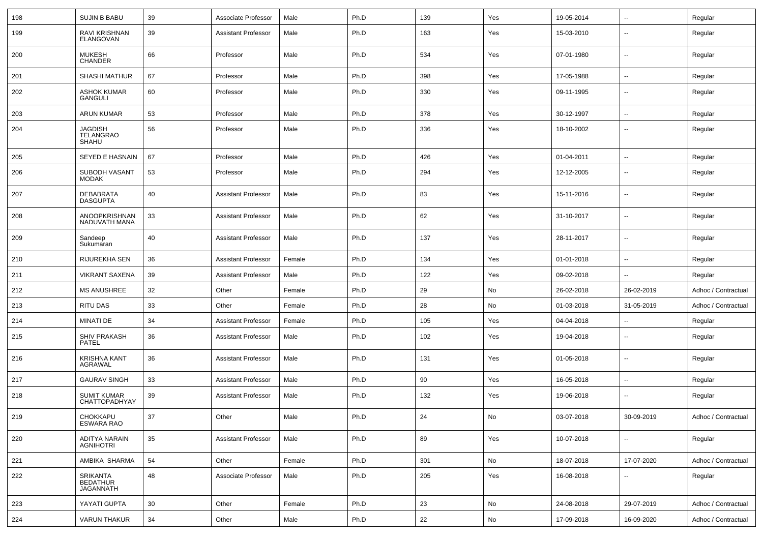| | | | | | | | | | | |
|---|---|---|---|---|---|---|---|---|---|---|
| 198 | SUJIN B BABU | 39 | Associate Professor | Male | Ph.D | 139 | Yes | 19-05-2014 | -- | Regular |
| 199 | RAVI KRISHNAN ELANGOVAN | 39 | Assistant Professor | Male | Ph.D | 163 | Yes | 15-03-2010 | -- | Regular |
| 200 | MUKESH CHANDER | 66 | Professor | Male | Ph.D | 534 | Yes | 07-01-1980 | -- | Regular |
| 201 | SHASHI MATHUR | 67 | Professor | Male | Ph.D | 398 | Yes | 17-05-1988 | -- | Regular |
| 202 | ASHOK KUMAR GANGULI | 60 | Professor | Male | Ph.D | 330 | Yes | 09-11-1995 | -- | Regular |
| 203 | ARUN KUMAR | 53 | Professor | Male | Ph.D | 378 | Yes | 30-12-1997 | -- | Regular |
| 204 | JAGDISH TELANGRAO SHAHU | 56 | Professor | Male | Ph.D | 336 | Yes | 18-10-2002 | -- | Regular |
| 205 | SEYED E HASNAIN | 67 | Professor | Male | Ph.D | 426 | Yes | 01-04-2011 | -- | Regular |
| 206 | SUBODH VASANT MODAK | 53 | Professor | Male | Ph.D | 294 | Yes | 12-12-2005 | -- | Regular |
| 207 | DEBABRATA DASGUPTA | 40 | Assistant Professor | Male | Ph.D | 83 | Yes | 15-11-2016 | -- | Regular |
| 208 | ANOOPKRISHNAN NADUVATH MANA | 33 | Assistant Professor | Male | Ph.D | 62 | Yes | 31-10-2017 | -- | Regular |
| 209 | Sandeep Sukumaran | 40 | Assistant Professor | Male | Ph.D | 137 | Yes | 28-11-2017 | -- | Regular |
| 210 | RIJUREKHA SEN | 36 | Assistant Professor | Female | Ph.D | 134 | Yes | 01-01-2018 | -- | Regular |
| 211 | VIKRANT SAXENA | 39 | Assistant Professor | Male | Ph.D | 122 | Yes | 09-02-2018 | -- | Regular |
| 212 | MS ANUSHREE | 32 | Other | Female | Ph.D | 29 | No | 26-02-2018 | 26-02-2019 | Adhoc / Contractual |
| 213 | RITU DAS | 33 | Other | Female | Ph.D | 28 | No | 01-03-2018 | 31-05-2019 | Adhoc / Contractual |
| 214 | MINATI DE | 34 | Assistant Professor | Female | Ph.D | 105 | Yes | 04-04-2018 | -- | Regular |
| 215 | SHIV PRAKASH PATEL | 36 | Assistant Professor | Male | Ph.D | 102 | Yes | 19-04-2018 | -- | Regular |
| 216 | KRISHNA KANT AGRAWAL | 36 | Assistant Professor | Male | Ph.D | 131 | Yes | 01-05-2018 | -- | Regular |
| 217 | GAURAV SINGH | 33 | Assistant Professor | Male | Ph.D | 90 | Yes | 16-05-2018 | -- | Regular |
| 218 | SUMIT KUMAR CHATTOPADHYAY | 39 | Assistant Professor | Male | Ph.D | 132 | Yes | 19-06-2018 | -- | Regular |
| 219 | CHOKKAPU ESWARA RAO | 37 | Other | Male | Ph.D | 24 | No | 03-07-2018 | 30-09-2019 | Adhoc / Contractual |
| 220 | ADITYA NARAIN AGNIHOTRI | 35 | Assistant Professor | Male | Ph.D | 89 | Yes | 10-07-2018 | -- | Regular |
| 221 | AMBIKA SHARMA | 54 | Other | Female | Ph.D | 301 | No | 18-07-2018 | 17-07-2020 | Adhoc / Contractual |
| 222 | SRIKANTA BEDATHUR JAGANNATH | 48 | Associate Professor | Male | Ph.D | 205 | Yes | 16-08-2018 | -- | Regular |
| 223 | YAYATI GUPTA | 30 | Other | Female | Ph.D | 23 | No | 24-08-2018 | 29-07-2019 | Adhoc / Contractual |
| 224 | VARUN THAKUR | 34 | Other | Male | Ph.D | 22 | No | 17-09-2018 | 16-09-2020 | Adhoc / Contractual |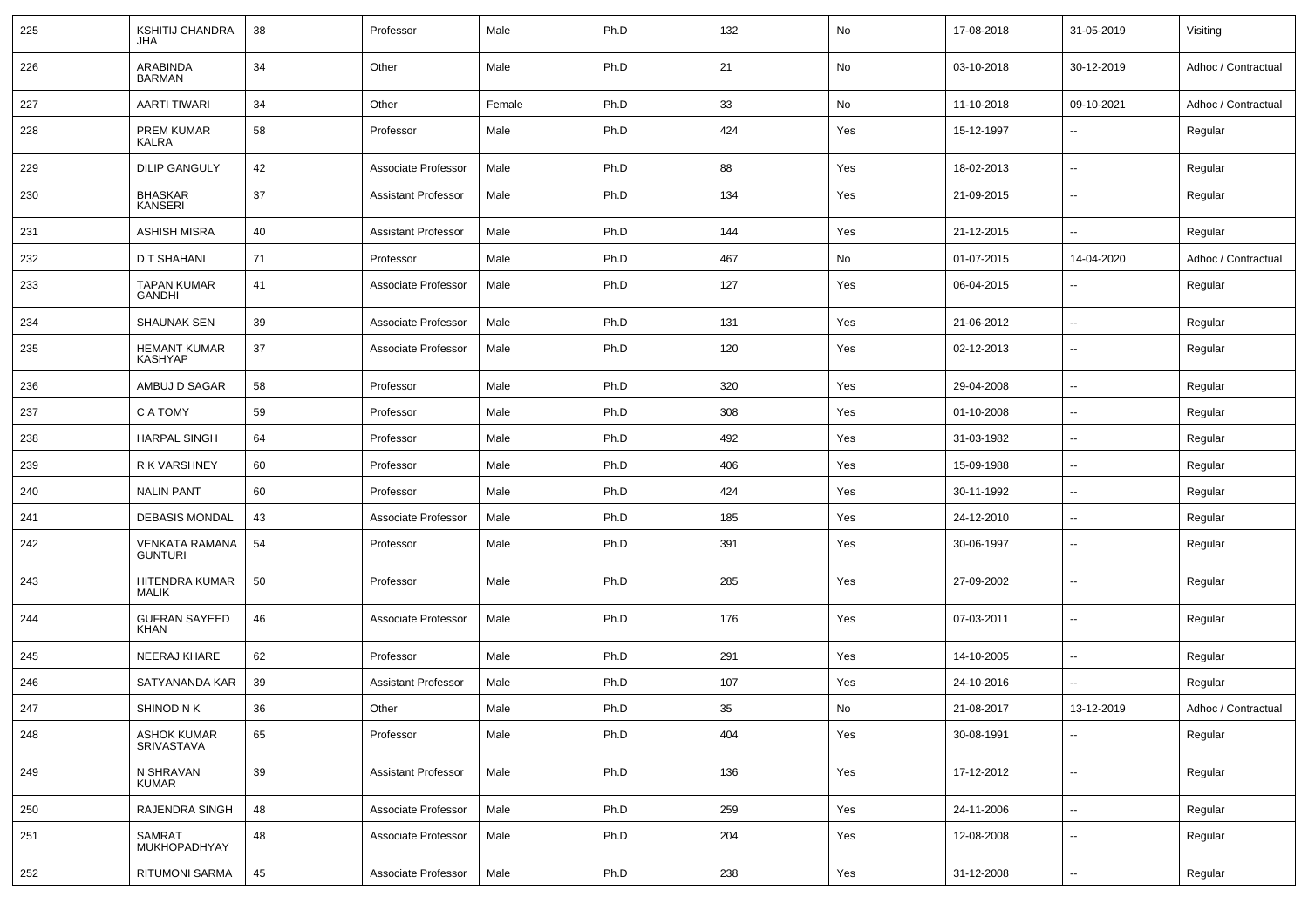| | | | | | | | | | | |
|---|---|---|---|---|---|---|---|---|---|---|
| 225 | KSHITIJ CHANDRA JHA | 38 | Professor | Male | Ph.D | 132 | No | 17-08-2018 | 31-05-2019 | Visiting |
| 226 | ARABINDA BARMAN | 34 | Other | Male | Ph.D | 21 | No | 03-10-2018 | 30-12-2019 | Adhoc / Contractual |
| 227 | AARTI TIWARI | 34 | Other | Female | Ph.D | 33 | No | 11-10-2018 | 09-10-2021 | Adhoc / Contractual |
| 228 | PREM KUMAR KALRA | 58 | Professor | Male | Ph.D | 424 | Yes | 15-12-1997 | -- | Regular |
| 229 | DILIP GANGULY | 42 | Associate Professor | Male | Ph.D | 88 | Yes | 18-02-2013 | -- | Regular |
| 230 | BHASKAR KANSERI | 37 | Assistant Professor | Male | Ph.D | 134 | Yes | 21-09-2015 | -- | Regular |
| 231 | ASHISH MISRA | 40 | Assistant Professor | Male | Ph.D | 144 | Yes | 21-12-2015 | -- | Regular |
| 232 | D T SHAHANI | 71 | Professor | Male | Ph.D | 467 | No | 01-07-2015 | 14-04-2020 | Adhoc / Contractual |
| 233 | TAPAN KUMAR GANDHI | 41 | Associate Professor | Male | Ph.D | 127 | Yes | 06-04-2015 | -- | Regular |
| 234 | SHAUNAK SEN | 39 | Associate Professor | Male | Ph.D | 131 | Yes | 21-06-2012 | -- | Regular |
| 235 | HEMANT KUMAR KASHYAP | 37 | Associate Professor | Male | Ph.D | 120 | Yes | 02-12-2013 | -- | Regular |
| 236 | AMBUJ D SAGAR | 58 | Professor | Male | Ph.D | 320 | Yes | 29-04-2008 | -- | Regular |
| 237 | C A TOMY | 59 | Professor | Male | Ph.D | 308 | Yes | 01-10-2008 | -- | Regular |
| 238 | HARPAL SINGH | 64 | Professor | Male | Ph.D | 492 | Yes | 31-03-1982 | -- | Regular |
| 239 | R K VARSHNEY | 60 | Professor | Male | Ph.D | 406 | Yes | 15-09-1988 | -- | Regular |
| 240 | NALIN PANT | 60 | Professor | Male | Ph.D | 424 | Yes | 30-11-1992 | -- | Regular |
| 241 | DEBASIS MONDAL | 43 | Associate Professor | Male | Ph.D | 185 | Yes | 24-12-2010 | -- | Regular |
| 242 | VENKATA RAMANA GUNTURI | 54 | Professor | Male | Ph.D | 391 | Yes | 30-06-1997 | -- | Regular |
| 243 | HITENDRA KUMAR MALIK | 50 | Professor | Male | Ph.D | 285 | Yes | 27-09-2002 | -- | Regular |
| 244 | GUFRAN SAYEED KHAN | 46 | Associate Professor | Male | Ph.D | 176 | Yes | 07-03-2011 | -- | Regular |
| 245 | NEERAJ KHARE | 62 | Professor | Male | Ph.D | 291 | Yes | 14-10-2005 | -- | Regular |
| 246 | SATYANANDA KAR | 39 | Assistant Professor | Male | Ph.D | 107 | Yes | 24-10-2016 | -- | Regular |
| 247 | SHINOD N K | 36 | Other | Male | Ph.D | 35 | No | 21-08-2017 | 13-12-2019 | Adhoc / Contractual |
| 248 | ASHOK KUMAR SRIVASTAVA | 65 | Professor | Male | Ph.D | 404 | Yes | 30-08-1991 | -- | Regular |
| 249 | N SHRAVAN KUMAR | 39 | Assistant Professor | Male | Ph.D | 136 | Yes | 17-12-2012 | -- | Regular |
| 250 | RAJENDRA SINGH | 48 | Associate Professor | Male | Ph.D | 259 | Yes | 24-11-2006 | -- | Regular |
| 251 | SAMRAT MUKHOPADHYAY | 48 | Associate Professor | Male | Ph.D | 204 | Yes | 12-08-2008 | -- | Regular |
| 252 | RITUMONI SARMA | 45 | Associate Professor | Male | Ph.D | 238 | Yes | 31-12-2008 | -- | Regular |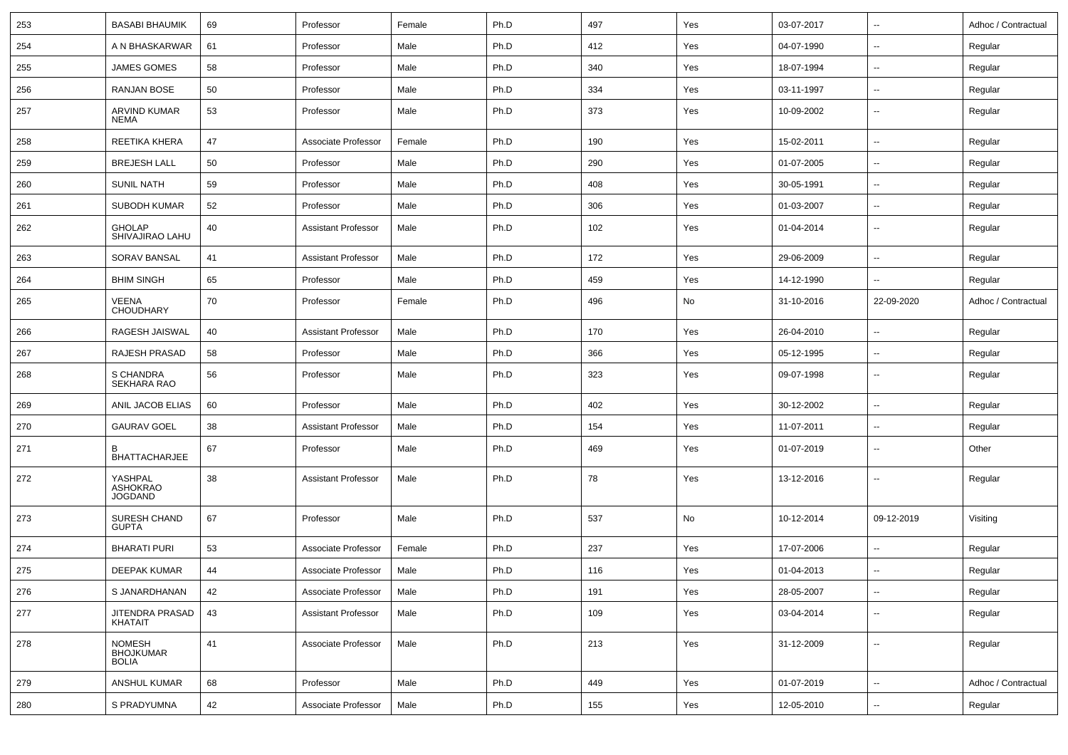| | | | | | | | | | | |
|---|---|---|---|---|---|---|---|---|---|---|
| 253 | BASABI BHAUMIK | 69 | Professor | Female | Ph.D | 497 | Yes | 03-07-2017 | -- | Adhoc / Contractual |
| 254 | A N BHASKARWAR | 61 | Professor | Male | Ph.D | 412 | Yes | 04-07-1990 | -- | Regular |
| 255 | JAMES GOMES | 58 | Professor | Male | Ph.D | 340 | Yes | 18-07-1994 | -- | Regular |
| 256 | RANJAN BOSE | 50 | Professor | Male | Ph.D | 334 | Yes | 03-11-1997 | -- | Regular |
| 257 | ARVIND KUMAR NEMA | 53 | Professor | Male | Ph.D | 373 | Yes | 10-09-2002 | -- | Regular |
| 258 | REETIKA KHERA | 47 | Associate Professor | Female | Ph.D | 190 | Yes | 15-02-2011 | -- | Regular |
| 259 | BREJESH LALL | 50 | Professor | Male | Ph.D | 290 | Yes | 01-07-2005 | -- | Regular |
| 260 | SUNIL NATH | 59 | Professor | Male | Ph.D | 408 | Yes | 30-05-1991 | -- | Regular |
| 261 | SUBODH KUMAR | 52 | Professor | Male | Ph.D | 306 | Yes | 01-03-2007 | -- | Regular |
| 262 | GHOLAP SHIVAJIRAO LAHU | 40 | Assistant Professor | Male | Ph.D | 102 | Yes | 01-04-2014 | -- | Regular |
| 263 | SORAV BANSAL | 41 | Assistant Professor | Male | Ph.D | 172 | Yes | 29-06-2009 | -- | Regular |
| 264 | BHIM SINGH | 65 | Professor | Male | Ph.D | 459 | Yes | 14-12-1990 | -- | Regular |
| 265 | VEENA CHOUDHARY | 70 | Professor | Female | Ph.D | 496 | No | 31-10-2016 | 22-09-2020 | Adhoc / Contractual |
| 266 | RAGESH JAISWAL | 40 | Assistant Professor | Male | Ph.D | 170 | Yes | 26-04-2010 | -- | Regular |
| 267 | RAJESH PRASAD | 58 | Professor | Male | Ph.D | 366 | Yes | 05-12-1995 | -- | Regular |
| 268 | S CHANDRA SEKHARA RAO | 56 | Professor | Male | Ph.D | 323 | Yes | 09-07-1998 | -- | Regular |
| 269 | ANIL JACOB ELIAS | 60 | Professor | Male | Ph.D | 402 | Yes | 30-12-2002 | -- | Regular |
| 270 | GAURAV GOEL | 38 | Assistant Professor | Male | Ph.D | 154 | Yes | 11-07-2011 | -- | Regular |
| 271 | B BHATTACHARJEE | 67 | Professor | Male | Ph.D | 469 | Yes | 01-07-2019 | -- | Other |
| 272 | YASHPAL ASHOKRAO JOGDAND | 38 | Assistant Professor | Male | Ph.D | 78 | Yes | 13-12-2016 | -- | Regular |
| 273 | SURESH CHAND GUPTA | 67 | Professor | Male | Ph.D | 537 | No | 10-12-2014 | 09-12-2019 | Visiting |
| 274 | BHARATI PURI | 53 | Associate Professor | Female | Ph.D | 237 | Yes | 17-07-2006 | -- | Regular |
| 275 | DEEPAK KUMAR | 44 | Associate Professor | Male | Ph.D | 116 | Yes | 01-04-2013 | -- | Regular |
| 276 | S JANARDHANAN | 42 | Associate Professor | Male | Ph.D | 191 | Yes | 28-05-2007 | -- | Regular |
| 277 | JITENDRA PRASAD KHATAIT | 43 | Assistant Professor | Male | Ph.D | 109 | Yes | 03-04-2014 | -- | Regular |
| 278 | NOMESH BHOJKUMAR BOLIA | 41 | Associate Professor | Male | Ph.D | 213 | Yes | 31-12-2009 | -- | Regular |
| 279 | ANSHUL KUMAR | 68 | Professor | Male | Ph.D | 449 | Yes | 01-07-2019 | -- | Adhoc / Contractual |
| 280 | S PRADYUMNA | 42 | Associate Professor | Male | Ph.D | 155 | Yes | 12-05-2010 | -- | Regular |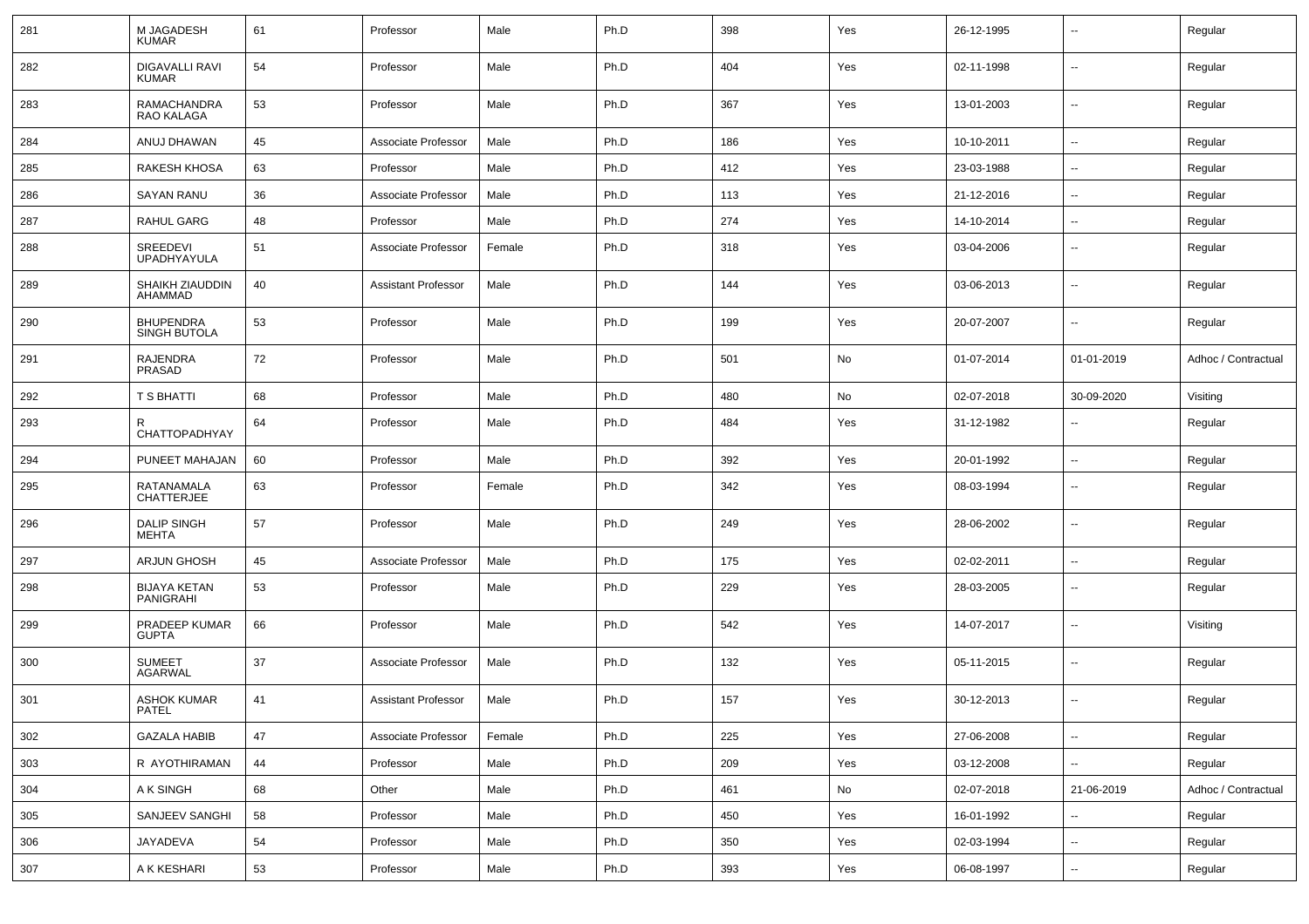| | | | | | | | | | | |
|---|---|---|---|---|---|---|---|---|---|---|
| 281 | M JAGADESH KUMAR | 61 | Professor | Male | Ph.D | 398 | Yes | 26-12-1995 | -- | Regular |
| 282 | DIGAVALLI RAVI KUMAR | 54 | Professor | Male | Ph.D | 404 | Yes | 02-11-1998 | -- | Regular |
| 283 | RAMACHANDRA RAO KALAGA | 53 | Professor | Male | Ph.D | 367 | Yes | 13-01-2003 | -- | Regular |
| 284 | ANUJ DHAWAN | 45 | Associate Professor | Male | Ph.D | 186 | Yes | 10-10-2011 | -- | Regular |
| 285 | RAKESH KHOSA | 63 | Professor | Male | Ph.D | 412 | Yes | 23-03-1988 | -- | Regular |
| 286 | SAYAN RANU | 36 | Associate Professor | Male | Ph.D | 113 | Yes | 21-12-2016 | -- | Regular |
| 287 | RAHUL GARG | 48 | Professor | Male | Ph.D | 274 | Yes | 14-10-2014 | -- | Regular |
| 288 | SREEDEVI UPADHYAYULA | 51 | Associate Professor | Female | Ph.D | 318 | Yes | 03-04-2006 | -- | Regular |
| 289 | SHAIKH ZIAUDDIN AHAMMAD | 40 | Assistant Professor | Male | Ph.D | 144 | Yes | 03-06-2013 | -- | Regular |
| 290 | BHUPENDRA SINGH BUTOLA | 53 | Professor | Male | Ph.D | 199 | Yes | 20-07-2007 | -- | Regular |
| 291 | RAJENDRA PRASAD | 72 | Professor | Male | Ph.D | 501 | No | 01-07-2014 | 01-01-2019 | Adhoc / Contractual |
| 292 | T S BHATTI | 68 | Professor | Male | Ph.D | 480 | No | 02-07-2018 | 30-09-2020 | Visiting |
| 293 | R CHATTOPADHYAY | 64 | Professor | Male | Ph.D | 484 | Yes | 31-12-1982 | -- | Regular |
| 294 | PUNEET MAHAJAN | 60 | Professor | Male | Ph.D | 392 | Yes | 20-01-1992 | -- | Regular |
| 295 | RATANAMALA CHATTERJEE | 63 | Professor | Female | Ph.D | 342 | Yes | 08-03-1994 | -- | Regular |
| 296 | DALIP SINGH MEHTA | 57 | Professor | Male | Ph.D | 249 | Yes | 28-06-2002 | -- | Regular |
| 297 | ARJUN GHOSH | 45 | Associate Professor | Male | Ph.D | 175 | Yes | 02-02-2011 | -- | Regular |
| 298 | BIJAYA KETAN PANIGRAHI | 53 | Professor | Male | Ph.D | 229 | Yes | 28-03-2005 | -- | Regular |
| 299 | PRADEEP KUMAR GUPTA | 66 | Professor | Male | Ph.D | 542 | Yes | 14-07-2017 | -- | Visiting |
| 300 | SUMEET AGARWAL | 37 | Associate Professor | Male | Ph.D | 132 | Yes | 05-11-2015 | -- | Regular |
| 301 | ASHOK KUMAR PATEL | 41 | Assistant Professor | Male | Ph.D | 157 | Yes | 30-12-2013 | -- | Regular |
| 302 | GAZALA HABIB | 47 | Associate Professor | Female | Ph.D | 225 | Yes | 27-06-2008 | -- | Regular |
| 303 | R AYOTHIRAMAN | 44 | Professor | Male | Ph.D | 209 | Yes | 03-12-2008 | -- | Regular |
| 304 | A K SINGH | 68 | Other | Male | Ph.D | 461 | No | 02-07-2018 | 21-06-2019 | Adhoc / Contractual |
| 305 | SANJEEV SANGHI | 58 | Professor | Male | Ph.D | 450 | Yes | 16-01-1992 | -- | Regular |
| 306 | JAYADEVA | 54 | Professor | Male | Ph.D | 350 | Yes | 02-03-1994 | -- | Regular |
| 307 | A K KESHARI | 53 | Professor | Male | Ph.D | 393 | Yes | 06-08-1997 | -- | Regular |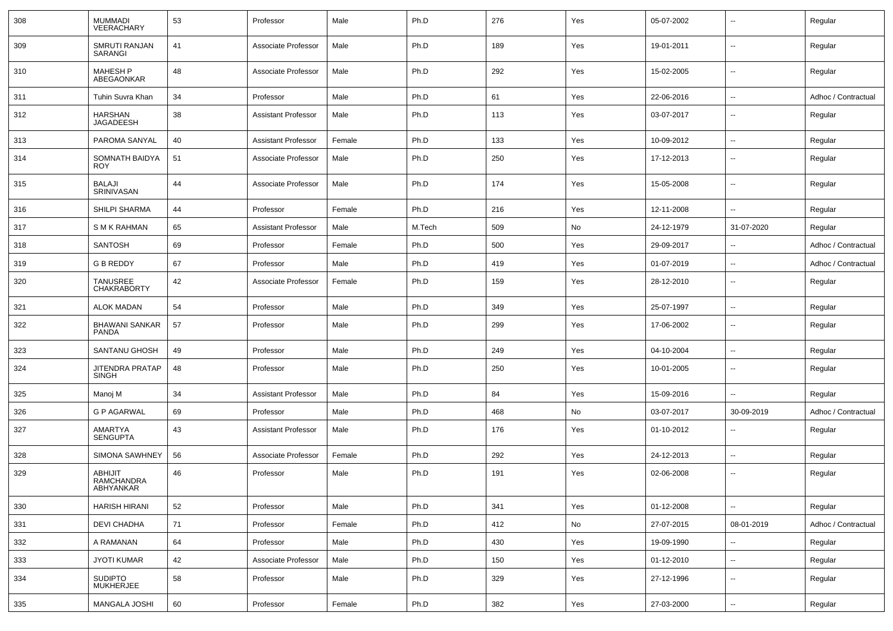| | | | | | | | | | | |
|---|---|---|---|---|---|---|---|---|---|---|
| 308 | MUMMADI VEERACHARY | 53 | Professor | Male | Ph.D | 276 | Yes | 05-07-2002 | -- | Regular |
| 309 | SMRUTI RANJAN SARANGI | 41 | Associate Professor | Male | Ph.D | 189 | Yes | 19-01-2011 | -- | Regular |
| 310 | MAHESH P ABEGAONKAR | 48 | Associate Professor | Male | Ph.D | 292 | Yes | 15-02-2005 | -- | Regular |
| 311 | Tuhin Suvra Khan | 34 | Professor | Male | Ph.D | 61 | Yes | 22-06-2016 | -- | Adhoc / Contractual |
| 312 | HARSHAN JAGADEESH | 38 | Assistant Professor | Male | Ph.D | 113 | Yes | 03-07-2017 | -- | Regular |
| 313 | PAROMA SANYAL | 40 | Assistant Professor | Female | Ph.D | 133 | Yes | 10-09-2012 | -- | Regular |
| 314 | SOMNATH BAIDYA ROY | 51 | Associate Professor | Male | Ph.D | 250 | Yes | 17-12-2013 | -- | Regular |
| 315 | BALAJI SRINIVASAN | 44 | Associate Professor | Male | Ph.D | 174 | Yes | 15-05-2008 | -- | Regular |
| 316 | SHILPI SHARMA | 44 | Professor | Female | Ph.D | 216 | Yes | 12-11-2008 | -- | Regular |
| 317 | S M K RAHMAN | 65 | Assistant Professor | Male | M.Tech | 509 | No | 24-12-1979 | 31-07-2020 | Regular |
| 318 | SANTOSH | 69 | Professor | Female | Ph.D | 500 | Yes | 29-09-2017 | -- | Adhoc / Contractual |
| 319 | G B REDDY | 67 | Professor | Male | Ph.D | 419 | Yes | 01-07-2019 | -- | Adhoc / Contractual |
| 320 | TANUSREE CHAKRABORTY | 42 | Associate Professor | Female | Ph.D | 159 | Yes | 28-12-2010 | -- | Regular |
| 321 | ALOK MADAN | 54 | Professor | Male | Ph.D | 349 | Yes | 25-07-1997 | -- | Regular |
| 322 | BHAWANI SANKAR PANDA | 57 | Professor | Male | Ph.D | 299 | Yes | 17-06-2002 | -- | Regular |
| 323 | SANTANU GHOSH | 49 | Professor | Male | Ph.D | 249 | Yes | 04-10-2004 | -- | Regular |
| 324 | JITENDRA PRATAP SINGH | 48 | Professor | Male | Ph.D | 250 | Yes | 10-01-2005 | -- | Regular |
| 325 | Manoj M | 34 | Assistant Professor | Male | Ph.D | 84 | Yes | 15-09-2016 | -- | Regular |
| 326 | G P AGARWAL | 69 | Professor | Male | Ph.D | 468 | No | 03-07-2017 | 30-09-2019 | Adhoc / Contractual |
| 327 | AMARTYA SENGUPTA | 43 | Assistant Professor | Male | Ph.D | 176 | Yes | 01-10-2012 | -- | Regular |
| 328 | SIMONA SAWHNEY | 56 | Associate Professor | Female | Ph.D | 292 | Yes | 24-12-2013 | -- | Regular |
| 329 | ABHIJIT RAMCHANDRA ABHYANKAR | 46 | Professor | Male | Ph.D | 191 | Yes | 02-06-2008 | -- | Regular |
| 330 | HARISH HIRANI | 52 | Professor | Male | Ph.D | 341 | Yes | 01-12-2008 | -- | Regular |
| 331 | DEVI CHADHA | 71 | Professor | Female | Ph.D | 412 | No | 27-07-2015 | 08-01-2019 | Adhoc / Contractual |
| 332 | A RAMANAN | 64 | Professor | Male | Ph.D | 430 | Yes | 19-09-1990 | -- | Regular |
| 333 | JYOTI KUMAR | 42 | Associate Professor | Male | Ph.D | 150 | Yes | 01-12-2010 | -- | Regular |
| 334 | SUDIPTO MUKHERJEE | 58 | Professor | Male | Ph.D | 329 | Yes | 27-12-1996 | -- | Regular |
| 335 | MANGALA JOSHI | 60 | Professor | Female | Ph.D | 382 | Yes | 27-03-2000 | -- | Regular |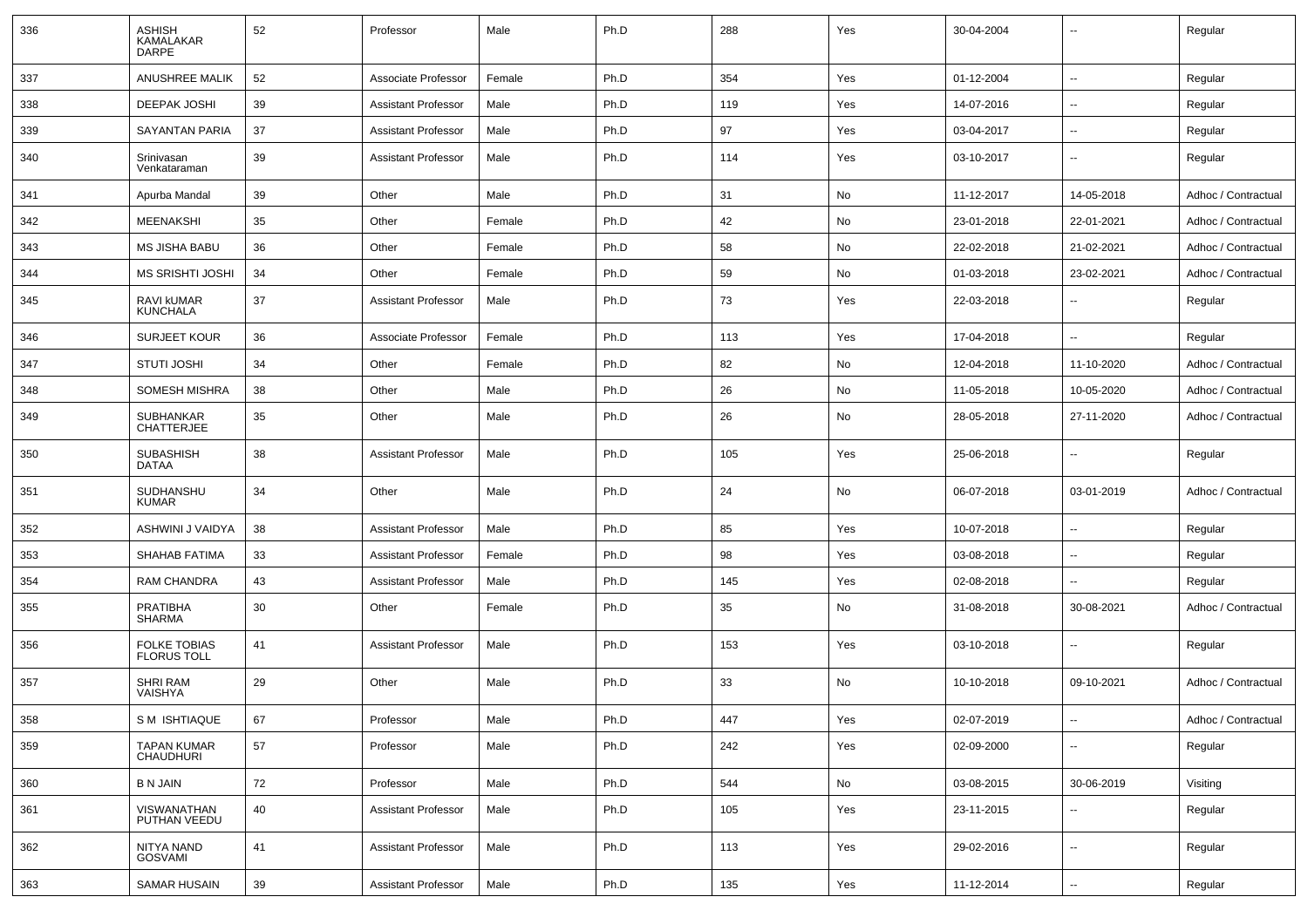| | | | | | | | | | | |
|---|---|---|---|---|---|---|---|---|---|---|
| 336 | ASHISH KAMALAKAR DARPE | 52 | Professor | Male | Ph.D | 288 | Yes | 30-04-2004 | -- | Regular |
| 337 | ANUSHREE MALIK | 52 | Associate Professor | Female | Ph.D | 354 | Yes | 01-12-2004 | -- | Regular |
| 338 | DEEPAK JOSHI | 39 | Assistant Professor | Male | Ph.D | 119 | Yes | 14-07-2016 | -- | Regular |
| 339 | SAYANTAN PARIA | 37 | Assistant Professor | Male | Ph.D | 97 | Yes | 03-04-2017 | -- | Regular |
| 340 | Srinivasan Venkataraman | 39 | Assistant Professor | Male | Ph.D | 114 | Yes | 03-10-2017 | -- | Regular |
| 341 | Apurba Mandal | 39 | Other | Male | Ph.D | 31 | No | 11-12-2017 | 14-05-2018 | Adhoc / Contractual |
| 342 | MEENAKSHI | 35 | Other | Female | Ph.D | 42 | No | 23-01-2018 | 22-01-2021 | Adhoc / Contractual |
| 343 | MS JISHA BABU | 36 | Other | Female | Ph.D | 58 | No | 22-02-2018 | 21-02-2021 | Adhoc / Contractual |
| 344 | MS SRISHTI JOSHI | 34 | Other | Female | Ph.D | 59 | No | 01-03-2018 | 23-02-2021 | Adhoc / Contractual |
| 345 | RAVI kUMAR KUNCHALA | 37 | Assistant Professor | Male | Ph.D | 73 | Yes | 22-03-2018 | -- | Regular |
| 346 | SURJEET KOUR | 36 | Associate Professor | Female | Ph.D | 113 | Yes | 17-04-2018 | -- | Regular |
| 347 | STUTI JOSHI | 34 | Other | Female | Ph.D | 82 | No | 12-04-2018 | 11-10-2020 | Adhoc / Contractual |
| 348 | SOMESH MISHRA | 38 | Other | Male | Ph.D | 26 | No | 11-05-2018 | 10-05-2020 | Adhoc / Contractual |
| 349 | SUBHANKAR CHATTERJEE | 35 | Other | Male | Ph.D | 26 | No | 28-05-2018 | 27-11-2020 | Adhoc / Contractual |
| 350 | SUBASHISH DATAA | 38 | Assistant Professor | Male | Ph.D | 105 | Yes | 25-06-2018 | -- | Regular |
| 351 | SUDHANSHU KUMAR | 34 | Other | Male | Ph.D | 24 | No | 06-07-2018 | 03-01-2019 | Adhoc / Contractual |
| 352 | ASHWINI J VAIDYA | 38 | Assistant Professor | Male | Ph.D | 85 | Yes | 10-07-2018 | -- | Regular |
| 353 | SHAHAB FATIMA | 33 | Assistant Professor | Female | Ph.D | 98 | Yes | 03-08-2018 | -- | Regular |
| 354 | RAM CHANDRA | 43 | Assistant Professor | Male | Ph.D | 145 | Yes | 02-08-2018 | -- | Regular |
| 355 | PRATIBHA SHARMA | 30 | Other | Female | Ph.D | 35 | No | 31-08-2018 | 30-08-2021 | Adhoc / Contractual |
| 356 | FOLKE TOBIAS FLORUS TOLL | 41 | Assistant Professor | Male | Ph.D | 153 | Yes | 03-10-2018 | -- | Regular |
| 357 | SHRI RAM VAISHYA | 29 | Other | Male | Ph.D | 33 | No | 10-10-2018 | 09-10-2021 | Adhoc / Contractual |
| 358 | S M ISHTIAQUE | 67 | Professor | Male | Ph.D | 447 | Yes | 02-07-2019 | -- | Adhoc / Contractual |
| 359 | TAPAN KUMAR CHAUDHURI | 57 | Professor | Male | Ph.D | 242 | Yes | 02-09-2000 | -- | Regular |
| 360 | B N JAIN | 72 | Professor | Male | Ph.D | 544 | No | 03-08-2015 | 30-06-2019 | Visiting |
| 361 | VISWANATHAN PUTHAN VEEDU | 40 | Assistant Professor | Male | Ph.D | 105 | Yes | 23-11-2015 | -- | Regular |
| 362 | NITYA NAND GOSVAMI | 41 | Assistant Professor | Male | Ph.D | 113 | Yes | 29-02-2016 | -- | Regular |
| 363 | SAMAR HUSAIN | 39 | Assistant Professor | Male | Ph.D | 135 | Yes | 11-12-2014 | -- | Regular |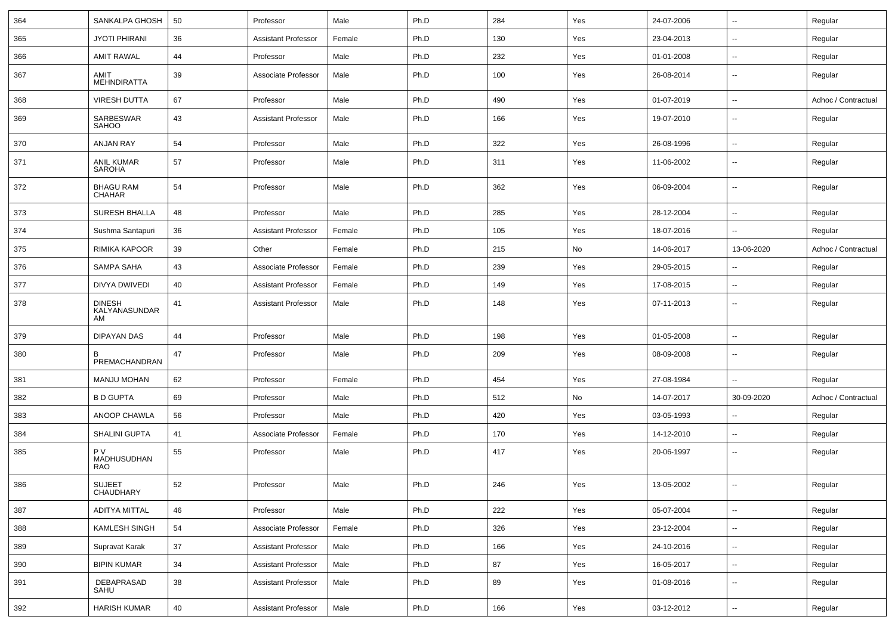| | | | | | | | | | | |
|---|---|---|---|---|---|---|---|---|---|---|
| 364 | SANKALPA GHOSH | 50 | Professor | Male | Ph.D | 284 | Yes | 24-07-2006 | -- | Regular |
| 365 | JYOTI PHIRANI | 36 | Assistant Professor | Female | Ph.D | 130 | Yes | 23-04-2013 | -- | Regular |
| 366 | AMIT RAWAL | 44 | Professor | Male | Ph.D | 232 | Yes | 01-01-2008 | -- | Regular |
| 367 | AMIT MEHNDIRATTA | 39 | Associate Professor | Male | Ph.D | 100 | Yes | 26-08-2014 | -- | Regular |
| 368 | VIRESH DUTTA | 67 | Professor | Male | Ph.D | 490 | Yes | 01-07-2019 | -- | Adhoc / Contractual |
| 369 | SARBESWAR SAHOO | 43 | Assistant Professor | Male | Ph.D | 166 | Yes | 19-07-2010 | -- | Regular |
| 370 | ANJAN RAY | 54 | Professor | Male | Ph.D | 322 | Yes | 26-08-1996 | -- | Regular |
| 371 | ANIL KUMAR SAROHA | 57 | Professor | Male | Ph.D | 311 | Yes | 11-06-2002 | -- | Regular |
| 372 | BHAGU RAM CHAHAR | 54 | Professor | Male | Ph.D | 362 | Yes | 06-09-2004 | -- | Regular |
| 373 | SURESH BHALLA | 48 | Professor | Male | Ph.D | 285 | Yes | 28-12-2004 | -- | Regular |
| 374 | Sushma Santapuri | 36 | Assistant Professor | Female | Ph.D | 105 | Yes | 18-07-2016 | -- | Regular |
| 375 | RIMIKA KAPOOR | 39 | Other | Female | Ph.D | 215 | No | 14-06-2017 | 13-06-2020 | Adhoc / Contractual |
| 376 | SAMPA SAHA | 43 | Associate Professor | Female | Ph.D | 239 | Yes | 29-05-2015 | -- | Regular |
| 377 | DIVYA DWIVEDI | 40 | Assistant Professor | Female | Ph.D | 149 | Yes | 17-08-2015 | -- | Regular |
| 378 | DINESH KALYANASUNDARAM | 41 | Assistant Professor | Male | Ph.D | 148 | Yes | 07-11-2013 | -- | Regular |
| 379 | DIPAYAN DAS | 44 | Professor | Male | Ph.D | 198 | Yes | 01-05-2008 | -- | Regular |
| 380 | B PREMACHANDRAN | 47 | Professor | Male | Ph.D | 209 | Yes | 08-09-2008 | -- | Regular |
| 381 | MANJU MOHAN | 62 | Professor | Female | Ph.D | 454 | Yes | 27-08-1984 | -- | Regular |
| 382 | B D GUPTA | 69 | Professor | Male | Ph.D | 512 | No | 14-07-2017 | 30-09-2020 | Adhoc / Contractual |
| 383 | ANOOP CHAWLA | 56 | Professor | Male | Ph.D | 420 | Yes | 03-05-1993 | -- | Regular |
| 384 | SHALINI GUPTA | 41 | Associate Professor | Female | Ph.D | 170 | Yes | 14-12-2010 | -- | Regular |
| 385 | P V MADHUSUDHAN RAO | 55 | Professor | Male | Ph.D | 417 | Yes | 20-06-1997 | -- | Regular |
| 386 | SUJEET CHAUDHARY | 52 | Professor | Male | Ph.D | 246 | Yes | 13-05-2002 | -- | Regular |
| 387 | ADITYA MITTAL | 46 | Professor | Male | Ph.D | 222 | Yes | 05-07-2004 | -- | Regular |
| 388 | KAMLESH SINGH | 54 | Associate Professor | Female | Ph.D | 326 | Yes | 23-12-2004 | -- | Regular |
| 389 | Supravat Karak | 37 | Assistant Professor | Male | Ph.D | 166 | Yes | 24-10-2016 | -- | Regular |
| 390 | BIPIN KUMAR | 34 | Assistant Professor | Male | Ph.D | 87 | Yes | 16-05-2017 | -- | Regular |
| 391 | DEBAPRASAD SAHU | 38 | Assistant Professor | Male | Ph.D | 89 | Yes | 01-08-2016 | -- | Regular |
| 392 | HARISH KUMAR | 40 | Assistant Professor | Male | Ph.D | 166 | Yes | 03-12-2012 | -- | Regular |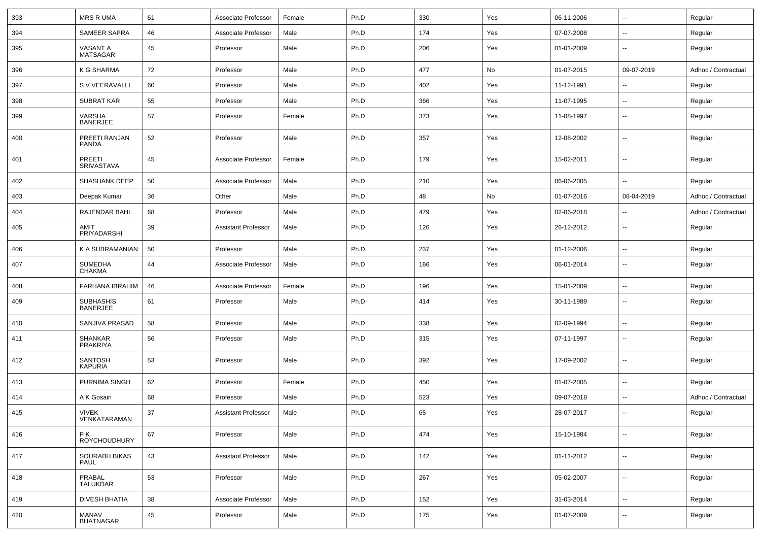| | | | | | | | | | | |
|---|---|---|---|---|---|---|---|---|---|---|
| 393 | MRS R UMA | 61 | Associate Professor | Female | Ph.D | 330 | Yes | 06-11-2006 | -- | Regular |
| 394 | SAMEER SAPRA | 46 | Associate Professor | Male | Ph.D | 174 | Yes | 07-07-2008 | -- | Regular |
| 395 | VASANT A MATSAGAR | 45 | Professor | Male | Ph.D | 206 | Yes | 01-01-2009 | -- | Regular |
| 396 | K G SHARMA | 72 | Professor | Male | Ph.D | 477 | No | 01-07-2015 | 09-07-2019 | Adhoc / Contractual |
| 397 | S V VEERAVALLI | 60 | Professor | Male | Ph.D | 402 | Yes | 11-12-1991 | -- | Regular |
| 398 | SUBRAT KAR | 55 | Professor | Male | Ph.D | 366 | Yes | 11-07-1995 | -- | Regular |
| 399 | VARSHA BANERJEE | 57 | Professor | Female | Ph.D | 373 | Yes | 11-08-1997 | -- | Regular |
| 400 | PREETI RANJAN PANDA | 52 | Professor | Male | Ph.D | 357 | Yes | 12-08-2002 | -- | Regular |
| 401 | PREETI SRIVASTAVA | 45 | Associate Professor | Female | Ph.D | 179 | Yes | 15-02-2011 | -- | Regular |
| 402 | SHASHANK DEEP | 50 | Associate Professor | Male | Ph.D | 210 | Yes | 06-06-2005 | -- | Regular |
| 403 | Deepak Kumar | 36 | Other | Male | Ph.D | 48 | No | 01-07-2016 | 08-04-2019 | Adhoc / Contractual |
| 404 | RAJENDAR BAHL | 68 | Professor | Male | Ph.D | 479 | Yes | 02-06-2018 | -- | Adhoc / Contractual |
| 405 | AMIT PRIYADARSHI | 39 | Assistant Professor | Male | Ph.D | 126 | Yes | 26-12-2012 | -- | Regular |
| 406 | K A SUBRAMANIAN | 50 | Professor | Male | Ph.D | 237 | Yes | 01-12-2006 | -- | Regular |
| 407 | SUMEDHA CHAKMA | 44 | Associate Professor | Male | Ph.D | 166 | Yes | 06-01-2014 | -- | Regular |
| 408 | FARHANA IBRAHIM | 46 | Associate Professor | Female | Ph.D | 196 | Yes | 15-01-2009 | -- | Regular |
| 409 | SUBHASHIS BANERJEE | 61 | Professor | Male | Ph.D | 414 | Yes | 30-11-1989 | -- | Regular |
| 410 | SANJIVA PRASAD | 58 | Professor | Male | Ph.D | 338 | Yes | 02-09-1994 | -- | Regular |
| 411 | SHANKAR PRAKRIYA | 56 | Professor | Male | Ph.D | 315 | Yes | 07-11-1997 | -- | Regular |
| 412 | SANTOSH KAPURIA | 53 | Professor | Male | Ph.D | 392 | Yes | 17-09-2002 | -- | Regular |
| 413 | PURNIMA SINGH | 62 | Professor | Female | Ph.D | 450 | Yes | 01-07-2005 | -- | Regular |
| 414 | A K Gosain | 68 | Professor | Male | Ph.D | 523 | Yes | 09-07-2018 | -- | Adhoc / Contractual |
| 415 | VIVEK VENKATARAMAN | 37 | Assistant Professor | Male | Ph.D | 65 | Yes | 28-07-2017 | -- | Regular |
| 416 | P K ROYCHOUDHURY | 67 | Professor | Male | Ph.D | 474 | Yes | 15-10-1984 | -- | Regular |
| 417 | SOURABH BIKAS PAUL | 43 | Assistant Professor | Male | Ph.D | 142 | Yes | 01-11-2012 | -- | Regular |
| 418 | PRABAL TALUKDAR | 53 | Professor | Male | Ph.D | 267 | Yes | 05-02-2007 | -- | Regular |
| 419 | DIVESH BHATIA | 38 | Associate Professor | Male | Ph.D | 152 | Yes | 31-03-2014 | -- | Regular |
| 420 | MANAV BHATNAGAR | 45 | Professor | Male | Ph.D | 175 | Yes | 01-07-2009 | -- | Regular |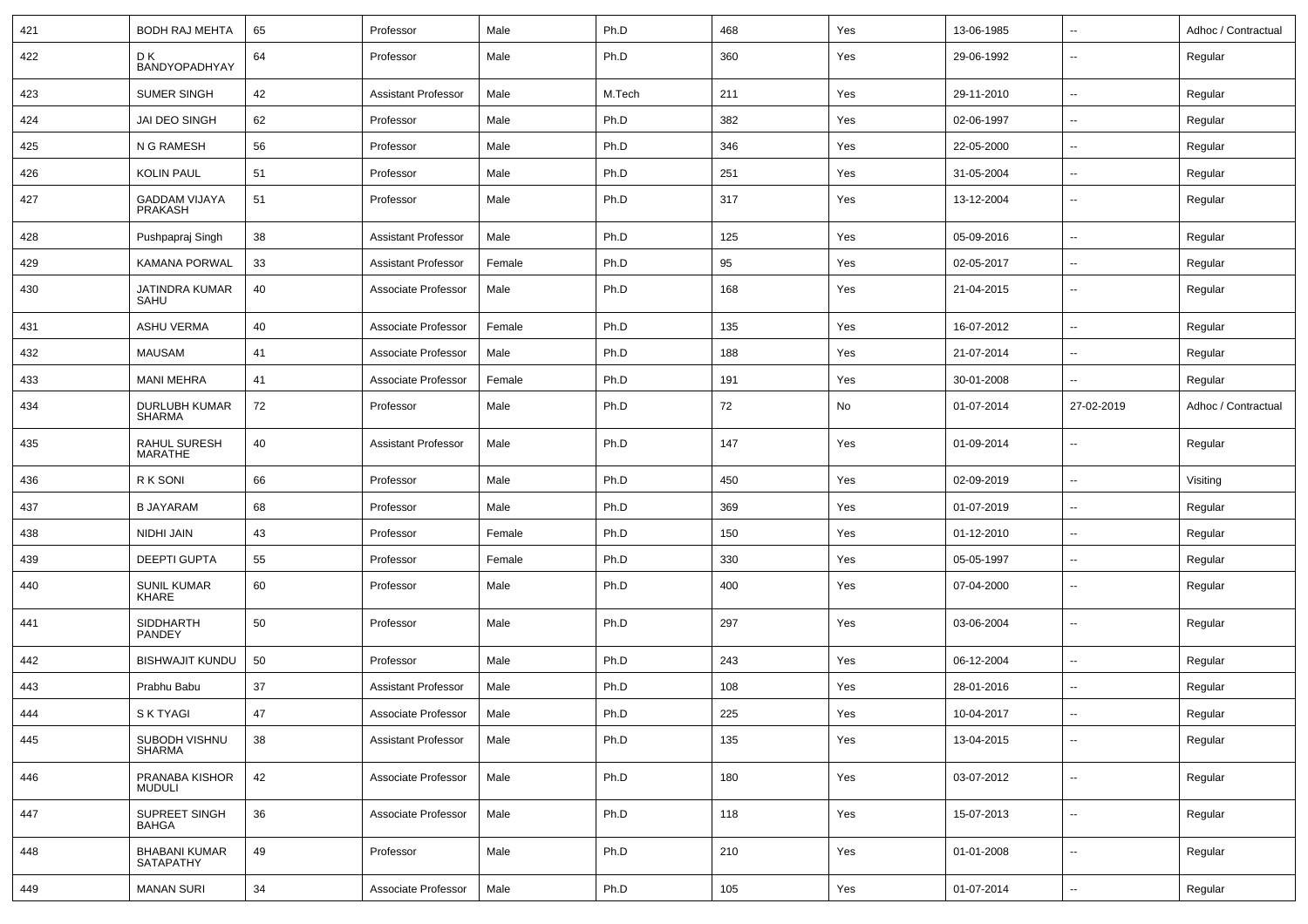| | | | | | | | | | | |
|---|---|---|---|---|---|---|---|---|---|---|
| 421 | BODH RAJ MEHTA | 65 | Professor | Male | Ph.D | 468 | Yes | 13-06-1985 | -- | Adhoc / Contractual |
| 422 | D K BANDYOPADHYAY | 64 | Professor | Male | Ph.D | 360 | Yes | 29-06-1992 | -- | Regular |
| 423 | SUMER SINGH | 42 | Assistant Professor | Male | M.Tech | 211 | Yes | 29-11-2010 | -- | Regular |
| 424 | JAI DEO SINGH | 62 | Professor | Male | Ph.D | 382 | Yes | 02-06-1997 | -- | Regular |
| 425 | N G RAMESH | 56 | Professor | Male | Ph.D | 346 | Yes | 22-05-2000 | -- | Regular |
| 426 | KOLIN PAUL | 51 | Professor | Male | Ph.D | 251 | Yes | 31-05-2004 | -- | Regular |
| 427 | GADDAM VIJAYA PRAKASH | 51 | Professor | Male | Ph.D | 317 | Yes | 13-12-2004 | -- | Regular |
| 428 | Pushpapraj Singh | 38 | Assistant Professor | Male | Ph.D | 125 | Yes | 05-09-2016 | -- | Regular |
| 429 | KAMANA PORWAL | 33 | Assistant Professor | Female | Ph.D | 95 | Yes | 02-05-2017 | -- | Regular |
| 430 | JATINDRA KUMAR SAHU | 40 | Associate Professor | Male | Ph.D | 168 | Yes | 21-04-2015 | -- | Regular |
| 431 | ASHU VERMA | 40 | Associate Professor | Female | Ph.D | 135 | Yes | 16-07-2012 | -- | Regular |
| 432 | MAUSAM | 41 | Associate Professor | Male | Ph.D | 188 | Yes | 21-07-2014 | -- | Regular |
| 433 | MANI MEHRA | 41 | Associate Professor | Female | Ph.D | 191 | Yes | 30-01-2008 | -- | Regular |
| 434 | DURLUBH KUMAR SHARMA | 72 | Professor | Male | Ph.D | 72 | No | 01-07-2014 | 27-02-2019 | Adhoc / Contractual |
| 435 | RAHUL SURESH MARATHE | 40 | Assistant Professor | Male | Ph.D | 147 | Yes | 01-09-2014 | -- | Regular |
| 436 | R K SONI | 66 | Professor | Male | Ph.D | 450 | Yes | 02-09-2019 | -- | Visiting |
| 437 | B JAYARAM | 68 | Professor | Male | Ph.D | 369 | Yes | 01-07-2019 | -- | Regular |
| 438 | NIDHI JAIN | 43 | Professor | Female | Ph.D | 150 | Yes | 01-12-2010 | -- | Regular |
| 439 | DEEPTI GUPTA | 55 | Professor | Female | Ph.D | 330 | Yes | 05-05-1997 | -- | Regular |
| 440 | SUNIL KUMAR KHARE | 60 | Professor | Male | Ph.D | 400 | Yes | 07-04-2000 | -- | Regular |
| 441 | SIDDHARTH PANDEY | 50 | Professor | Male | Ph.D | 297 | Yes | 03-06-2004 | -- | Regular |
| 442 | BISHWAJIT KUNDU | 50 | Professor | Male | Ph.D | 243 | Yes | 06-12-2004 | -- | Regular |
| 443 | Prabhu Babu | 37 | Assistant Professor | Male | Ph.D | 108 | Yes | 28-01-2016 | -- | Regular |
| 444 | S K TYAGI | 47 | Associate Professor | Male | Ph.D | 225 | Yes | 10-04-2017 | -- | Regular |
| 445 | SUBODH VISHNU SHARMA | 38 | Assistant Professor | Male | Ph.D | 135 | Yes | 13-04-2015 | -- | Regular |
| 446 | PRANABA KISHOR MUDULI | 42 | Associate Professor | Male | Ph.D | 180 | Yes | 03-07-2012 | -- | Regular |
| 447 | SUPREET SINGH BAHGA | 36 | Associate Professor | Male | Ph.D | 118 | Yes | 15-07-2013 | -- | Regular |
| 448 | BHABANI KUMAR SATAPATHY | 49 | Professor | Male | Ph.D | 210 | Yes | 01-01-2008 | -- | Regular |
| 449 | MANAN SURI | 34 | Associate Professor | Male | Ph.D | 105 | Yes | 01-07-2014 | -- | Regular |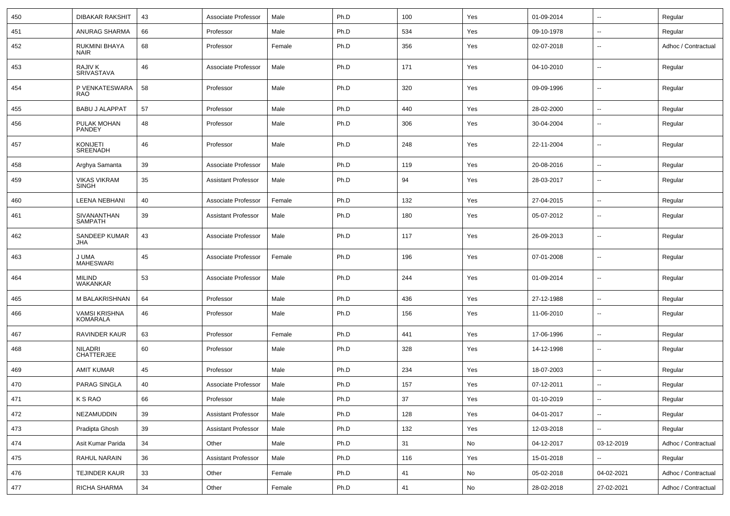| | | | | | | | | | | |
|---|---|---|---|---|---|---|---|---|---|---|
| 450 | DIBAKAR RAKSHIT | 43 | Associate Professor | Male | Ph.D | 100 | Yes | 01-09-2014 | -- | Regular |
| 451 | ANURAG SHARMA | 66 | Professor | Male | Ph.D | 534 | Yes | 09-10-1978 | -- | Regular |
| 452 | RUKMINI BHAYA NAIR | 68 | Professor | Female | Ph.D | 356 | Yes | 02-07-2018 | -- | Adhoc / Contractual |
| 453 | RAJIV K SRIVASTAVA | 46 | Associate Professor | Male | Ph.D | 171 | Yes | 04-10-2010 | -- | Regular |
| 454 | P VENKATESWARA RAO | 58 | Professor | Male | Ph.D | 320 | Yes | 09-09-1996 | -- | Regular |
| 455 | BABU J ALAPPAT | 57 | Professor | Male | Ph.D | 440 | Yes | 28-02-2000 | -- | Regular |
| 456 | PULAK MOHAN PANDEY | 48 | Professor | Male | Ph.D | 306 | Yes | 30-04-2004 | -- | Regular |
| 457 | KONIJETI SREENADH | 46 | Professor | Male | Ph.D | 248 | Yes | 22-11-2004 | -- | Regular |
| 458 | Arghya Samanta | 39 | Associate Professor | Male | Ph.D | 119 | Yes | 20-08-2016 | -- | Regular |
| 459 | VIKAS VIKRAM SINGH | 35 | Assistant Professor | Male | Ph.D | 94 | Yes | 28-03-2017 | -- | Regular |
| 460 | LEENA NEBHANI | 40 | Associate Professor | Female | Ph.D | 132 | Yes | 27-04-2015 | -- | Regular |
| 461 | SIVANANTHAN SAMPATH | 39 | Assistant Professor | Male | Ph.D | 180 | Yes | 05-07-2012 | -- | Regular |
| 462 | SANDEEP KUMAR JHA | 43 | Associate Professor | Male | Ph.D | 117 | Yes | 26-09-2013 | -- | Regular |
| 463 | J UMA MAHESWARI | 45 | Associate Professor | Female | Ph.D | 196 | Yes | 07-01-2008 | -- | Regular |
| 464 | MILIND WAKANKAR | 53 | Associate Professor | Male | Ph.D | 244 | Yes | 01-09-2014 | -- | Regular |
| 465 | M BALAKRISHNAN | 64 | Professor | Male | Ph.D | 436 | Yes | 27-12-1988 | -- | Regular |
| 466 | VAMSI KRISHNA KOMARALA | 46 | Professor | Male | Ph.D | 156 | Yes | 11-06-2010 | -- | Regular |
| 467 | RAVINDER KAUR | 63 | Professor | Female | Ph.D | 441 | Yes | 17-06-1996 | -- | Regular |
| 468 | NILADRI CHATTERJEE | 60 | Professor | Male | Ph.D | 328 | Yes | 14-12-1998 | -- | Regular |
| 469 | AMIT KUMAR | 45 | Professor | Male | Ph.D | 234 | Yes | 18-07-2003 | -- | Regular |
| 470 | PARAG SINGLA | 40 | Associate Professor | Male | Ph.D | 157 | Yes | 07-12-2011 | -- | Regular |
| 471 | K S RAO | 66 | Professor | Male | Ph.D | 37 | Yes | 01-10-2019 | -- | Regular |
| 472 | NEZAMUDDIN | 39 | Assistant Professor | Male | Ph.D | 128 | Yes | 04-01-2017 | -- | Regular |
| 473 | Pradipta Ghosh | 39 | Assistant Professor | Male | Ph.D | 132 | Yes | 12-03-2018 | -- | Regular |
| 474 | Asit Kumar Parida | 34 | Other | Male | Ph.D | 31 | No | 04-12-2017 | 03-12-2019 | Adhoc / Contractual |
| 475 | RAHUL NARAIN | 36 | Assistant Professor | Male | Ph.D | 116 | Yes | 15-01-2018 | -- | Regular |
| 476 | TEJINDER KAUR | 33 | Other | Female | Ph.D | 41 | No | 05-02-2018 | 04-02-2021 | Adhoc / Contractual |
| 477 | RICHA SHARMA | 34 | Other | Female | Ph.D | 41 | No | 28-02-2018 | 27-02-2021 | Adhoc / Contractual |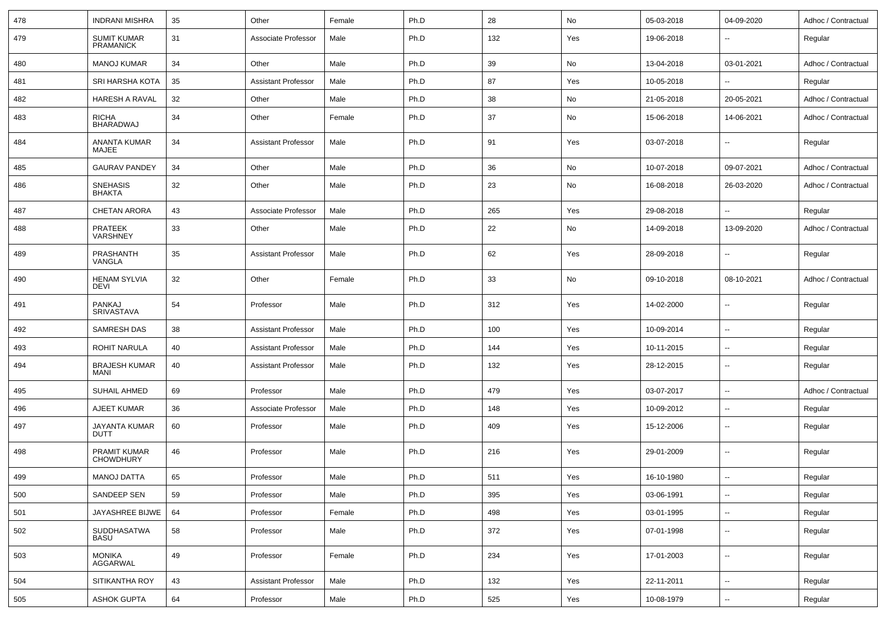| | | | | | | | | | | |
|---|---|---|---|---|---|---|---|---|---|---|
| 478 | INDRANI MISHRA | 35 | Other | Female | Ph.D | 28 | No | 05-03-2018 | 04-09-2020 | Adhoc / Contractual |
| 479 | SUMIT KUMAR PRAMANICK | 31 | Associate Professor | Male | Ph.D | 132 | Yes | 19-06-2018 | -- | Regular |
| 480 | MANOJ KUMAR | 34 | Other | Male | Ph.D | 39 | No | 13-04-2018 | 03-01-2021 | Adhoc / Contractual |
| 481 | SRI HARSHA KOTA | 35 | Assistant Professor | Male | Ph.D | 87 | Yes | 10-05-2018 | -- | Regular |
| 482 | HARESH A RAVAL | 32 | Other | Male | Ph.D | 38 | No | 21-05-2018 | 20-05-2021 | Adhoc / Contractual |
| 483 | RICHA BHARADWAJ | 34 | Other | Female | Ph.D | 37 | No | 15-06-2018 | 14-06-2021 | Adhoc / Contractual |
| 484 | ANANTA KUMAR MAJEE | 34 | Assistant Professor | Male | Ph.D | 91 | Yes | 03-07-2018 | -- | Regular |
| 485 | GAURAV PANDEY | 34 | Other | Male | Ph.D | 36 | No | 10-07-2018 | 09-07-2021 | Adhoc / Contractual |
| 486 | SNEHASIS BHAKTA | 32 | Other | Male | Ph.D | 23 | No | 16-08-2018 | 26-03-2020 | Adhoc / Contractual |
| 487 | CHETAN ARORA | 43 | Associate Professor | Male | Ph.D | 265 | Yes | 29-08-2018 | -- | Regular |
| 488 | PRATEEK VARSHNEY | 33 | Other | Male | Ph.D | 22 | No | 14-09-2018 | 13-09-2020 | Adhoc / Contractual |
| 489 | PRASHANTH VANGLA | 35 | Assistant Professor | Male | Ph.D | 62 | Yes | 28-09-2018 | -- | Regular |
| 490 | HENAM SYLVIA DEVI | 32 | Other | Female | Ph.D | 33 | No | 09-10-2018 | 08-10-2021 | Adhoc / Contractual |
| 491 | PANKAJ SRIVASTAVA | 54 | Professor | Male | Ph.D | 312 | Yes | 14-02-2000 | -- | Regular |
| 492 | SAMRESH DAS | 38 | Assistant Professor | Male | Ph.D | 100 | Yes | 10-09-2014 | -- | Regular |
| 493 | ROHIT NARULA | 40 | Assistant Professor | Male | Ph.D | 144 | Yes | 10-11-2015 | -- | Regular |
| 494 | BRAJESH KUMAR MANI | 40 | Assistant Professor | Male | Ph.D | 132 | Yes | 28-12-2015 | -- | Regular |
| 495 | SUHAIL AHMED | 69 | Professor | Male | Ph.D | 479 | Yes | 03-07-2017 | -- | Adhoc / Contractual |
| 496 | AJEET KUMAR | 36 | Associate Professor | Male | Ph.D | 148 | Yes | 10-09-2012 | -- | Regular |
| 497 | JAYANTA KUMAR DUTT | 60 | Professor | Male | Ph.D | 409 | Yes | 15-12-2006 | -- | Regular |
| 498 | PRAMIT KUMAR CHOWDHURY | 46 | Professor | Male | Ph.D | 216 | Yes | 29-01-2009 | -- | Regular |
| 499 | MANOJ DATTA | 65 | Professor | Male | Ph.D | 511 | Yes | 16-10-1980 | -- | Regular |
| 500 | SANDEEP SEN | 59 | Professor | Male | Ph.D | 395 | Yes | 03-06-1991 | -- | Regular |
| 501 | JAYASHREE BIJWE | 64 | Professor | Female | Ph.D | 498 | Yes | 03-01-1995 | -- | Regular |
| 502 | SUDDHASATWA BASU | 58 | Professor | Male | Ph.D | 372 | Yes | 07-01-1998 | -- | Regular |
| 503 | MONIKA AGGARWAL | 49 | Professor | Female | Ph.D | 234 | Yes | 17-01-2003 | -- | Regular |
| 504 | SITIKANTHA ROY | 43 | Assistant Professor | Male | Ph.D | 132 | Yes | 22-11-2011 | -- | Regular |
| 505 | ASHOK GUPTA | 64 | Professor | Male | Ph.D | 525 | Yes | 10-08-1979 | -- | Regular |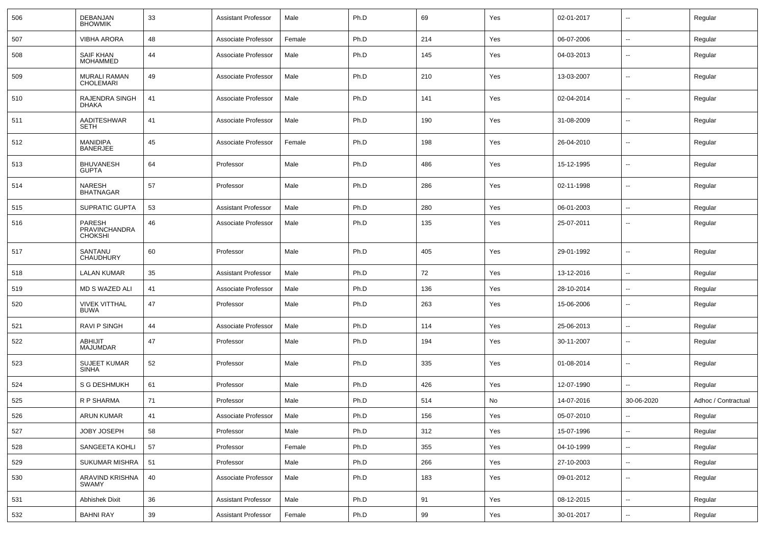| | | | | | | | | | | |
|---|---|---|---|---|---|---|---|---|---|---|
| 506 | DEBANJAN BHOWMIK | 33 | Assistant Professor | Male | Ph.D | 69 | Yes | 02-01-2017 | -- | Regular |
| 507 | VIBHA ARORA | 48 | Associate Professor | Female | Ph.D | 214 | Yes | 06-07-2006 | -- | Regular |
| 508 | SAIF KHAN MOHAMMED | 44 | Associate Professor | Male | Ph.D | 145 | Yes | 04-03-2013 | -- | Regular |
| 509 | MURALI RAMAN CHOLEMARI | 49 | Associate Professor | Male | Ph.D | 210 | Yes | 13-03-2007 | -- | Regular |
| 510 | RAJENDRA SINGH DHAKA | 41 | Associate Professor | Male | Ph.D | 141 | Yes | 02-04-2014 | -- | Regular |
| 511 | AADITESHWAR SETH | 41 | Associate Professor | Male | Ph.D | 190 | Yes | 31-08-2009 | -- | Regular |
| 512 | MANIDIPA BANERJEE | 45 | Associate Professor | Female | Ph.D | 198 | Yes | 26-04-2010 | -- | Regular |
| 513 | BHUVANESH GUPTA | 64 | Professor | Male | Ph.D | 486 | Yes | 15-12-1995 | -- | Regular |
| 514 | NARESH BHATNAGAR | 57 | Professor | Male | Ph.D | 286 | Yes | 02-11-1998 | -- | Regular |
| 515 | SUPRATIC GUPTA | 53 | Assistant Professor | Male | Ph.D | 280 | Yes | 06-01-2003 | -- | Regular |
| 516 | PARESH PRAVINCHANDRA CHOKSHI | 46 | Associate Professor | Male | Ph.D | 135 | Yes | 25-07-2011 | -- | Regular |
| 517 | SANTANU CHAUDHURY | 60 | Professor | Male | Ph.D | 405 | Yes | 29-01-1992 | -- | Regular |
| 518 | LALAN KUMAR | 35 | Assistant Professor | Male | Ph.D | 72 | Yes | 13-12-2016 | -- | Regular |
| 519 | MD S WAZED ALI | 41 | Associate Professor | Male | Ph.D | 136 | Yes | 28-10-2014 | -- | Regular |
| 520 | VIVEK VITTHAL BUWA | 47 | Professor | Male | Ph.D | 263 | Yes | 15-06-2006 | -- | Regular |
| 521 | RAVI P SINGH | 44 | Associate Professor | Male | Ph.D | 114 | Yes | 25-06-2013 | -- | Regular |
| 522 | ABHIJIT MAJUMDAR | 47 | Professor | Male | Ph.D | 194 | Yes | 30-11-2007 | -- | Regular |
| 523 | SUJEET KUMAR SINHA | 52 | Professor | Male | Ph.D | 335 | Yes | 01-08-2014 | -- | Regular |
| 524 | S G DESHMUKH | 61 | Professor | Male | Ph.D | 426 | Yes | 12-07-1990 | -- | Regular |
| 525 | R P SHARMA | 71 | Professor | Male | Ph.D | 514 | No | 14-07-2016 | 30-06-2020 | Adhoc / Contractual |
| 526 | ARUN KUMAR | 41 | Associate Professor | Male | Ph.D | 156 | Yes | 05-07-2010 | -- | Regular |
| 527 | JOBY JOSEPH | 58 | Professor | Male | Ph.D | 312 | Yes | 15-07-1996 | -- | Regular |
| 528 | SANGEETA KOHLI | 57 | Professor | Female | Ph.D | 355 | Yes | 04-10-1999 | -- | Regular |
| 529 | SUKUMAR MISHRA | 51 | Professor | Male | Ph.D | 266 | Yes | 27-10-2003 | -- | Regular |
| 530 | ARAVIND KRISHNA SWAMY | 40 | Associate Professor | Male | Ph.D | 183 | Yes | 09-01-2012 | -- | Regular |
| 531 | Abhishek Dixit | 36 | Assistant Professor | Male | Ph.D | 91 | Yes | 08-12-2015 | -- | Regular |
| 532 | BAHNI RAY | 39 | Assistant Professor | Female | Ph.D | 99 | Yes | 30-01-2017 | -- | Regular |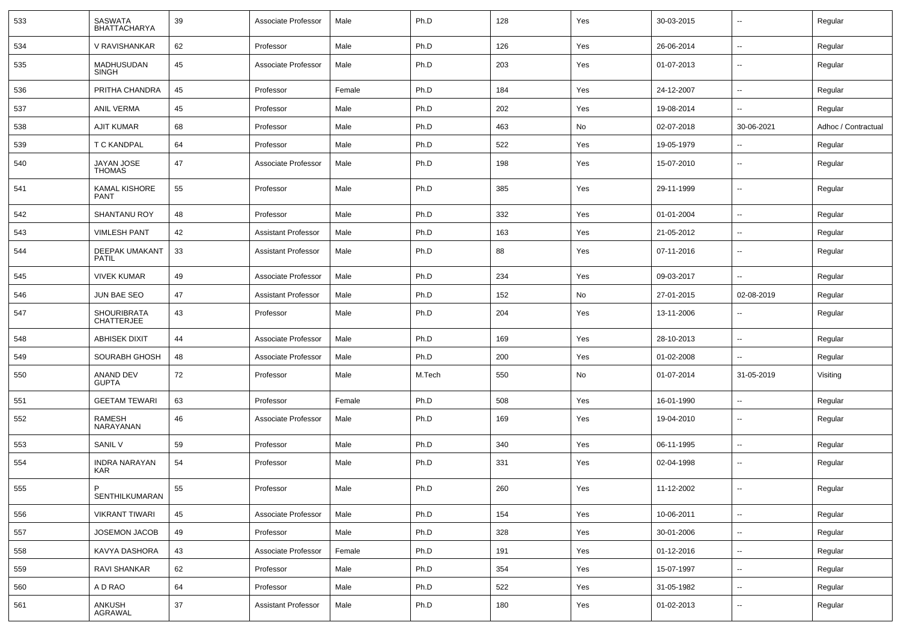| | | | | | | | | | | |
|---|---|---|---|---|---|---|---|---|---|---|
| 533 | SASWATA BHATTACHARYA | 39 | Associate Professor | Male | Ph.D | 128 | Yes | 30-03-2015 | -- | Regular |
| 534 | V RAVISHANKAR | 62 | Professor | Male | Ph.D | 126 | Yes | 26-06-2014 | -- | Regular |
| 535 | MADHUSUDAN SINGH | 45 | Associate Professor | Male | Ph.D | 203 | Yes | 01-07-2013 | -- | Regular |
| 536 | PRITHA CHANDRA | 45 | Professor | Female | Ph.D | 184 | Yes | 24-12-2007 | -- | Regular |
| 537 | ANIL VERMA | 45 | Professor | Male | Ph.D | 202 | Yes | 19-08-2014 | -- | Regular |
| 538 | AJIT KUMAR | 68 | Professor | Male | Ph.D | 463 | No | 02-07-2018 | 30-06-2021 | Adhoc / Contractual |
| 539 | T C KANDPAL | 64 | Professor | Male | Ph.D | 522 | Yes | 19-05-1979 | -- | Regular |
| 540 | JAYAN JOSE THOMAS | 47 | Associate Professor | Male | Ph.D | 198 | Yes | 15-07-2010 | -- | Regular |
| 541 | KAMAL KISHORE PANT | 55 | Professor | Male | Ph.D | 385 | Yes | 29-11-1999 | -- | Regular |
| 542 | SHANTANU ROY | 48 | Professor | Male | Ph.D | 332 | Yes | 01-01-2004 | -- | Regular |
| 543 | VIMLESH PANT | 42 | Assistant Professor | Male | Ph.D | 163 | Yes | 21-05-2012 | -- | Regular |
| 544 | DEEPAK UMAKANT PATIL | 33 | Assistant Professor | Male | Ph.D | 88 | Yes | 07-11-2016 | -- | Regular |
| 545 | VIVEK KUMAR | 49 | Associate Professor | Male | Ph.D | 234 | Yes | 09-03-2017 | -- | Regular |
| 546 | JUN BAE SEO | 47 | Assistant Professor | Male | Ph.D | 152 | No | 27-01-2015 | 02-08-2019 | Regular |
| 547 | SHOURIBRATA CHATTERJEE | 43 | Professor | Male | Ph.D | 204 | Yes | 13-11-2006 | -- | Regular |
| 548 | ABHISEK DIXIT | 44 | Associate Professor | Male | Ph.D | 169 | Yes | 28-10-2013 | -- | Regular |
| 549 | SOURABH GHOSH | 48 | Associate Professor | Male | Ph.D | 200 | Yes | 01-02-2008 | -- | Regular |
| 550 | ANAND DEV GUPTA | 72 | Professor | Male | M.Tech | 550 | No | 01-07-2014 | 31-05-2019 | Visiting |
| 551 | GEETAM TEWARI | 63 | Professor | Female | Ph.D | 508 | Yes | 16-01-1990 | -- | Regular |
| 552 | RAMESH NARAYANAN | 46 | Associate Professor | Male | Ph.D | 169 | Yes | 19-04-2010 | -- | Regular |
| 553 | SANIL V | 59 | Professor | Male | Ph.D | 340 | Yes | 06-11-1995 | -- | Regular |
| 554 | INDRA NARAYAN KAR | 54 | Professor | Male | Ph.D | 331 | Yes | 02-04-1998 | -- | Regular |
| 555 | P SENTHILKUMARAN | 55 | Professor | Male | Ph.D | 260 | Yes | 11-12-2002 | -- | Regular |
| 556 | VIKRANT TIWARI | 45 | Associate Professor | Male | Ph.D | 154 | Yes | 10-06-2011 | -- | Regular |
| 557 | JOSEMON JACOB | 49 | Professor | Male | Ph.D | 328 | Yes | 30-01-2006 | -- | Regular |
| 558 | KAVYA DASHORA | 43 | Associate Professor | Female | Ph.D | 191 | Yes | 01-12-2016 | -- | Regular |
| 559 | RAVI SHANKAR | 62 | Professor | Male | Ph.D | 354 | Yes | 15-07-1997 | -- | Regular |
| 560 | A D RAO | 64 | Professor | Male | Ph.D | 522 | Yes | 31-05-1982 | -- | Regular |
| 561 | ANKUSH AGRAWAL | 37 | Assistant Professor | Male | Ph.D | 180 | Yes | 01-02-2013 | -- | Regular |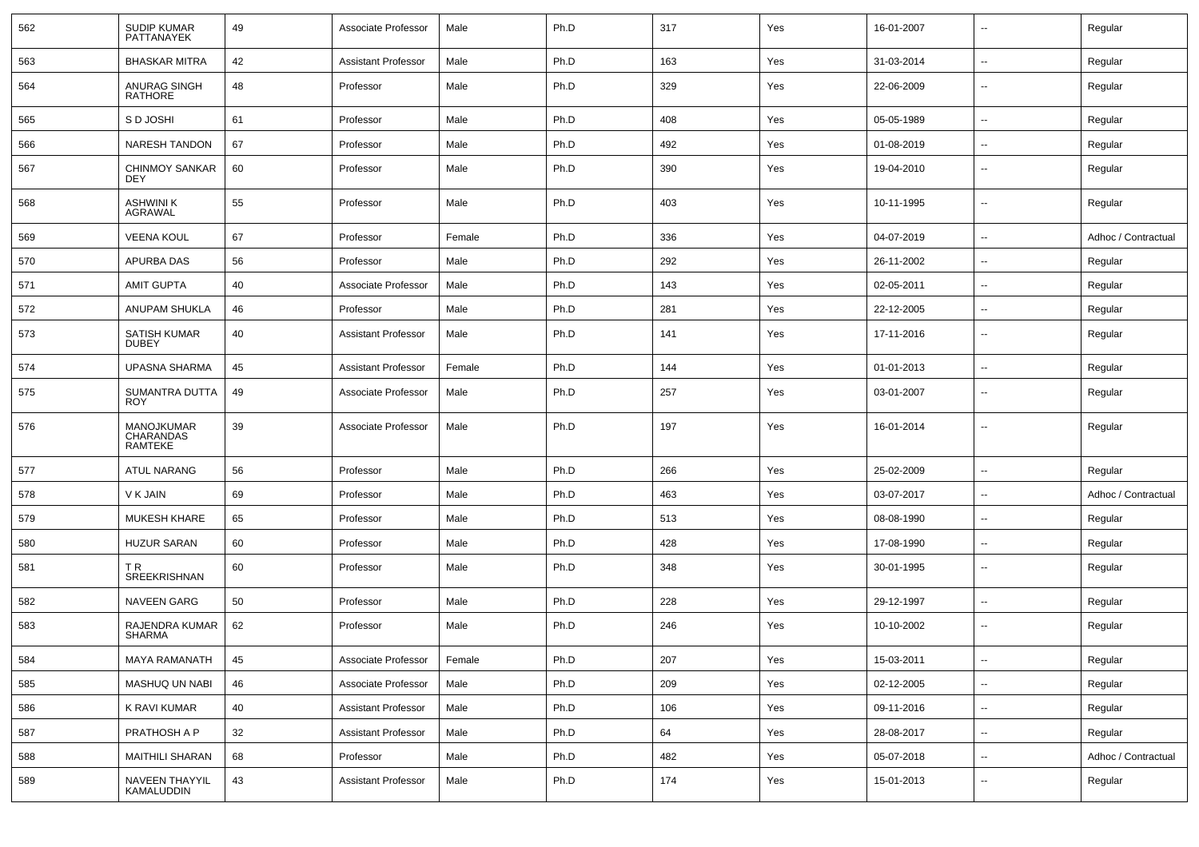| | | | | | | | | | | |
|---|---|---|---|---|---|---|---|---|---|---|
| 562 | SUDIP KUMAR PATTANAYEK | 49 | Associate Professor | Male | Ph.D | 317 | Yes | 16-01-2007 | -- | Regular |
| 563 | BHASKAR MITRA | 42 | Assistant Professor | Male | Ph.D | 163 | Yes | 31-03-2014 | -- | Regular |
| 564 | ANURAG SINGH RATHORE | 48 | Professor | Male | Ph.D | 329 | Yes | 22-06-2009 | -- | Regular |
| 565 | S D JOSHI | 61 | Professor | Male | Ph.D | 408 | Yes | 05-05-1989 | -- | Regular |
| 566 | NARESH TANDON | 67 | Professor | Male | Ph.D | 492 | Yes | 01-08-2019 | -- | Regular |
| 567 | CHINMOY SANKAR DEY | 60 | Professor | Male | Ph.D | 390 | Yes | 19-04-2010 | -- | Regular |
| 568 | ASHWINI K AGRAWAL | 55 | Professor | Male | Ph.D | 403 | Yes | 10-11-1995 | -- | Regular |
| 569 | VEENA KOUL | 67 | Professor | Female | Ph.D | 336 | Yes | 04-07-2019 | -- | Adhoc / Contractual |
| 570 | APURBA DAS | 56 | Professor | Male | Ph.D | 292 | Yes | 26-11-2002 | -- | Regular |
| 571 | AMIT GUPTA | 40 | Associate Professor | Male | Ph.D | 143 | Yes | 02-05-2011 | -- | Regular |
| 572 | ANUPAM SHUKLA | 46 | Professor | Male | Ph.D | 281 | Yes | 22-12-2005 | -- | Regular |
| 573 | SATISH KUMAR DUBEY | 40 | Assistant Professor | Male | Ph.D | 141 | Yes | 17-11-2016 | -- | Regular |
| 574 | UPASNA SHARMA | 45 | Assistant Professor | Female | Ph.D | 144 | Yes | 01-01-2013 | -- | Regular |
| 575 | SUMANTRA DUTTA ROY | 49 | Associate Professor | Male | Ph.D | 257 | Yes | 03-01-2007 | -- | Regular |
| 576 | MANOJKUMAR CHARANDAS RAMTEKE | 39 | Associate Professor | Male | Ph.D | 197 | Yes | 16-01-2014 | -- | Regular |
| 577 | ATUL NARANG | 56 | Professor | Male | Ph.D | 266 | Yes | 25-02-2009 | -- | Regular |
| 578 | V K JAIN | 69 | Professor | Male | Ph.D | 463 | Yes | 03-07-2017 | -- | Adhoc / Contractual |
| 579 | MUKESH KHARE | 65 | Professor | Male | Ph.D | 513 | Yes | 08-08-1990 | -- | Regular |
| 580 | HUZUR SARAN | 60 | Professor | Male | Ph.D | 428 | Yes | 17-08-1990 | -- | Regular |
| 581 | T R SREEKRISHNAN | 60 | Professor | Male | Ph.D | 348 | Yes | 30-01-1995 | -- | Regular |
| 582 | NAVEEN GARG | 50 | Professor | Male | Ph.D | 228 | Yes | 29-12-1997 | -- | Regular |
| 583 | RAJENDRA KUMAR SHARMA | 62 | Professor | Male | Ph.D | 246 | Yes | 10-10-2002 | -- | Regular |
| 584 | MAYA RAMANATH | 45 | Associate Professor | Female | Ph.D | 207 | Yes | 15-03-2011 | -- | Regular |
| 585 | MASHUQ UN NABI | 46 | Associate Professor | Male | Ph.D | 209 | Yes | 02-12-2005 | -- | Regular |
| 586 | K RAVI KUMAR | 40 | Assistant Professor | Male | Ph.D | 106 | Yes | 09-11-2016 | -- | Regular |
| 587 | PRATHOSH A P | 32 | Assistant Professor | Male | Ph.D | 64 | Yes | 28-08-2017 | -- | Regular |
| 588 | MAITHILI SHARAN | 68 | Professor | Male | Ph.D | 482 | Yes | 05-07-2018 | -- | Adhoc / Contractual |
| 589 | NAVEEN THAYYIL KAMALUDDIN | 43 | Assistant Professor | Male | Ph.D | 174 | Yes | 15-01-2013 | -- | Regular |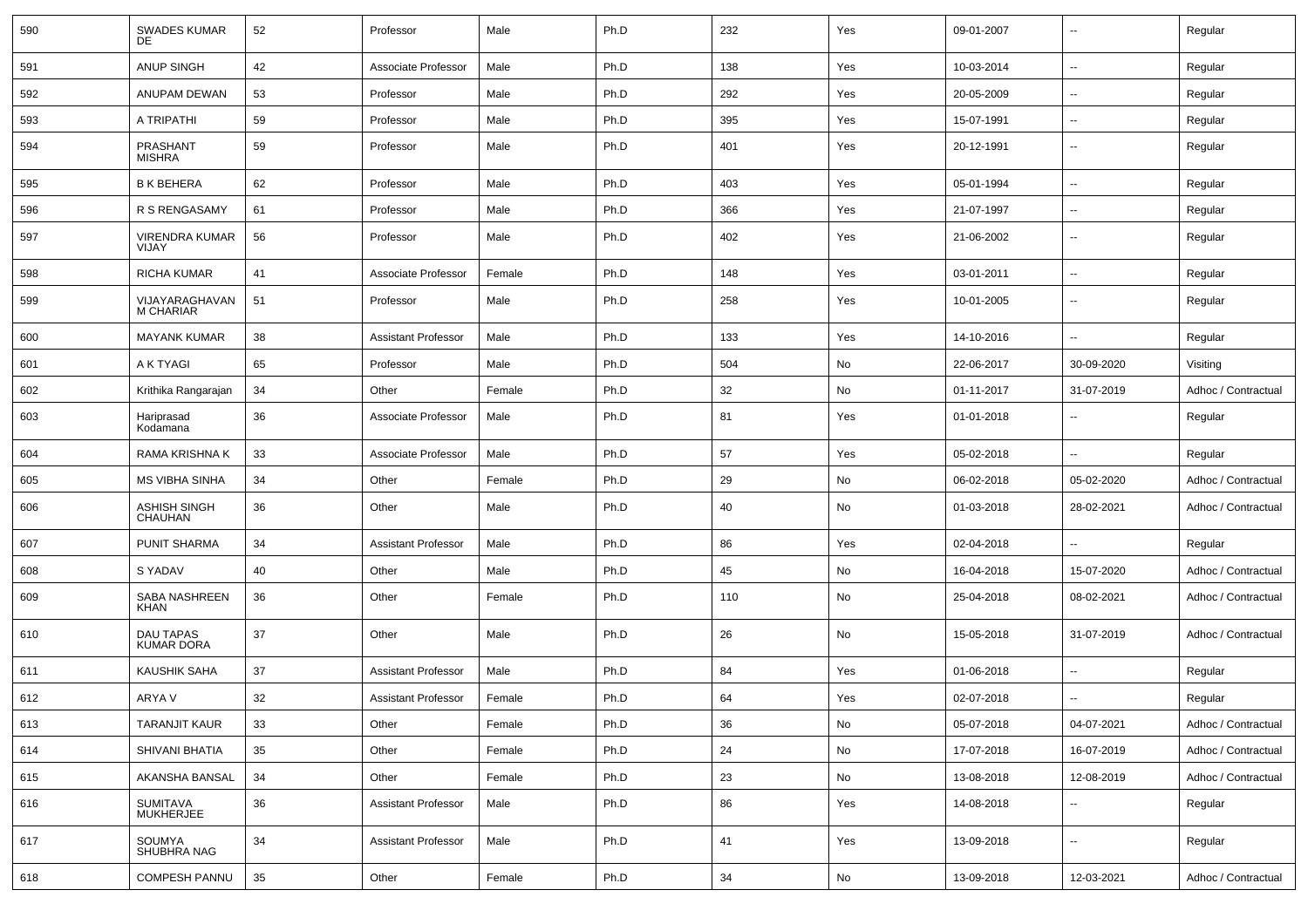| | | | | | | | | | | |
|---|---|---|---|---|---|---|---|---|---|---|
| 590 | SWADES KUMAR DE | 52 | Professor | Male | Ph.D | 232 | Yes | 09-01-2007 | -- | Regular |
| 591 | ANUP SINGH | 42 | Associate Professor | Male | Ph.D | 138 | Yes | 10-03-2014 | -- | Regular |
| 592 | ANUPAM DEWAN | 53 | Professor | Male | Ph.D | 292 | Yes | 20-05-2009 | -- | Regular |
| 593 | A TRIPATHI | 59 | Professor | Male | Ph.D | 395 | Yes | 15-07-1991 | -- | Regular |
| 594 | PRASHANT MISHRA | 59 | Professor | Male | Ph.D | 401 | Yes | 20-12-1991 | -- | Regular |
| 595 | B K BEHERA | 62 | Professor | Male | Ph.D | 403 | Yes | 05-01-1994 | -- | Regular |
| 596 | R S RENGASAMY | 61 | Professor | Male | Ph.D | 366 | Yes | 21-07-1997 | -- | Regular |
| 597 | VIRENDRA KUMAR VIJAY | 56 | Professor | Male | Ph.D | 402 | Yes | 21-06-2002 | -- | Regular |
| 598 | RICHA KUMAR | 41 | Associate Professor | Female | Ph.D | 148 | Yes | 03-01-2011 | -- | Regular |
| 599 | VIJAYARAGHAVAN M CHARIAR | 51 | Professor | Male | Ph.D | 258 | Yes | 10-01-2005 | -- | Regular |
| 600 | MAYANK KUMAR | 38 | Assistant Professor | Male | Ph.D | 133 | Yes | 14-10-2016 | -- | Regular |
| 601 | A K TYAGI | 65 | Professor | Male | Ph.D | 504 | No | 22-06-2017 | 30-09-2020 | Visiting |
| 602 | Krithika Rangarajan | 34 | Other | Female | Ph.D | 32 | No | 01-11-2017 | 31-07-2019 | Adhoc / Contractual |
| 603 | Hariprasad Kodamana | 36 | Associate Professor | Male | Ph.D | 81 | Yes | 01-01-2018 | -- | Regular |
| 604 | RAMA KRISHNA K | 33 | Associate Professor | Male | Ph.D | 57 | Yes | 05-02-2018 | -- | Regular |
| 605 | MS VIBHA SINHA | 34 | Other | Female | Ph.D | 29 | No | 06-02-2018 | 05-02-2020 | Adhoc / Contractual |
| 606 | ASHISH SINGH CHAUHAN | 36 | Other | Male | Ph.D | 40 | No | 01-03-2018 | 28-02-2021 | Adhoc / Contractual |
| 607 | PUNIT SHARMA | 34 | Assistant Professor | Male | Ph.D | 86 | Yes | 02-04-2018 | -- | Regular |
| 608 | S YADAV | 40 | Other | Male | Ph.D | 45 | No | 16-04-2018 | 15-07-2020 | Adhoc / Contractual |
| 609 | SABA NASHREEN KHAN | 36 | Other | Female | Ph.D | 110 | No | 25-04-2018 | 08-02-2021 | Adhoc / Contractual |
| 610 | DAU TAPAS KUMAR DORA | 37 | Other | Male | Ph.D | 26 | No | 15-05-2018 | 31-07-2019 | Adhoc / Contractual |
| 611 | KAUSHIK SAHA | 37 | Assistant Professor | Male | Ph.D | 84 | Yes | 01-06-2018 | -- | Regular |
| 612 | ARYA V | 32 | Assistant Professor | Female | Ph.D | 64 | Yes | 02-07-2018 | -- | Regular |
| 613 | TARANJIT KAUR | 33 | Other | Female | Ph.D | 36 | No | 05-07-2018 | 04-07-2021 | Adhoc / Contractual |
| 614 | SHIVANI BHATIA | 35 | Other | Female | Ph.D | 24 | No | 17-07-2018 | 16-07-2019 | Adhoc / Contractual |
| 615 | AKANSHA BANSAL | 34 | Other | Female | Ph.D | 23 | No | 13-08-2018 | 12-08-2019 | Adhoc / Contractual |
| 616 | SUMITAVA MUKHERJEE | 36 | Assistant Professor | Male | Ph.D | 86 | Yes | 14-08-2018 | -- | Regular |
| 617 | SOUMYA SHUBHRA NAG | 34 | Assistant Professor | Male | Ph.D | 41 | Yes | 13-09-2018 | -- | Regular |
| 618 | COMPESH PANNU | 35 | Other | Female | Ph.D | 34 | No | 13-09-2018 | 12-03-2021 | Adhoc / Contractual |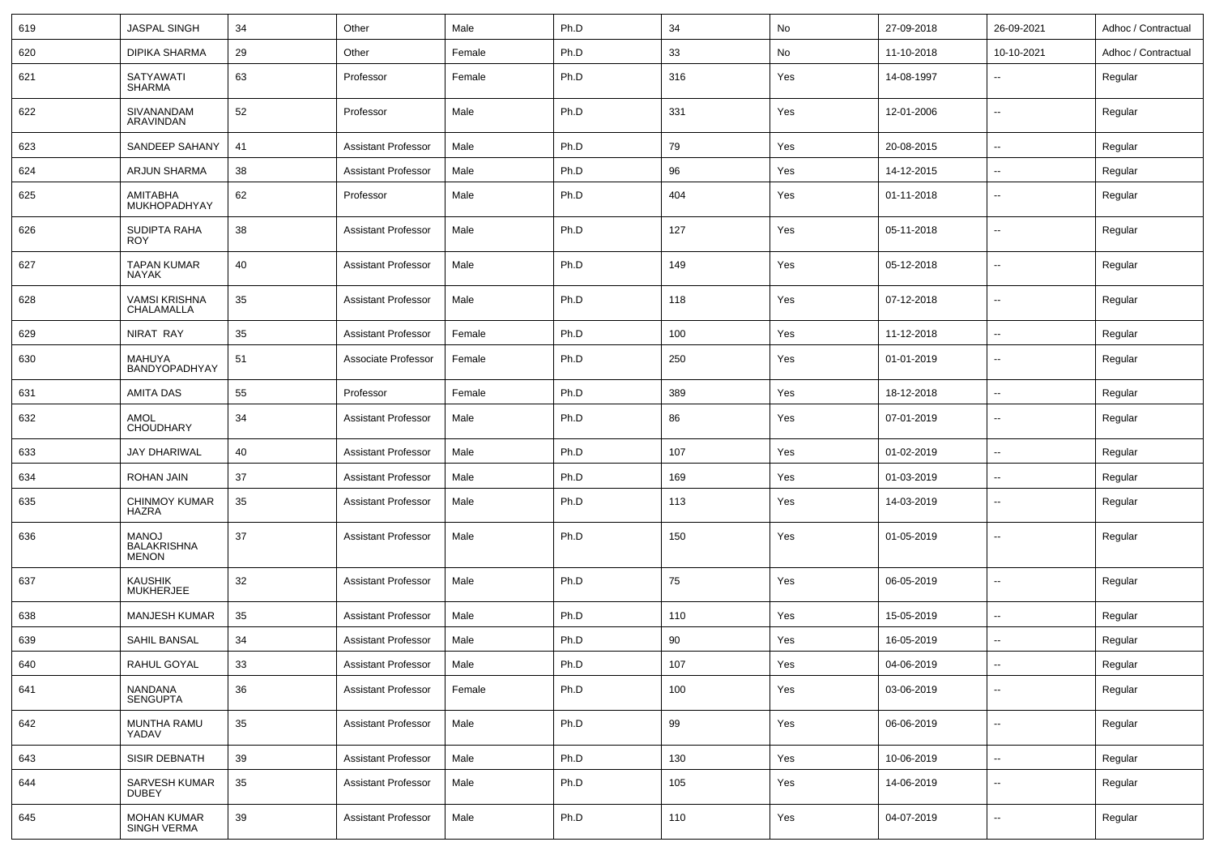| 619 | JASPAL SINGH | 34 | Other | Male | Ph.D | 34 | No | 27-09-2018 | 26-09-2021 | Adhoc / Contractual |
|---|---|---|---|---|---|---|---|---|---|---|
| 620 | DIPIKA SHARMA | 29 | Other | Female | Ph.D | 33 | No | 11-10-2018 | 10-10-2021 | Adhoc / Contractual |
| 621 | SATYAWATI SHARMA | 63 | Professor | Female | Ph.D | 316 | Yes | 14-08-1997 | -- | Regular |
| 622 | SIVANANDAM ARAVINDAN | 52 | Professor | Male | Ph.D | 331 | Yes | 12-01-2006 | -- | Regular |
| 623 | SANDEEP SAHANY | 41 | Assistant Professor | Male | Ph.D | 79 | Yes | 20-08-2015 | -- | Regular |
| 624 | ARJUN SHARMA | 38 | Assistant Professor | Male | Ph.D | 96 | Yes | 14-12-2015 | -- | Regular |
| 625 | AMITABHA MUKHOPADHYAY | 62 | Professor | Male | Ph.D | 404 | Yes | 01-11-2018 | -- | Regular |
| 626 | SUDIPTA RAHA ROY | 38 | Assistant Professor | Male | Ph.D | 127 | Yes | 05-11-2018 | -- | Regular |
| 627 | TAPAN KUMAR NAYAK | 40 | Assistant Professor | Male | Ph.D | 149 | Yes | 05-12-2018 | -- | Regular |
| 628 | VAMSI KRISHNA CHALAMALLA | 35 | Assistant Professor | Male | Ph.D | 118 | Yes | 07-12-2018 | -- | Regular |
| 629 | NIRAT RAY | 35 | Assistant Professor | Female | Ph.D | 100 | Yes | 11-12-2018 | -- | Regular |
| 630 | MAHUYA BANDYOPADHYAY | 51 | Associate Professor | Female | Ph.D | 250 | Yes | 01-01-2019 | -- | Regular |
| 631 | AMITA DAS | 55 | Professor | Female | Ph.D | 389 | Yes | 18-12-2018 | -- | Regular |
| 632 | AMOL CHOUDHARY | 34 | Assistant Professor | Male | Ph.D | 86 | Yes | 07-01-2019 | -- | Regular |
| 633 | JAY DHARIWAL | 40 | Assistant Professor | Male | Ph.D | 107 | Yes | 01-02-2019 | -- | Regular |
| 634 | ROHAN JAIN | 37 | Assistant Professor | Male | Ph.D | 169 | Yes | 01-03-2019 | -- | Regular |
| 635 | CHINMOY KUMAR HAZRA | 35 | Assistant Professor | Male | Ph.D | 113 | Yes | 14-03-2019 | -- | Regular |
| 636 | MANOJ BALAKRISHNA MENON | 37 | Assistant Professor | Male | Ph.D | 150 | Yes | 01-05-2019 | -- | Regular |
| 637 | KAUSHIK MUKHERJEE | 32 | Assistant Professor | Male | Ph.D | 75 | Yes | 06-05-2019 | -- | Regular |
| 638 | MANJESH KUMAR | 35 | Assistant Professor | Male | Ph.D | 110 | Yes | 15-05-2019 | -- | Regular |
| 639 | SAHIL BANSAL | 34 | Assistant Professor | Male | Ph.D | 90 | Yes | 16-05-2019 | -- | Regular |
| 640 | RAHUL GOYAL | 33 | Assistant Professor | Male | Ph.D | 107 | Yes | 04-06-2019 | -- | Regular |
| 641 | NANDANA SENGUPTA | 36 | Assistant Professor | Female | Ph.D | 100 | Yes | 03-06-2019 | -- | Regular |
| 642 | MUNTHA RAMU YADAV | 35 | Assistant Professor | Male | Ph.D | 99 | Yes | 06-06-2019 | -- | Regular |
| 643 | SISIR DEBNATH | 39 | Assistant Professor | Male | Ph.D | 130 | Yes | 10-06-2019 | -- | Regular |
| 644 | SARVESH KUMAR DUBEY | 35 | Assistant Professor | Male | Ph.D | 105 | Yes | 14-06-2019 | -- | Regular |
| 645 | MOHAN KUMAR SINGH VERMA | 39 | Assistant Professor | Male | Ph.D | 110 | Yes | 04-07-2019 | -- | Regular |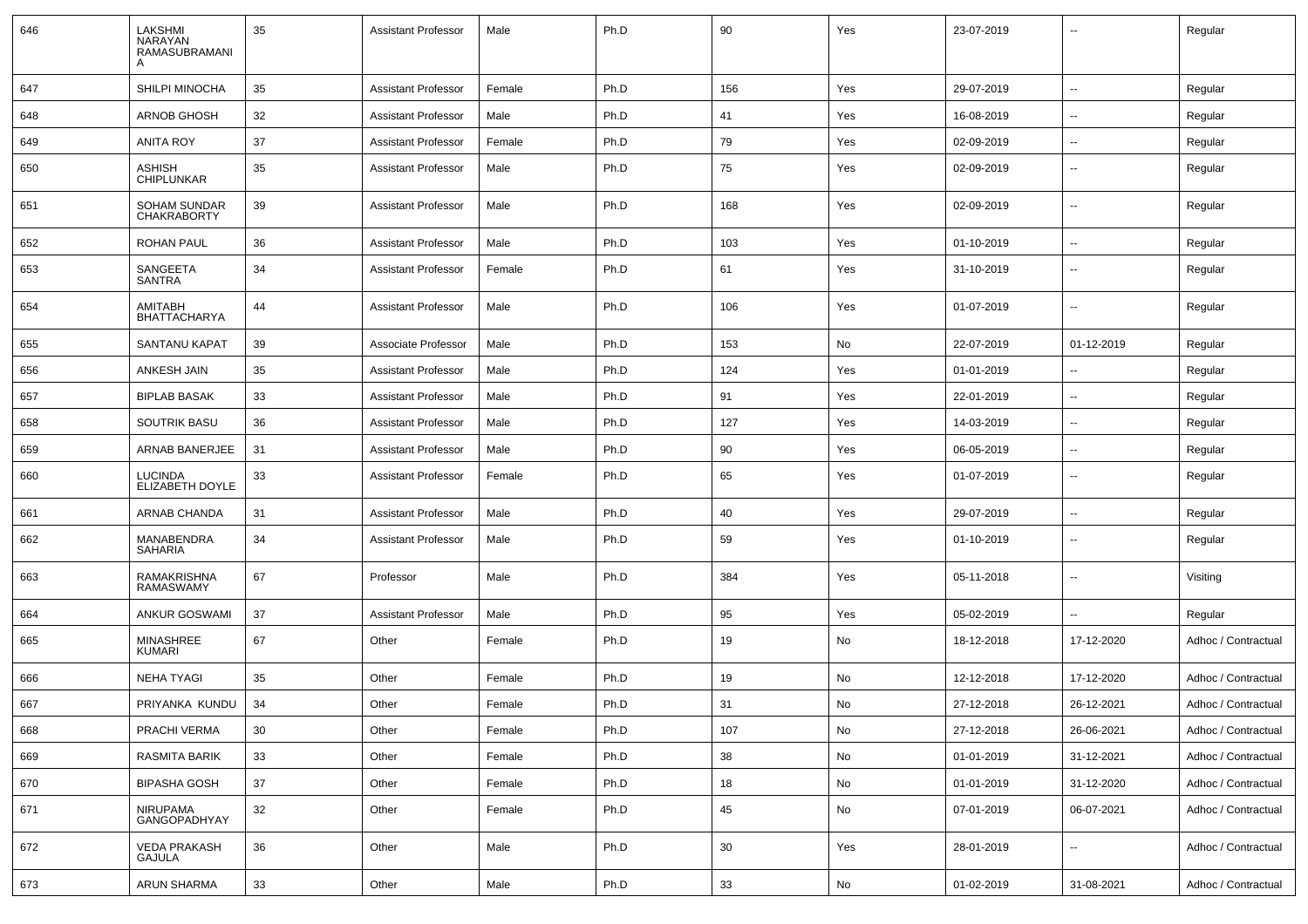| | | | | | | | | | | |
|---|---|---|---|---|---|---|---|---|---|---|
| 646 | LAKSHMI NARAYAN RAMASUBRAMANIA | 35 | Assistant Professor | Male | Ph.D | 90 | Yes | 23-07-2019 | -- | Regular |
| 647 | SHILPI MINOCHA | 35 | Assistant Professor | Female | Ph.D | 156 | Yes | 29-07-2019 | -- | Regular |
| 648 | ARNOB GHOSH | 32 | Assistant Professor | Male | Ph.D | 41 | Yes | 16-08-2019 | -- | Regular |
| 649 | ANITA ROY | 37 | Assistant Professor | Female | Ph.D | 79 | Yes | 02-09-2019 | -- | Regular |
| 650 | ASHISH CHIPLUNKAR | 35 | Assistant Professor | Male | Ph.D | 75 | Yes | 02-09-2019 | -- | Regular |
| 651 | SOHAM SUNDAR CHAKRABORTY | 39 | Assistant Professor | Male | Ph.D | 168 | Yes | 02-09-2019 | -- | Regular |
| 652 | ROHAN PAUL | 36 | Assistant Professor | Male | Ph.D | 103 | Yes | 01-10-2019 | -- | Regular |
| 653 | SANGEETA SANTRA | 34 | Assistant Professor | Female | Ph.D | 61 | Yes | 31-10-2019 | -- | Regular |
| 654 | AMITABH BHATTACHARYA | 44 | Assistant Professor | Male | Ph.D | 106 | Yes | 01-07-2019 | -- | Regular |
| 655 | SANTANU KAPAT | 39 | Associate Professor | Male | Ph.D | 153 | No | 22-07-2019 | 01-12-2019 | Regular |
| 656 | ANKESH JAIN | 35 | Assistant Professor | Male | Ph.D | 124 | Yes | 01-01-2019 | -- | Regular |
| 657 | BIPLAB BASAK | 33 | Assistant Professor | Male | Ph.D | 91 | Yes | 22-01-2019 | -- | Regular |
| 658 | SOUTRIK BASU | 36 | Assistant Professor | Male | Ph.D | 127 | Yes | 14-03-2019 | -- | Regular |
| 659 | ARNAB BANERJEE | 31 | Assistant Professor | Male | Ph.D | 90 | Yes | 06-05-2019 | -- | Regular |
| 660 | LUCINDA ELIZABETH DOYLE | 33 | Assistant Professor | Female | Ph.D | 65 | Yes | 01-07-2019 | -- | Regular |
| 661 | ARNAB CHANDA | 31 | Assistant Professor | Male | Ph.D | 40 | Yes | 29-07-2019 | -- | Regular |
| 662 | MANABENDRA SAHARIA | 34 | Assistant Professor | Male | Ph.D | 59 | Yes | 01-10-2019 | -- | Regular |
| 663 | RAMAKRISHNA RAMASWAMY | 67 | Professor | Male | Ph.D | 384 | Yes | 05-11-2018 | -- | Visiting |
| 664 | ANKUR GOSWAMI | 37 | Assistant Professor | Male | Ph.D | 95 | Yes | 05-02-2019 | -- | Regular |
| 665 | MINASHREE KUMARI | 67 | Other | Female | Ph.D | 19 | No | 18-12-2018 | 17-12-2020 | Adhoc / Contractual |
| 666 | NEHA TYAGI | 35 | Other | Female | Ph.D | 19 | No | 12-12-2018 | 17-12-2020 | Adhoc / Contractual |
| 667 | PRIYANKA KUNDU | 34 | Other | Female | Ph.D | 31 | No | 27-12-2018 | 26-12-2021 | Adhoc / Contractual |
| 668 | PRACHI VERMA | 30 | Other | Female | Ph.D | 107 | No | 27-12-2018 | 26-06-2021 | Adhoc / Contractual |
| 669 | RASMITA BARIK | 33 | Other | Female | Ph.D | 38 | No | 01-01-2019 | 31-12-2021 | Adhoc / Contractual |
| 670 | BIPASHA GOSH | 37 | Other | Female | Ph.D | 18 | No | 01-01-2019 | 31-12-2020 | Adhoc / Contractual |
| 671 | NIRUPAMA GANGOPADHYAY | 32 | Other | Female | Ph.D | 45 | No | 07-01-2019 | 06-07-2021 | Adhoc / Contractual |
| 672 | VEDA PRAKASH GAJULA | 36 | Other | Male | Ph.D | 30 | Yes | 28-01-2019 | -- | Adhoc / Contractual |
| 673 | ARUN SHARMA | 33 | Other | Male | Ph.D | 33 | No | 01-02-2019 | 31-08-2021 | Adhoc / Contractual |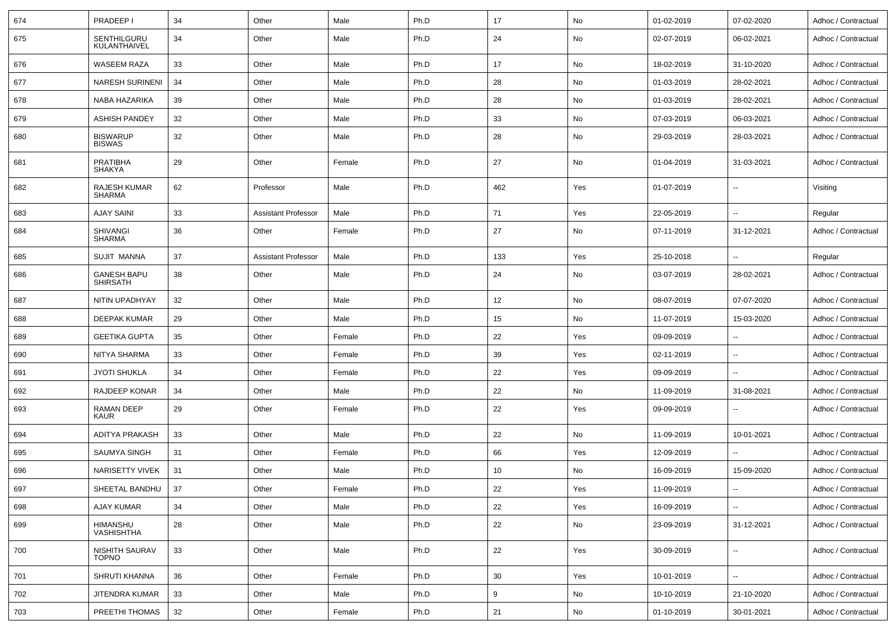| | | | | | | | | | | |
|---|---|---|---|---|---|---|---|---|---|---|
| 674 | PRADEEP I | 34 | Other | Male | Ph.D | 17 | No | 01-02-2019 | 07-02-2020 | Adhoc / Contractual |
| 675 | SENTHILGURU KULANTHAIVEL | 34 | Other | Male | Ph.D | 24 | No | 02-07-2019 | 06-02-2021 | Adhoc / Contractual |
| 676 | WASEEM RAZA | 33 | Other | Male | Ph.D | 17 | No | 18-02-2019 | 31-10-2020 | Adhoc / Contractual |
| 677 | NARESH SURINENI | 34 | Other | Male | Ph.D | 28 | No | 01-03-2019 | 28-02-2021 | Adhoc / Contractual |
| 678 | NABA HAZARIKA | 39 | Other | Male | Ph.D | 28 | No | 01-03-2019 | 28-02-2021 | Adhoc / Contractual |
| 679 | ASHISH PANDEY | 32 | Other | Male | Ph.D | 33 | No | 07-03-2019 | 06-03-2021 | Adhoc / Contractual |
| 680 | BISWARUP BISWAS | 32 | Other | Male | Ph.D | 28 | No | 29-03-2019 | 28-03-2021 | Adhoc / Contractual |
| 681 | PRATIBHA SHAKYA | 29 | Other | Female | Ph.D | 27 | No | 01-04-2019 | 31-03-2021 | Adhoc / Contractual |
| 682 | RAJESH KUMAR SHARMA | 62 | Professor | Male | Ph.D | 462 | Yes | 01-07-2019 | -- | Visiting |
| 683 | AJAY SAINI | 33 | Assistant Professor | Male | Ph.D | 71 | Yes | 22-05-2019 | -- | Regular |
| 684 | SHIVANGI SHARMA | 36 | Other | Female | Ph.D | 27 | No | 07-11-2019 | 31-12-2021 | Adhoc / Contractual |
| 685 | SUJIT MANNA | 37 | Assistant Professor | Male | Ph.D | 133 | Yes | 25-10-2018 | -- | Regular |
| 686 | GANESH BAPU SHIRSATH | 38 | Other | Male | Ph.D | 24 | No | 03-07-2019 | 28-02-2021 | Adhoc / Contractual |
| 687 | NITIN UPADHYAY | 32 | Other | Male | Ph.D | 12 | No | 08-07-2019 | 07-07-2020 | Adhoc / Contractual |
| 688 | DEEPAK KUMAR | 29 | Other | Male | Ph.D | 15 | No | 11-07-2019 | 15-03-2020 | Adhoc / Contractual |
| 689 | GEETIKA GUPTA | 35 | Other | Female | Ph.D | 22 | Yes | 09-09-2019 | -- | Adhoc / Contractual |
| 690 | NITYA SHARMA | 33 | Other | Female | Ph.D | 39 | Yes | 02-11-2019 | -- | Adhoc / Contractual |
| 691 | JYOTI SHUKLA | 34 | Other | Female | Ph.D | 22 | Yes | 09-09-2019 | -- | Adhoc / Contractual |
| 692 | RAJDEEP KONAR | 34 | Other | Male | Ph.D | 22 | No | 11-09-2019 | 31-08-2021 | Adhoc / Contractual |
| 693 | RAMAN DEEP KAUR | 29 | Other | Female | Ph.D | 22 | Yes | 09-09-2019 | -- | Adhoc / Contractual |
| 694 | ADITYA PRAKASH | 33 | Other | Male | Ph.D | 22 | No | 11-09-2019 | 10-01-2021 | Adhoc / Contractual |
| 695 | SAUMYA SINGH | 31 | Other | Female | Ph.D | 66 | Yes | 12-09-2019 | -- | Adhoc / Contractual |
| 696 | NARISETTY VIVEK | 31 | Other | Male | Ph.D | 10 | No | 16-09-2019 | 15-09-2020 | Adhoc / Contractual |
| 697 | SHEETAL BANDHU | 37 | Other | Female | Ph.D | 22 | Yes | 11-09-2019 | -- | Adhoc / Contractual |
| 698 | AJAY KUMAR | 34 | Other | Male | Ph.D | 22 | Yes | 16-09-2019 | -- | Adhoc / Contractual |
| 699 | HIMANSHU VASHISHTHA | 28 | Other | Male | Ph.D | 22 | No | 23-09-2019 | 31-12-2021 | Adhoc / Contractual |
| 700 | NISHITH SAURAV TOPNO | 33 | Other | Male | Ph.D | 22 | Yes | 30-09-2019 | -- | Adhoc / Contractual |
| 701 | SHRUTI KHANNA | 36 | Other | Female | Ph.D | 30 | Yes | 10-01-2019 | -- | Adhoc / Contractual |
| 702 | JITENDRA KUMAR | 33 | Other | Male | Ph.D | 9 | No | 10-10-2019 | 21-10-2020 | Adhoc / Contractual |
| 703 | PREETHI THOMAS | 32 | Other | Female | Ph.D | 21 | No | 01-10-2019 | 30-01-2021 | Adhoc / Contractual |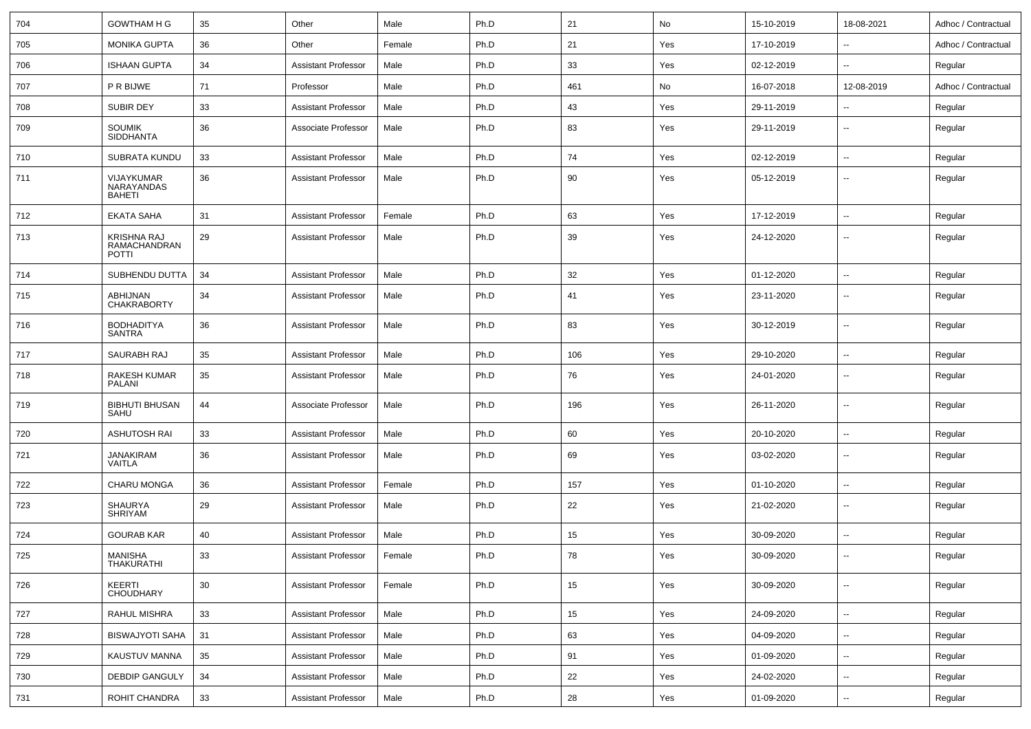| | | | | | | | | | | |
|---|---|---|---|---|---|---|---|---|---|---|
| 704 | GOWTHAM H G | 35 | Other | Male | Ph.D | 21 | No | 15-10-2019 | 18-08-2021 | Adhoc / Contractual |
| 705 | MONIKA GUPTA | 36 | Other | Female | Ph.D | 21 | Yes | 17-10-2019 | -- | Adhoc / Contractual |
| 706 | ISHAAN GUPTA | 34 | Assistant Professor | Male | Ph.D | 33 | Yes | 02-12-2019 | -- | Regular |
| 707 | P R BIJWE | 71 | Professor | Male | Ph.D | 461 | No | 16-07-2018 | 12-08-2019 | Adhoc / Contractual |
| 708 | SUBIR DEY | 33 | Assistant Professor | Male | Ph.D | 43 | Yes | 29-11-2019 | -- | Regular |
| 709 | SOUMIK SIDDHANTA | 36 | Associate Professor | Male | Ph.D | 83 | Yes | 29-11-2019 | -- | Regular |
| 710 | SUBRATA KUNDU | 33 | Assistant Professor | Male | Ph.D | 74 | Yes | 02-12-2019 | -- | Regular |
| 711 | VIJAYKUMAR NARAYANDAS BAHETI | 36 | Assistant Professor | Male | Ph.D | 90 | Yes | 05-12-2019 | -- | Regular |
| 712 | EKATA SAHA | 31 | Assistant Professor | Female | Ph.D | 63 | Yes | 17-12-2019 | -- | Regular |
| 713 | KRISHNA RAJ RAMACHANDRAN POTTI | 29 | Assistant Professor | Male | Ph.D | 39 | Yes | 24-12-2020 | -- | Regular |
| 714 | SUBHENDU DUTTA | 34 | Assistant Professor | Male | Ph.D | 32 | Yes | 01-12-2020 | -- | Regular |
| 715 | ABHIJNAN CHAKRABORTY | 34 | Assistant Professor | Male | Ph.D | 41 | Yes | 23-11-2020 | -- | Regular |
| 716 | BODHADITYA SANTRA | 36 | Assistant Professor | Male | Ph.D | 83 | Yes | 30-12-2019 | -- | Regular |
| 717 | SAURABH RAJ | 35 | Assistant Professor | Male | Ph.D | 106 | Yes | 29-10-2020 | -- | Regular |
| 718 | RAKESH KUMAR PALANI | 35 | Assistant Professor | Male | Ph.D | 76 | Yes | 24-01-2020 | -- | Regular |
| 719 | BIBHUTI BHUSAN SAHU | 44 | Associate Professor | Male | Ph.D | 196 | Yes | 26-11-2020 | -- | Regular |
| 720 | ASHUTOSH RAI | 33 | Assistant Professor | Male | Ph.D | 60 | Yes | 20-10-2020 | -- | Regular |
| 721 | JANAKIRAM VAITLA | 36 | Assistant Professor | Male | Ph.D | 69 | Yes | 03-02-2020 | -- | Regular |
| 722 | CHARU MONGA | 36 | Assistant Professor | Female | Ph.D | 157 | Yes | 01-10-2020 | -- | Regular |
| 723 | SHAURYA SHRIYAM | 29 | Assistant Professor | Male | Ph.D | 22 | Yes | 21-02-2020 | -- | Regular |
| 724 | GOURAB KAR | 40 | Assistant Professor | Male | Ph.D | 15 | Yes | 30-09-2020 | -- | Regular |
| 725 | MANISHA THAKURATHI | 33 | Assistant Professor | Female | Ph.D | 78 | Yes | 30-09-2020 | -- | Regular |
| 726 | KEERTI CHOUDHARY | 30 | Assistant Professor | Female | Ph.D | 15 | Yes | 30-09-2020 | -- | Regular |
| 727 | RAHUL MISHRA | 33 | Assistant Professor | Male | Ph.D | 15 | Yes | 24-09-2020 | -- | Regular |
| 728 | BISWAJYOTI SAHA | 31 | Assistant Professor | Male | Ph.D | 63 | Yes | 04-09-2020 | -- | Regular |
| 729 | KAUSTUV MANNA | 35 | Assistant Professor | Male | Ph.D | 91 | Yes | 01-09-2020 | -- | Regular |
| 730 | DEBDIP GANGULY | 34 | Assistant Professor | Male | Ph.D | 22 | Yes | 24-02-2020 | -- | Regular |
| 731 | ROHIT CHANDRA | 33 | Assistant Professor | Male | Ph.D | 28 | Yes | 01-09-2020 | -- | Regular |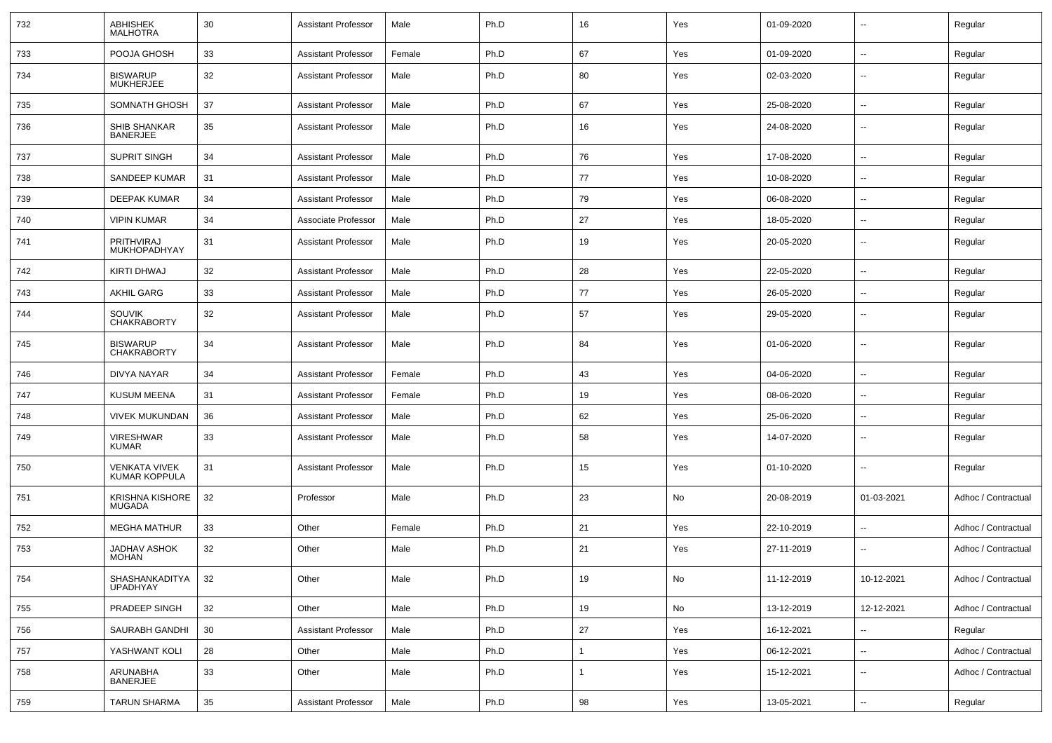| | | | | | | | | | | |
|---|---|---|---|---|---|---|---|---|---|---|
| 732 | ABHISHEK MALHOTRA | 30 | Assistant Professor | Male | Ph.D | 16 | Yes | 01-09-2020 | -- | Regular |
| 733 | POOJA GHOSH | 33 | Assistant Professor | Female | Ph.D | 67 | Yes | 01-09-2020 | -- | Regular |
| 734 | BISWARUP MUKHERJEE | 32 | Assistant Professor | Male | Ph.D | 80 | Yes | 02-03-2020 | -- | Regular |
| 735 | SOMNATH GHOSH | 37 | Assistant Professor | Male | Ph.D | 67 | Yes | 25-08-2020 | -- | Regular |
| 736 | SHIB SHANKAR BANERJEE | 35 | Assistant Professor | Male | Ph.D | 16 | Yes | 24-08-2020 | -- | Regular |
| 737 | SUPRIT SINGH | 34 | Assistant Professor | Male | Ph.D | 76 | Yes | 17-08-2020 | -- | Regular |
| 738 | SANDEEP KUMAR | 31 | Assistant Professor | Male | Ph.D | 77 | Yes | 10-08-2020 | -- | Regular |
| 739 | DEEPAK KUMAR | 34 | Assistant Professor | Male | Ph.D | 79 | Yes | 06-08-2020 | -- | Regular |
| 740 | VIPIN KUMAR | 34 | Associate Professor | Male | Ph.D | 27 | Yes | 18-05-2020 | -- | Regular |
| 741 | PRITHVIRAJ MUKHOPADHYAY | 31 | Assistant Professor | Male | Ph.D | 19 | Yes | 20-05-2020 | -- | Regular |
| 742 | KIRTI DHWAJ | 32 | Assistant Professor | Male | Ph.D | 28 | Yes | 22-05-2020 | -- | Regular |
| 743 | AKHIL GARG | 33 | Assistant Professor | Male | Ph.D | 77 | Yes | 26-05-2020 | -- | Regular |
| 744 | SOUVIK CHAKRABORTY | 32 | Assistant Professor | Male | Ph.D | 57 | Yes | 29-05-2020 | -- | Regular |
| 745 | BISWARUP CHAKRABORTY | 34 | Assistant Professor | Male | Ph.D | 84 | Yes | 01-06-2020 | -- | Regular |
| 746 | DIVYA NAYAR | 34 | Assistant Professor | Female | Ph.D | 43 | Yes | 04-06-2020 | -- | Regular |
| 747 | KUSUM MEENA | 31 | Assistant Professor | Female | Ph.D | 19 | Yes | 08-06-2020 | -- | Regular |
| 748 | VIVEK MUKUNDAN | 36 | Assistant Professor | Male | Ph.D | 62 | Yes | 25-06-2020 | -- | Regular |
| 749 | VIRESHWAR KUMAR | 33 | Assistant Professor | Male | Ph.D | 58 | Yes | 14-07-2020 | -- | Regular |
| 750 | VENKATA VIVEK KUMAR KOPPULA | 31 | Assistant Professor | Male | Ph.D | 15 | Yes | 01-10-2020 | -- | Regular |
| 751 | KRISHNA KISHORE MUGADA | 32 | Professor | Male | Ph.D | 23 | No | 20-08-2019 | 01-03-2021 | Adhoc / Contractual |
| 752 | MEGHA MATHUR | 33 | Other | Female | Ph.D | 21 | Yes | 22-10-2019 | -- | Adhoc / Contractual |
| 753 | JADHAV ASHOK MOHAN | 32 | Other | Male | Ph.D | 21 | Yes | 27-11-2019 | -- | Adhoc / Contractual |
| 754 | SHASHANKADITYA UPADHYAY | 32 | Other | Male | Ph.D | 19 | No | 11-12-2019 | 10-12-2021 | Adhoc / Contractual |
| 755 | PRADEEP SINGH | 32 | Other | Male | Ph.D | 19 | No | 13-12-2019 | 12-12-2021 | Adhoc / Contractual |
| 756 | SAURABH GANDHI | 30 | Assistant Professor | Male | Ph.D | 27 | Yes | 16-12-2021 | -- | Regular |
| 757 | YASHWANT KOLI | 28 | Other | Male | Ph.D | 1 | Yes | 06-12-2021 | -- | Adhoc / Contractual |
| 758 | ARUNABHA BANERJEE | 33 | Other | Male | Ph.D | 1 | Yes | 15-12-2021 | -- | Adhoc / Contractual |
| 759 | TARUN SHARMA | 35 | Assistant Professor | Male | Ph.D | 98 | Yes | 13-05-2021 | -- | Regular |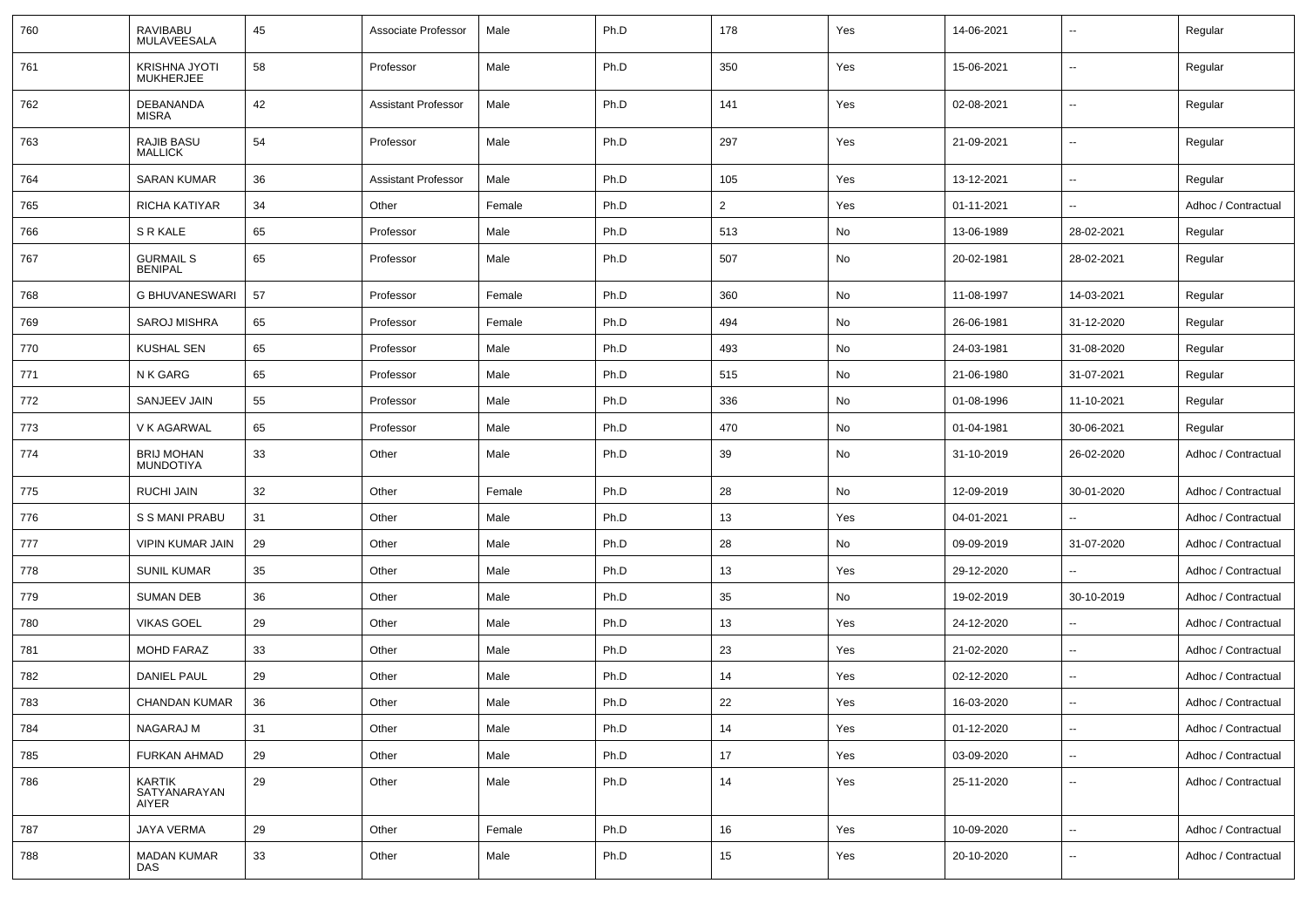| 760 | RAVIBABU MULAVEESALA | 45 | Associate Professor | Male | Ph.D | 178 | Yes | 14-06-2021 | -- | Regular |
|---|---|---|---|---|---|---|---|---|---|---|
| 761 | KRISHNA JYOTI MUKHERJEE | 58 | Professor | Male | Ph.D | 350 | Yes | 15-06-2021 | -- | Regular |
| 762 | DEBANANDA MISRA | 42 | Assistant Professor | Male | Ph.D | 141 | Yes | 02-08-2021 | -- | Regular |
| 763 | RAJIB BASU MALLICK | 54 | Professor | Male | Ph.D | 297 | Yes | 21-09-2021 | -- | Regular |
| 764 | SARAN KUMAR | 36 | Assistant Professor | Male | Ph.D | 105 | Yes | 13-12-2021 | -- | Regular |
| 765 | RICHA KATIYAR | 34 | Other | Female | Ph.D | 2 | Yes | 01-11-2021 | -- | Adhoc / Contractual |
| 766 | S R KALE | 65 | Professor | Male | Ph.D | 513 | No | 13-06-1989 | 28-02-2021 | Regular |
| 767 | GURMAIL S BENIPAL | 65 | Professor | Male | Ph.D | 507 | No | 20-02-1981 | 28-02-2021 | Regular |
| 768 | G BHUVANESWARI | 57 | Professor | Female | Ph.D | 360 | No | 11-08-1997 | 14-03-2021 | Regular |
| 769 | SAROJ MISHRA | 65 | Professor | Female | Ph.D | 494 | No | 26-06-1981 | 31-12-2020 | Regular |
| 770 | KUSHAL SEN | 65 | Professor | Male | Ph.D | 493 | No | 24-03-1981 | 31-08-2020 | Regular |
| 771 | N K GARG | 65 | Professor | Male | Ph.D | 515 | No | 21-06-1980 | 31-07-2021 | Regular |
| 772 | SANJEEV JAIN | 55 | Professor | Male | Ph.D | 336 | No | 01-08-1996 | 11-10-2021 | Regular |
| 773 | V K AGARWAL | 65 | Professor | Male | Ph.D | 470 | No | 01-04-1981 | 30-06-2021 | Regular |
| 774 | BRIJ MOHAN MUNDOTIYA | 33 | Other | Male | Ph.D | 39 | No | 31-10-2019 | 26-02-2020 | Adhoc / Contractual |
| 775 | RUCHI JAIN | 32 | Other | Female | Ph.D | 28 | No | 12-09-2019 | 30-01-2020 | Adhoc / Contractual |
| 776 | S S MANI PRABU | 31 | Other | Male | Ph.D | 13 | Yes | 04-01-2021 | -- | Adhoc / Contractual |
| 777 | VIPIN KUMAR JAIN | 29 | Other | Male | Ph.D | 28 | No | 09-09-2019 | 31-07-2020 | Adhoc / Contractual |
| 778 | SUNIL KUMAR | 35 | Other | Male | Ph.D | 13 | Yes | 29-12-2020 | -- | Adhoc / Contractual |
| 779 | SUMAN DEB | 36 | Other | Male | Ph.D | 35 | No | 19-02-2019 | 30-10-2019 | Adhoc / Contractual |
| 780 | VIKAS GOEL | 29 | Other | Male | Ph.D | 13 | Yes | 24-12-2020 | -- | Adhoc / Contractual |
| 781 | MOHD FARAZ | 33 | Other | Male | Ph.D | 23 | Yes | 21-02-2020 | -- | Adhoc / Contractual |
| 782 | DANIEL PAUL | 29 | Other | Male | Ph.D | 14 | Yes | 02-12-2020 | -- | Adhoc / Contractual |
| 783 | CHANDAN KUMAR | 36 | Other | Male | Ph.D | 22 | Yes | 16-03-2020 | -- | Adhoc / Contractual |
| 784 | NAGARAJ M | 31 | Other | Male | Ph.D | 14 | Yes | 01-12-2020 | -- | Adhoc / Contractual |
| 785 | FURKAN AHMAD | 29 | Other | Male | Ph.D | 17 | Yes | 03-09-2020 | -- | Adhoc / Contractual |
| 786 | KARTIK SATYANARAYAN AIYER | 29 | Other | Male | Ph.D | 14 | Yes | 25-11-2020 | -- | Adhoc / Contractual |
| 787 | JAYA VERMA | 29 | Other | Female | Ph.D | 16 | Yes | 10-09-2020 | -- | Adhoc / Contractual |
| 788 | MADAN KUMAR DAS | 33 | Other | Male | Ph.D | 15 | Yes | 20-10-2020 | -- | Adhoc / Contractual |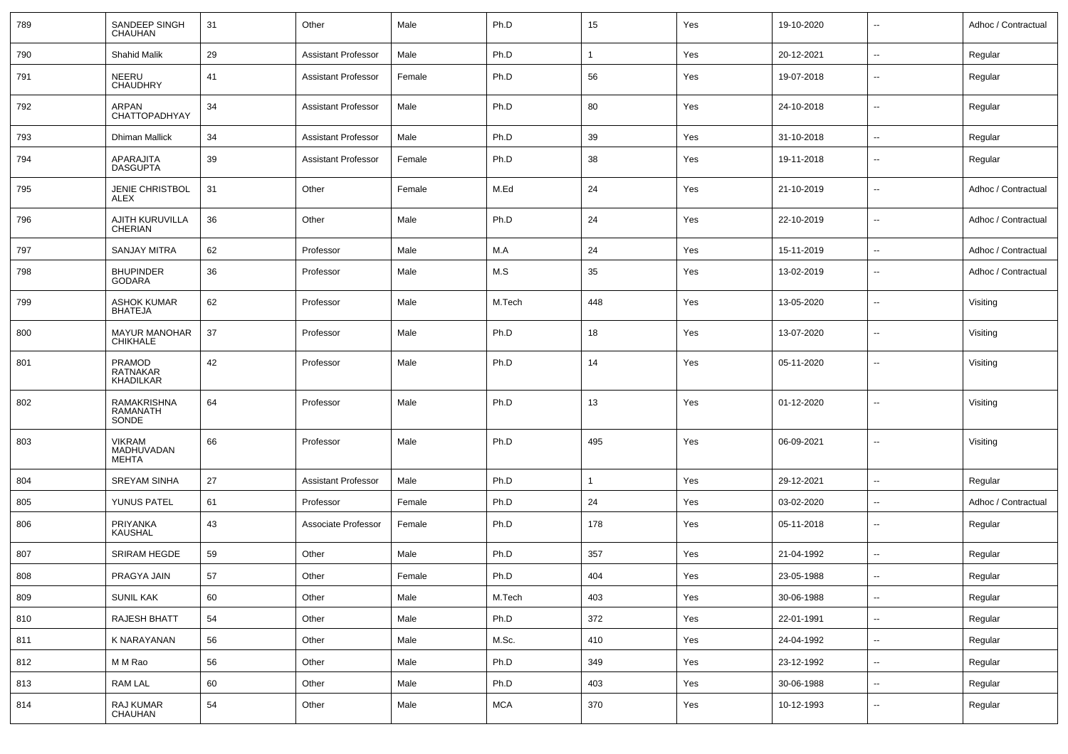| | | | | | | | | | | |
|---|---|---|---|---|---|---|---|---|---|---|
| 789 | SANDEEP SINGH CHAUHAN | 31 | Other | Male | Ph.D | 15 | Yes | 19-10-2020 | -- | Adhoc / Contractual |
| 790 | Shahid Malik | 29 | Assistant Professor | Male | Ph.D | 1 | Yes | 20-12-2021 | -- | Regular |
| 791 | NEERU CHAUDHRY | 41 | Assistant Professor | Female | Ph.D | 56 | Yes | 19-07-2018 | -- | Regular |
| 792 | ARPAN CHATTOPADHYAY | 34 | Assistant Professor | Male | Ph.D | 80 | Yes | 24-10-2018 | -- | Regular |
| 793 | Dhiman Mallick | 34 | Assistant Professor | Male | Ph.D | 39 | Yes | 31-10-2018 | -- | Regular |
| 794 | APARAJITA DASGUPTA | 39 | Assistant Professor | Female | Ph.D | 38 | Yes | 19-11-2018 | -- | Regular |
| 795 | JENIE CHRISTBOL ALEX | 31 | Other | Female | M.Ed | 24 | Yes | 21-10-2019 | -- | Adhoc / Contractual |
| 796 | AJITH KURUVILLA CHERIAN | 36 | Other | Male | Ph.D | 24 | Yes | 22-10-2019 | -- | Adhoc / Contractual |
| 797 | SANJAY MITRA | 62 | Professor | Male | M.A | 24 | Yes | 15-11-2019 | -- | Adhoc / Contractual |
| 798 | BHUPINDER GODARA | 36 | Professor | Male | M.S | 35 | Yes | 13-02-2019 | -- | Adhoc / Contractual |
| 799 | ASHOK KUMAR BHATEJA | 62 | Professor | Male | M.Tech | 448 | Yes | 13-05-2020 | -- | Visiting |
| 800 | MAYUR MANOHAR CHIKHALE | 37 | Professor | Male | Ph.D | 18 | Yes | 13-07-2020 | -- | Visiting |
| 801 | PRAMOD RATNAKAR KHADILKAR | 42 | Professor | Male | Ph.D | 14 | Yes | 05-11-2020 | -- | Visiting |
| 802 | RAMAKRISHNA RAMANATH SONDE | 64 | Professor | Male | Ph.D | 13 | Yes | 01-12-2020 | -- | Visiting |
| 803 | VIKRAM MADHUVADAN MEHTA | 66 | Professor | Male | Ph.D | 495 | Yes | 06-09-2021 | -- | Visiting |
| 804 | SREYAM SINHA | 27 | Assistant Professor | Male | Ph.D | 1 | Yes | 29-12-2021 | -- | Regular |
| 805 | YUNUS PATEL | 61 | Professor | Female | Ph.D | 24 | Yes | 03-02-2020 | -- | Adhoc / Contractual |
| 806 | PRIYANKA KAUSHAL | 43 | Associate Professor | Female | Ph.D | 178 | Yes | 05-11-2018 | -- | Regular |
| 807 | SRIRAM HEGDE | 59 | Other | Male | Ph.D | 357 | Yes | 21-04-1992 | -- | Regular |
| 808 | PRAGYA JAIN | 57 | Other | Female | Ph.D | 404 | Yes | 23-05-1988 | -- | Regular |
| 809 | SUNIL KAK | 60 | Other | Male | M.Tech | 403 | Yes | 30-06-1988 | -- | Regular |
| 810 | RAJESH BHATT | 54 | Other | Male | Ph.D | 372 | Yes | 22-01-1991 | -- | Regular |
| 811 | K NARAYANAN | 56 | Other | Male | M.Sc. | 410 | Yes | 24-04-1992 | -- | Regular |
| 812 | M M Rao | 56 | Other | Male | Ph.D | 349 | Yes | 23-12-1992 | -- | Regular |
| 813 | RAM LAL | 60 | Other | Male | Ph.D | 403 | Yes | 30-06-1988 | -- | Regular |
| 814 | RAJ KUMAR CHAUHAN | 54 | Other | Male | MCA | 370 | Yes | 10-12-1993 | -- | Regular |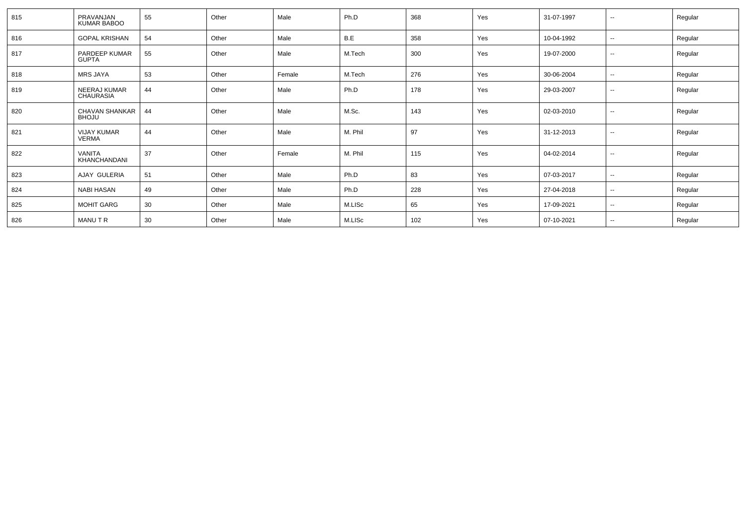| | | | | | | | | | | |
|---|---|---|---|---|---|---|---|---|---|---|
| 815 | PRAVANJAN KUMAR BABOO | 55 | Other | Male | Ph.D | 368 | Yes | 31-07-1997 | -- | Regular |
| 816 | GOPAL KRISHAN | 54 | Other | Male | B.E | 358 | Yes | 10-04-1992 | -- | Regular |
| 817 | PARDEEP KUMAR GUPTA | 55 | Other | Male | M.Tech | 300 | Yes | 19-07-2000 | -- | Regular |
| 818 | MRS JAYA | 53 | Other | Female | M.Tech | 276 | Yes | 30-06-2004 | -- | Regular |
| 819 | NEERAJ KUMAR CHAURASIA | 44 | Other | Male | Ph.D | 178 | Yes | 29-03-2007 | -- | Regular |
| 820 | CHAVAN SHANKAR BHOJU | 44 | Other | Male | M.Sc. | 143 | Yes | 02-03-2010 | -- | Regular |
| 821 | VIJAY KUMAR VERMA | 44 | Other | Male | M. Phil | 97 | Yes | 31-12-2013 | -- | Regular |
| 822 | VANITA KHANCHANDANI | 37 | Other | Female | M. Phil | 115 | Yes | 04-02-2014 | -- | Regular |
| 823 | AJAY GULERIA | 51 | Other | Male | Ph.D | 83 | Yes | 07-03-2017 | -- | Regular |
| 824 | NABI HASAN | 49 | Other | Male | Ph.D | 228 | Yes | 27-04-2018 | -- | Regular |
| 825 | MOHIT GARG | 30 | Other | Male | M.LISc | 65 | Yes | 17-09-2021 | -- | Regular |
| 826 | MANU T R | 30 | Other | Male | M.LISc | 102 | Yes | 07-10-2021 | -- | Regular |